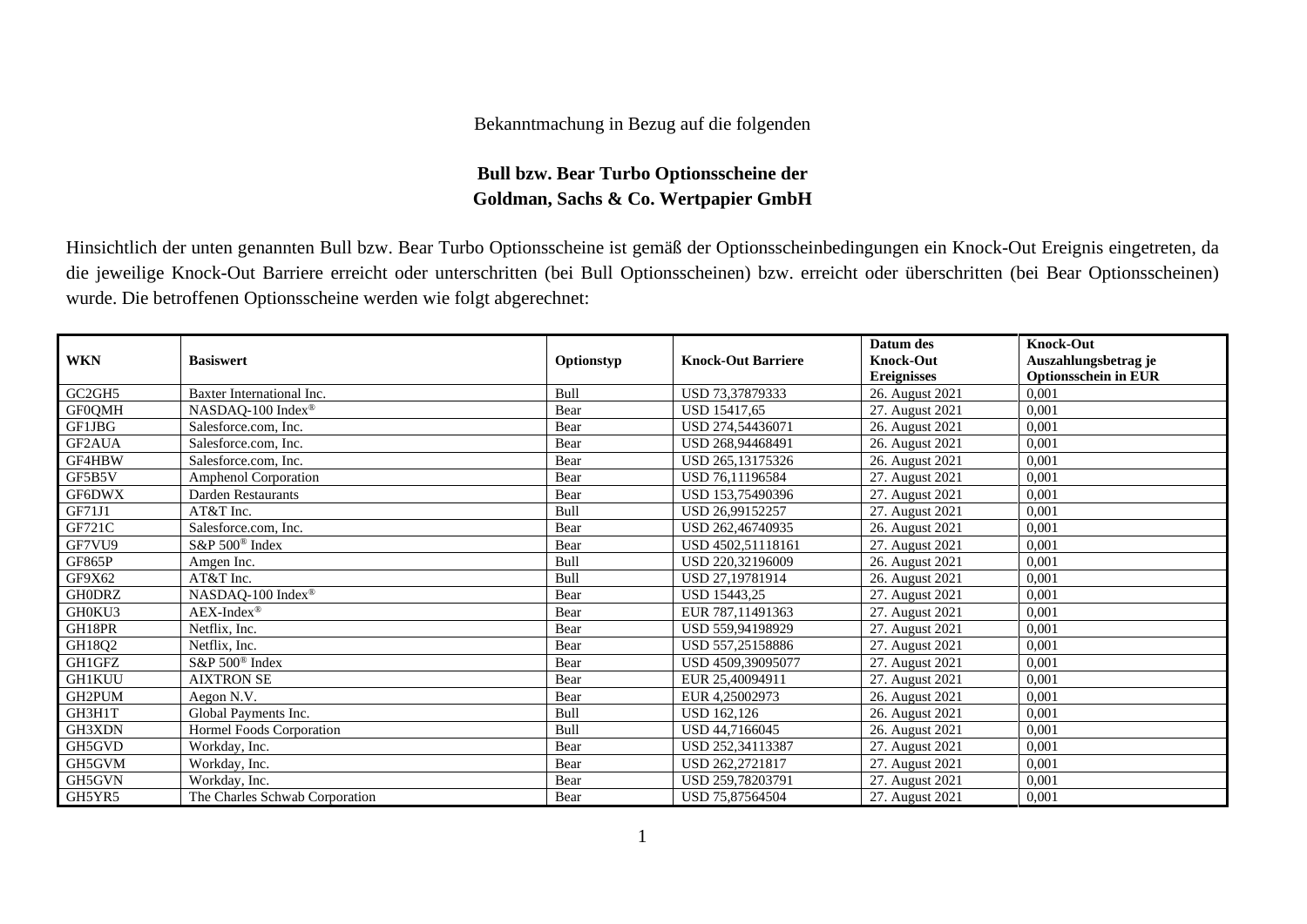Bekanntmachung in Bezug auf die folgenden

**Bull bzw. Bear Turbo Optionsscheine der**
**Goldman, Sachs & Co. Wertpapier GmbH**

Hinsichtlich der unten genannten Bull bzw. Bear Turbo Optionsscheine ist gemäß der Optionsscheinbedingungen ein Knock-Out Ereignis eingetreten, da die jeweilige Knock-Out Barriere erreicht oder unterschritten (bei Bull Optionsscheinen) bzw. erreicht oder überschritten (bei Bear Optionsscheinen) wurde. Die betroffenen Optionsscheine werden wie folgt abgerechnet:

| WKN | Basiswert | Optionstyp | Knock-Out Barriere | Datum des Knock-Out Ereignisses | Knock-Out Auszahlungsbetrag je Optionsschein in EUR |
|---|---|---|---|---|---|
| GC2GH5 | Baxter International Inc. | Bull | USD 73,37879333 | 26. August 2021 | 0,001 |
| GF0QMH | NASDAQ-100 Index® | Bear | USD 15417,65 | 27. August 2021 | 0,001 |
| GF1JBG | Salesforce.com, Inc. | Bear | USD 274,54436071 | 26. August 2021 | 0,001 |
| GF2AUA | Salesforce.com, Inc. | Bear | USD 268,94468491 | 26. August 2021 | 0,001 |
| GF4HBW | Salesforce.com, Inc. | Bear | USD 265,13175326 | 26. August 2021 | 0,001 |
| GF5B5V | Amphenol Corporation | Bear | USD 76,11196584 | 27. August 2021 | 0,001 |
| GF6DWX | Darden Restaurants | Bear | USD 153,75490396 | 27. August 2021 | 0,001 |
| GF71J1 | AT&T Inc. | Bull | USD 26,99152257 | 27. August 2021 | 0,001 |
| GF721C | Salesforce.com, Inc. | Bear | USD 262,46740935 | 26. August 2021 | 0,001 |
| GF7VU9 | S&P 500® Index | Bear | USD 4502,51118161 | 27. August 2021 | 0,001 |
| GF865P | Amgen Inc. | Bull | USD 220,32196009 | 26. August 2021 | 0,001 |
| GF9X62 | AT&T Inc. | Bull | USD 27,19781914 | 26. August 2021 | 0,001 |
| GH0DRZ | NASDAQ-100 Index® | Bear | USD 15443,25 | 27. August 2021 | 0,001 |
| GH0KU3 | AEX-Index® | Bear | EUR 787,11491363 | 27. August 2021 | 0,001 |
| GH18PR | Netflix, Inc. | Bear | USD 559,94198929 | 27. August 2021 | 0,001 |
| GH18Q2 | Netflix, Inc. | Bear | USD 557,25158886 | 27. August 2021 | 0,001 |
| GH1GFZ | S&P 500® Index | Bear | USD 4509,39095077 | 27. August 2021 | 0,001 |
| GH1KUU | AIXTRON SE | Bear | EUR 25,40094911 | 27. August 2021 | 0,001 |
| GH2PUM | Aegon N.V. | Bear | EUR 4,25002973 | 26. August 2021 | 0,001 |
| GH3H1T | Global Payments Inc. | Bull | USD 162,126 | 26. August 2021 | 0,001 |
| GH3XDN | Hormel Foods Corporation | Bull | USD 44,7166045 | 26. August 2021 | 0,001 |
| GH5GVD | Workday, Inc. | Bear | USD 252,34113387 | 27. August 2021 | 0,001 |
| GH5GVM | Workday, Inc. | Bear | USD 262,2721817 | 27. August 2021 | 0,001 |
| GH5GVN | Workday, Inc. | Bear | USD 259,78203791 | 27. August 2021 | 0,001 |
| GH5YR5 | The Charles Schwab Corporation | Bear | USD 75,87564504 | 27. August 2021 | 0,001 |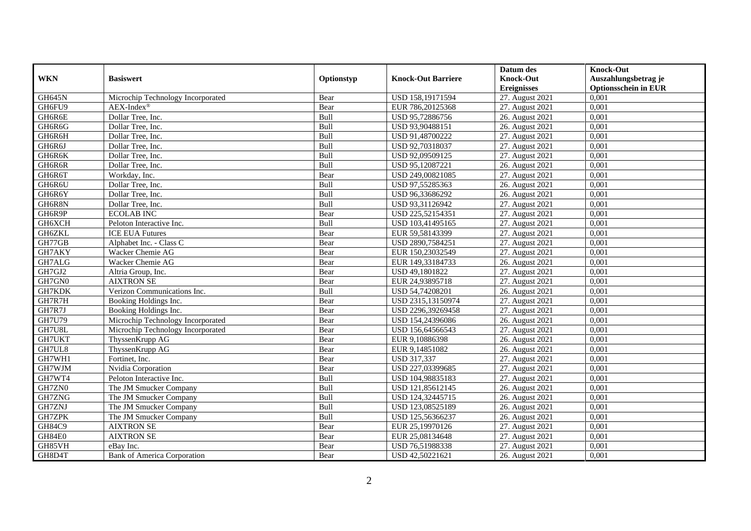| WKN | Basiswert | Optionstyp | Knock-Out Barriere | Datum des Knock-Out Ereignisses | Knock-Out Auszahlungsbetrag je Optionsschein in EUR |
|---|---|---|---|---|---|
| GH645N | Microchip Technology Incorporated | Bear | USD 158,19171594 | 27. August 2021 | 0,001 |
| GH6FU9 | AEX-Index® | Bear | EUR 786,20125368 | 27. August 2021 | 0,001 |
| GH6R6E | Dollar Tree, Inc. | Bull | USD 95,72886756 | 26. August 2021 | 0,001 |
| GH6R6G | Dollar Tree, Inc. | Bull | USD 93,90488151 | 26. August 2021 | 0,001 |
| GH6R6H | Dollar Tree, Inc. | Bull | USD 91,48700222 | 27. August 2021 | 0,001 |
| GH6R6J | Dollar Tree, Inc. | Bull | USD 92,70318037 | 27. August 2021 | 0,001 |
| GH6R6K | Dollar Tree, Inc. | Bull | USD 92,09509125 | 27. August 2021 | 0,001 |
| GH6R6R | Dollar Tree, Inc. | Bull | USD 95,12087221 | 26. August 2021 | 0,001 |
| GH6R6T | Workday, Inc. | Bear | USD 249,00821085 | 27. August 2021 | 0,001 |
| GH6R6U | Dollar Tree, Inc. | Bull | USD 97,55285363 | 26. August 2021 | 0,001 |
| GH6R6Y | Dollar Tree, Inc. | Bull | USD 96,33686292 | 26. August 2021 | 0,001 |
| GH6R8N | Dollar Tree, Inc. | Bull | USD 93,31126942 | 27. August 2021 | 0,001 |
| GH6R9P | ECOLAB INC | Bear | USD 225,52154351 | 27. August 2021 | 0,001 |
| GH6XCH | Peloton Interactive Inc. | Bull | USD 103,41495165 | 27. August 2021 | 0,001 |
| GH6ZKL | ICE EUA Futures | Bear | EUR 59,58143399 | 27. August 2021 | 0,001 |
| GH77GB | Alphabet Inc. - Class C | Bear | USD 2890,7584251 | 27. August 2021 | 0,001 |
| GH7AKY | Wacker Chemie AG | Bear | EUR 150,23032549 | 27. August 2021 | 0,001 |
| GH7ALG | Wacker Chemie AG | Bear | EUR 149,33184733 | 26. August 2021 | 0,001 |
| GH7GJ2 | Altria Group, Inc. | Bear | USD 49,1801822 | 27. August 2021 | 0,001 |
| GH7GN0 | AIXTRON SE | Bear | EUR 24,93895718 | 27. August 2021 | 0,001 |
| GH7KDK | Verizon Communications Inc. | Bull | USD 54,74208201 | 26. August 2021 | 0,001 |
| GH7R7H | Booking Holdings Inc. | Bear | USD 2315,13150974 | 27. August 2021 | 0,001 |
| GH7R7J | Booking Holdings Inc. | Bear | USD 2296,39269458 | 27. August 2021 | 0,001 |
| GH7U79 | Microchip Technology Incorporated | Bear | USD 154,24396086 | 26. August 2021 | 0,001 |
| GH7U8L | Microchip Technology Incorporated | Bear | USD 156,64566543 | 27. August 2021 | 0,001 |
| GH7UKT | ThyssenKrupp AG | Bear | EUR 9,10886398 | 26. August 2021 | 0,001 |
| GH7UL8 | ThyssenKrupp AG | Bear | EUR 9,14851082 | 26. August 2021 | 0,001 |
| GH7WH1 | Fortinet, Inc. | Bear | USD 317,337 | 27. August 2021 | 0,001 |
| GH7WJM | Nvidia Corporation | Bear | USD 227,03399685 | 27. August 2021 | 0,001 |
| GH7WT4 | Peloton Interactive Inc. | Bull | USD 104,98835183 | 27. August 2021 | 0,001 |
| GH7ZN0 | The JM Smucker Company | Bull | USD 121,85612145 | 26. August 2021 | 0,001 |
| GH7ZNG | The JM Smucker Company | Bull | USD 124,32445715 | 26. August 2021 | 0,001 |
| GH7ZNJ | The JM Smucker Company | Bull | USD 123,08525189 | 26. August 2021 | 0,001 |
| GH7ZPK | The JM Smucker Company | Bull | USD 125,56366237 | 26. August 2021 | 0,001 |
| GH84C9 | AIXTRON SE | Bear | EUR 25,19970126 | 27. August 2021 | 0,001 |
| GH84E0 | AIXTRON SE | Bear | EUR 25,08134648 | 27. August 2021 | 0,001 |
| GH85VH | eBay Inc. | Bear | USD 76,51988338 | 27. August 2021 | 0,001 |
| GH8D4T | Bank of America Corporation | Bear | USD 42,50221621 | 26. August 2021 | 0,001 |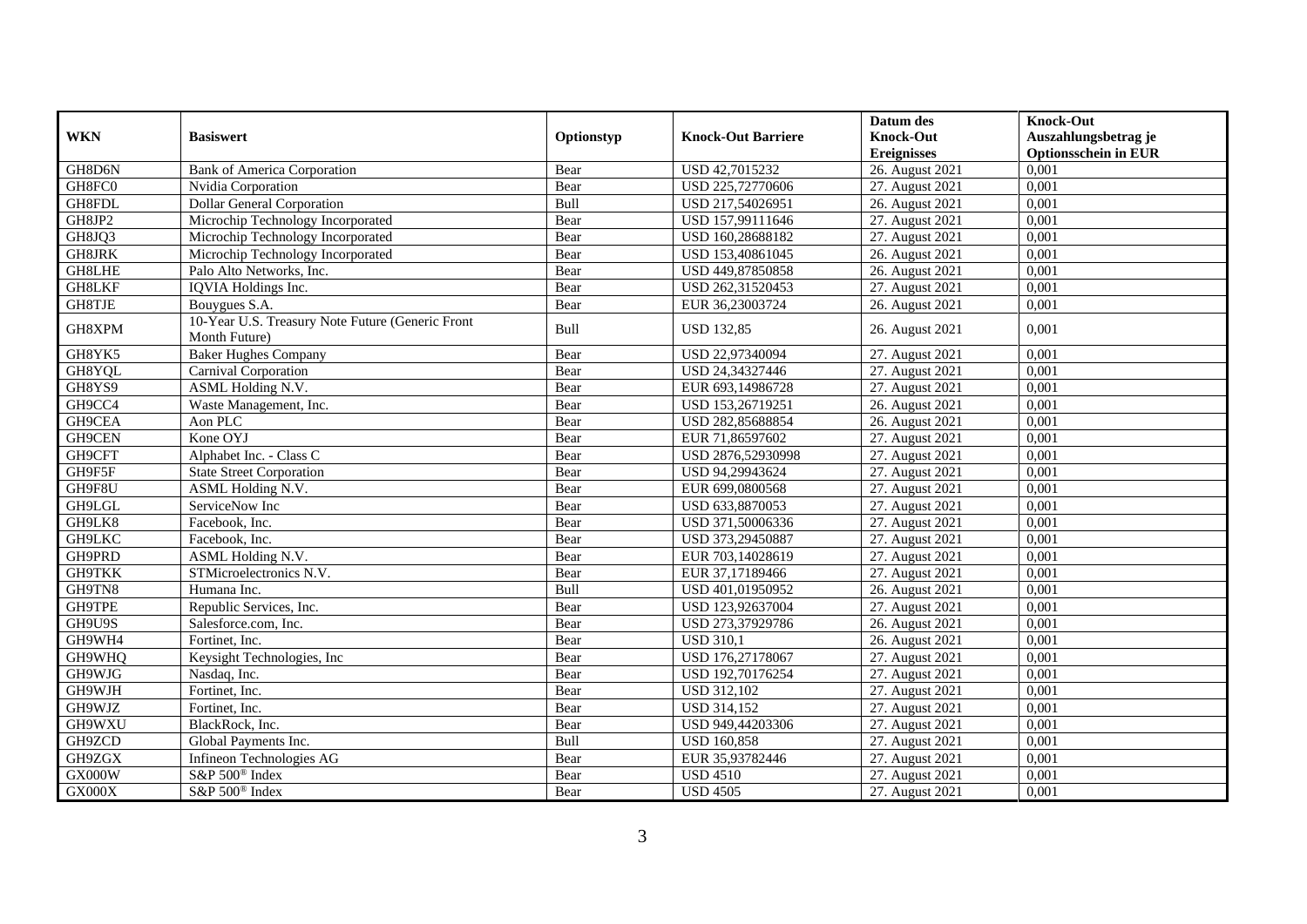| WKN | Basiswert | Optionstyp | Knock-Out Barriere | Datum des Knock-Out Ereignisses | Knock-Out Auszahlungsbetrag je Optionsschein in EUR |
|---|---|---|---|---|---|
| GH8D6N | Bank of America Corporation | Bear | USD 42,7015232 | 26. August 2021 | 0,001 |
| GH8FC0 | Nvidia Corporation | Bear | USD 225,72770606 | 27. August 2021 | 0,001 |
| GH8FDL | Dollar General Corporation | Bull | USD 217,54026951 | 26. August 2021 | 0,001 |
| GH8JP2 | Microchip Technology Incorporated | Bear | USD 157,99111646 | 27. August 2021 | 0,001 |
| GH8JQ3 | Microchip Technology Incorporated | Bear | USD 160,28688182 | 27. August 2021 | 0,001 |
| GH8JRK | Microchip Technology Incorporated | Bear | USD 153,40861045 | 26. August 2021 | 0,001 |
| GH8LHE | Palo Alto Networks, Inc. | Bear | USD 449,87850858 | 26. August 2021 | 0,001 |
| GH8LKF | IQVIA Holdings Inc. | Bear | USD 262,31520453 | 27. August 2021 | 0,001 |
| GH8TJE | Bouygues S.A. | Bear | EUR 36,23003724 | 26. August 2021 | 0,001 |
| GH8XPM | 10-Year U.S. Treasury Note Future (Generic Front Month Future) | Bull | USD 132,85 | 26. August 2021 | 0,001 |
| GH8YK5 | Baker Hughes Company | Bear | USD 22,97340094 | 27. August 2021 | 0,001 |
| GH8YQL | Carnival Corporation | Bear | USD 24,34327446 | 27. August 2021 | 0,001 |
| GH8YS9 | ASML Holding N.V. | Bear | EUR 693,14986728 | 27. August 2021 | 0,001 |
| GH9CC4 | Waste Management, Inc. | Bear | USD 153,26719251 | 26. August 2021 | 0,001 |
| GH9CEA | Aon PLC | Bear | USD 282,85688854 | 26. August 2021 | 0,001 |
| GH9CEN | Kone OYJ | Bear | EUR 71,86597602 | 27. August 2021 | 0,001 |
| GH9CFT | Alphabet Inc. - Class C | Bear | USD 2876,52930998 | 27. August 2021 | 0,001 |
| GH9F5F | State Street Corporation | Bear | USD 94,29943624 | 27. August 2021 | 0,001 |
| GH9F8U | ASML Holding N.V. | Bear | EUR 699,0800568 | 27. August 2021 | 0,001 |
| GH9LGL | ServiceNow Inc | Bear | USD 633,8870053 | 27. August 2021 | 0,001 |
| GH9LK8 | Facebook, Inc. | Bear | USD 371,50006336 | 27. August 2021 | 0,001 |
| GH9LKC | Facebook, Inc. | Bear | USD 373,29450887 | 27. August 2021 | 0,001 |
| GH9PRD | ASML Holding N.V. | Bear | EUR 703,14028619 | 27. August 2021 | 0,001 |
| GH9TKK | STMicroelectronics N.V. | Bear | EUR 37,17189466 | 27. August 2021 | 0,001 |
| GH9TN8 | Humana Inc. | Bull | USD 401,01950952 | 26. August 2021 | 0,001 |
| GH9TPE | Republic Services, Inc. | Bear | USD 123,92637004 | 27. August 2021 | 0,001 |
| GH9U9S | Salesforce.com, Inc. | Bear | USD 273,37929786 | 26. August 2021 | 0,001 |
| GH9WH4 | Fortinet, Inc. | Bear | USD 310,1 | 26. August 2021 | 0,001 |
| GH9WHQ | Keysight Technologies, Inc | Bear | USD 176,27178067 | 27. August 2021 | 0,001 |
| GH9WJG | Nasdaq, Inc. | Bear | USD 192,70176254 | 27. August 2021 | 0,001 |
| GH9WJH | Fortinet, Inc. | Bear | USD 312,102 | 27. August 2021 | 0,001 |
| GH9WJZ | Fortinet, Inc. | Bear | USD 314,152 | 27. August 2021 | 0,001 |
| GH9WXU | BlackRock, Inc. | Bear | USD 949,44203306 | 27. August 2021 | 0,001 |
| GH9ZCD | Global Payments Inc. | Bull | USD 160,858 | 27. August 2021 | 0,001 |
| GH9ZGX | Infineon Technologies AG | Bear | EUR 35,93782446 | 27. August 2021 | 0,001 |
| GX000W | S&P 500® Index | Bear | USD 4510 | 27. August 2021 | 0,001 |
| GX000X | S&P 500® Index | Bear | USD 4505 | 27. August 2021 | 0,001 |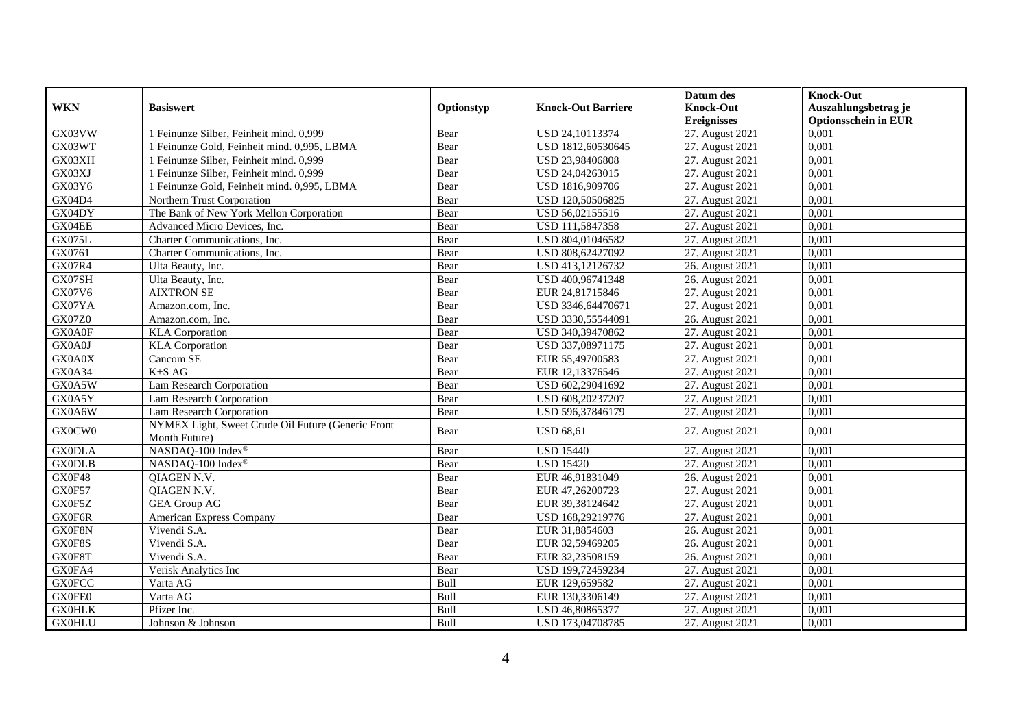| WKN | Basiswert | Optionstyp | Knock-Out Barriere | Datum des Knock-Out Ereignisses | Knock-Out Auszahlungsbetrag je Optionsschein in EUR |
|---|---|---|---|---|---|
| GX03VW | 1 Feinunze Silber, Feinheit mind. 0,999 | Bear | USD 24,10113374 | 27. August 2021 | 0,001 |
| GX03WT | 1 Feinunze Gold, Feinheit mind. 0,995, LBMA | Bear | USD 1812,60530645 | 27. August 2021 | 0,001 |
| GX03XH | 1 Feinunze Silber, Feinheit mind. 0,999 | Bear | USD 23,98406808 | 27. August 2021 | 0,001 |
| GX03XJ | 1 Feinunze Silber, Feinheit mind. 0,999 | Bear | USD 24,04263015 | 27. August 2021 | 0,001 |
| GX03Y6 | 1 Feinunze Gold, Feinheit mind. 0,995, LBMA | Bear | USD 1816,909706 | 27. August 2021 | 0,001 |
| GX04D4 | Northern Trust Corporation | Bear | USD 120,50506825 | 27. August 2021 | 0,001 |
| GX04DY | The Bank of New York Mellon Corporation | Bear | USD 56,02155516 | 27. August 2021 | 0,001 |
| GX04EE | Advanced Micro Devices, Inc. | Bear | USD 111,5847358 | 27. August 2021 | 0,001 |
| GX075L | Charter Communications, Inc. | Bear | USD 804,01046582 | 27. August 2021 | 0,001 |
| GX0761 | Charter Communications, Inc. | Bear | USD 808,62427092 | 27. August 2021 | 0,001 |
| GX07R4 | Ulta Beauty, Inc. | Bear | USD 413,12126732 | 26. August 2021 | 0,001 |
| GX07SH | Ulta Beauty, Inc. | Bear | USD 400,96741348 | 26. August 2021 | 0,001 |
| GX07V6 | AIXTRON SE | Bear | EUR 24,81715846 | 27. August 2021 | 0,001 |
| GX07YA | Amazon.com, Inc. | Bear | USD 3346,64470671 | 27. August 2021 | 0,001 |
| GX07Z0 | Amazon.com, Inc. | Bear | USD 3330,55544091 | 26. August 2021 | 0,001 |
| GX0A0F | KLA Corporation | Bear | USD 340,39470862 | 27. August 2021 | 0,001 |
| GX0A0J | KLA Corporation | Bear | USD 337,08971175 | 27. August 2021 | 0,001 |
| GX0A0X | Cancom SE | Bear | EUR 55,49700583 | 27. August 2021 | 0,001 |
| GX0A34 | K+S AG | Bear | EUR 12,13376546 | 27. August 2021 | 0,001 |
| GX0A5W | Lam Research Corporation | Bear | USD 602,29041692 | 27. August 2021 | 0,001 |
| GX0A5Y | Lam Research Corporation | Bear | USD 608,20237207 | 27. August 2021 | 0,001 |
| GX0A6W | Lam Research Corporation | Bear | USD 596,37846179 | 27. August 2021 | 0,001 |
| GX0CW0 | NYMEX Light, Sweet Crude Oil Future (Generic Front Month Future) | Bear | USD 68,61 | 27. August 2021 | 0,001 |
| GX0DLA | NASDAQ-100 Index® | Bear | USD 15440 | 27. August 2021 | 0,001 |
| GX0DLB | NASDAQ-100 Index® | Bear | USD 15420 | 27. August 2021 | 0,001 |
| GX0F48 | QIAGEN N.V. | Bear | EUR 46,91831049 | 26. August 2021 | 0,001 |
| GX0F57 | QIAGEN N.V. | Bear | EUR 47,26200723 | 27. August 2021 | 0,001 |
| GX0F5Z | GEA Group AG | Bear | EUR 39,38124642 | 27. August 2021 | 0,001 |
| GX0F6R | American Express Company | Bear | USD 168,29219776 | 27. August 2021 | 0,001 |
| GX0F8N | Vivendi S.A. | Bear | EUR 31,8854603 | 26. August 2021 | 0,001 |
| GX0F8S | Vivendi S.A. | Bear | EUR 32,59469205 | 26. August 2021 | 0,001 |
| GX0F8T | Vivendi S.A. | Bear | EUR 32,23508159 | 26. August 2021 | 0,001 |
| GX0FA4 | Verisk Analytics Inc | Bear | USD 199,72459234 | 27. August 2021 | 0,001 |
| GX0FCC | Varta AG | Bull | EUR 129,659582 | 27. August 2021 | 0,001 |
| GX0FE0 | Varta AG | Bull | EUR 130,3306149 | 27. August 2021 | 0,001 |
| GX0HLK | Pfizer Inc. | Bull | USD 46,80865377 | 27. August 2021 | 0,001 |
| GX0HLU | Johnson & Johnson | Bull | USD 173,04708785 | 27. August 2021 | 0,001 |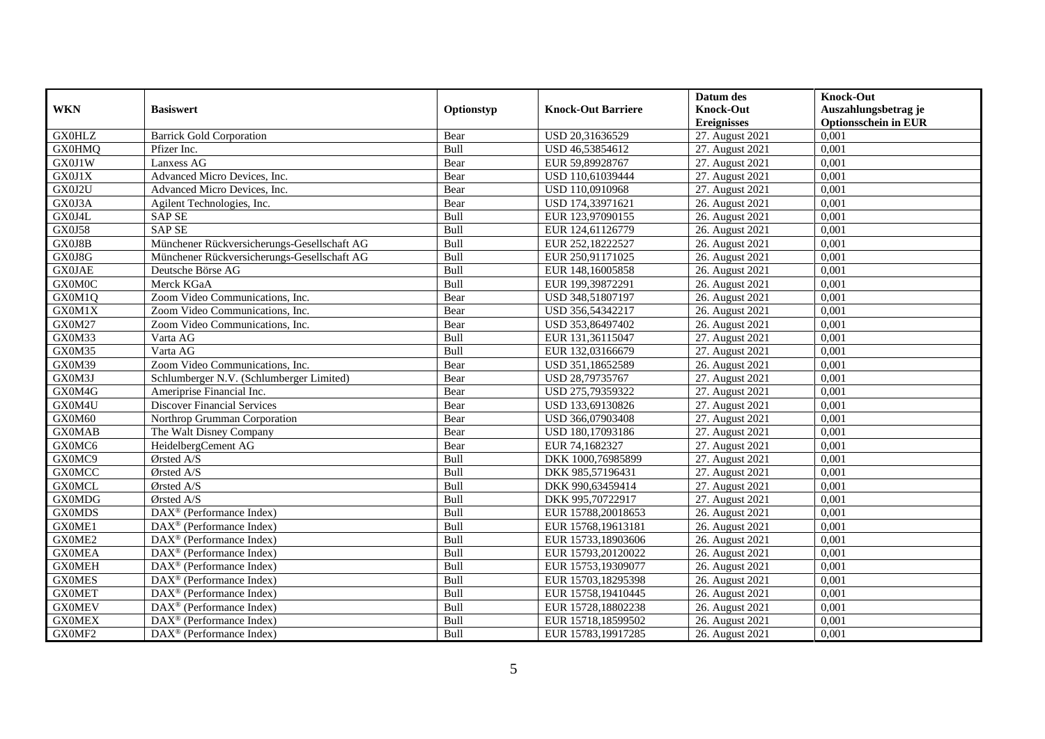| WKN | Basiswert | Optionstyp | Knock-Out Barriere | Datum des Knock-Out Ereignisses | Knock-Out Auszahlungsbetrag je Optionsschein in EUR |
|---|---|---|---|---|---|
| GX0HLZ | Barrick Gold Corporation | Bear | USD 20,31636529 | 27. August 2021 | 0,001 |
| GX0HMQ | Pfizer Inc. | Bull | USD 46,53854612 | 27. August 2021 | 0,001 |
| GX0J1W | Lanxess AG | Bear | EUR 59,89928767 | 27. August 2021 | 0,001 |
| GX0J1X | Advanced Micro Devices, Inc. | Bear | USD 110,61039444 | 27. August 2021 | 0,001 |
| GX0J2U | Advanced Micro Devices, Inc. | Bear | USD 110,0910968 | 27. August 2021 | 0,001 |
| GX0J3A | Agilent Technologies, Inc. | Bear | USD 174,33971621 | 26. August 2021 | 0,001 |
| GX0J4L | SAP SE | Bull | EUR 123,97090155 | 26. August 2021 | 0,001 |
| GX0J58 | SAP SE | Bull | EUR 124,61126779 | 26. August 2021 | 0,001 |
| GX0J8B | Münchener Rückversicherungs-Gesellschaft AG | Bull | EUR 252,18222527 | 26. August 2021 | 0,001 |
| GX0J8G | Münchener Rückversicherungs-Gesellschaft AG | Bull | EUR 250,91171025 | 26. August 2021 | 0,001 |
| GX0JAE | Deutsche Börse AG | Bull | EUR 148,16005858 | 26. August 2021 | 0,001 |
| GX0M0C | Merck KGaA | Bull | EUR 199,39872291 | 26. August 2021 | 0,001 |
| GX0M1Q | Zoom Video Communications, Inc. | Bear | USD 348,51807197 | 26. August 2021 | 0,001 |
| GX0M1X | Zoom Video Communications, Inc. | Bear | USD 356,54342217 | 26. August 2021 | 0,001 |
| GX0M27 | Zoom Video Communications, Inc. | Bear | USD 353,86497402 | 26. August 2021 | 0,001 |
| GX0M33 | Varta AG | Bull | EUR 131,36115047 | 27. August 2021 | 0,001 |
| GX0M35 | Varta AG | Bull | EUR 132,03166679 | 27. August 2021 | 0,001 |
| GX0M39 | Zoom Video Communications, Inc. | Bear | USD 351,18652589 | 26. August 2021 | 0,001 |
| GX0M3J | Schlumberger N.V. (Schlumberger Limited) | Bear | USD 28,79735767 | 27. August 2021 | 0,001 |
| GX0M4G | Ameriprise Financial Inc. | Bear | USD 275,79359322 | 27. August 2021 | 0,001 |
| GX0M4U | Discover Financial Services | Bear | USD 133,69130826 | 27. August 2021 | 0,001 |
| GX0M60 | Northrop Grumman Corporation | Bear | USD 366,07903408 | 27. August 2021 | 0,001 |
| GX0MAB | The Walt Disney Company | Bear | USD 180,17093186 | 27. August 2021 | 0,001 |
| GX0MC6 | HeidelbergCement AG | Bear | EUR 74,1682327 | 27. August 2021 | 0,001 |
| GX0MC9 | Ørsted A/S | Bull | DKK 1000,76985899 | 27. August 2021 | 0,001 |
| GX0MCC | Ørsted A/S | Bull | DKK 985,57196431 | 27. August 2021 | 0,001 |
| GX0MCL | Ørsted A/S | Bull | DKK 990,63459414 | 27. August 2021 | 0,001 |
| GX0MDG | Ørsted A/S | Bull | DKK 995,70722917 | 27. August 2021 | 0,001 |
| GX0MDS | DAX® (Performance Index) | Bull | EUR 15788,20018653 | 26. August 2021 | 0,001 |
| GX0ME1 | DAX® (Performance Index) | Bull | EUR 15768,19613181 | 26. August 2021 | 0,001 |
| GX0ME2 | DAX® (Performance Index) | Bull | EUR 15733,18903606 | 26. August 2021 | 0,001 |
| GX0MEA | DAX® (Performance Index) | Bull | EUR 15793,20120022 | 26. August 2021 | 0,001 |
| GX0MEH | DAX® (Performance Index) | Bull | EUR 15753,19309077 | 26. August 2021 | 0,001 |
| GX0MES | DAX® (Performance Index) | Bull | EUR 15703,18295398 | 26. August 2021 | 0,001 |
| GX0MET | DAX® (Performance Index) | Bull | EUR 15758,19410445 | 26. August 2021 | 0,001 |
| GX0MEV | DAX® (Performance Index) | Bull | EUR 15728,18802238 | 26. August 2021 | 0,001 |
| GX0MEX | DAX® (Performance Index) | Bull | EUR 15718,18599502 | 26. August 2021 | 0,001 |
| GX0MF2 | DAX® (Performance Index) | Bull | EUR 15783,19917285 | 26. August 2021 | 0,001 |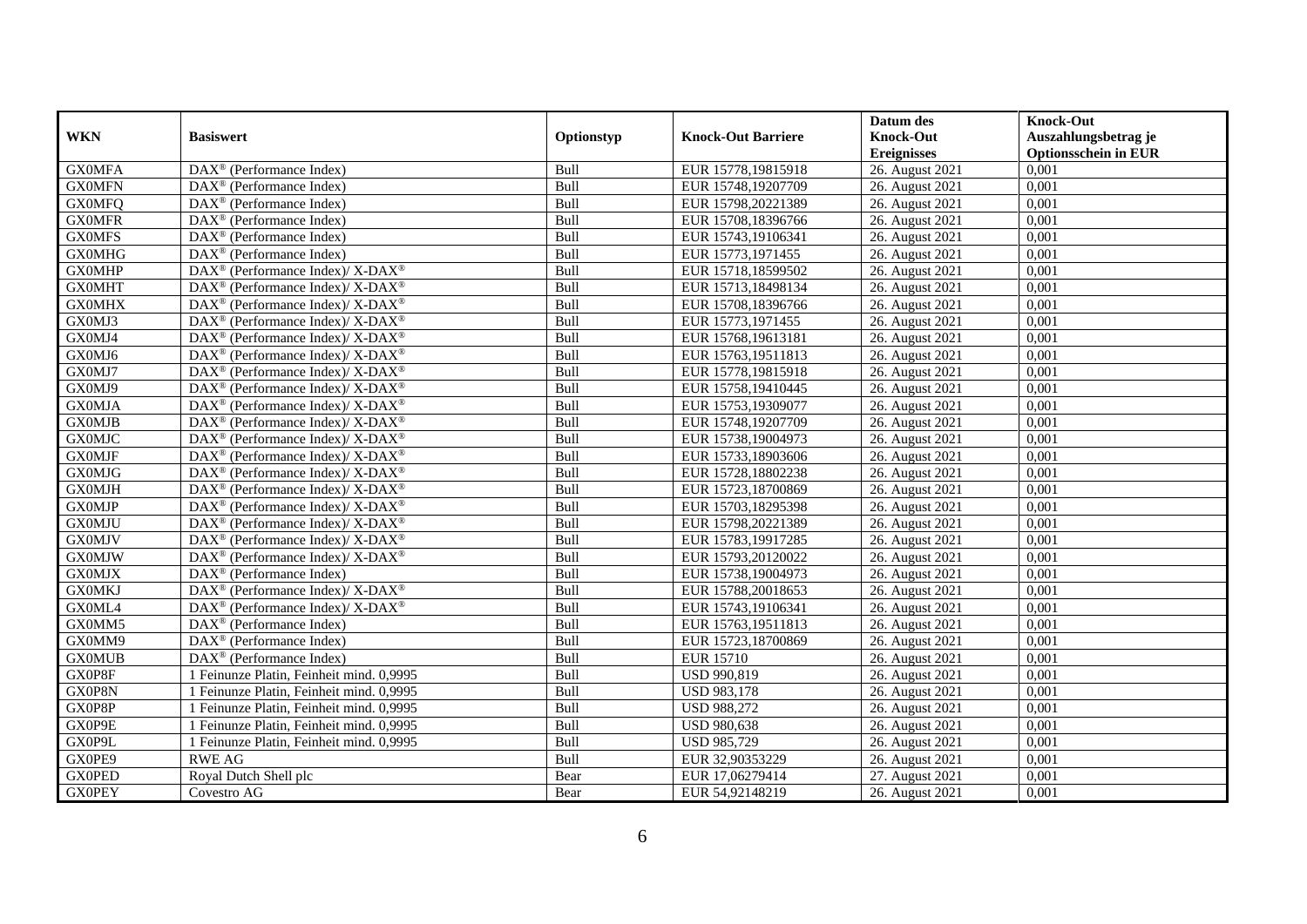| WKN | Basiswert | Optionstyp | Knock-Out Barriere | Datum des Knock-Out Ereignisses | Knock-Out Auszahlungsbetrag je Optionsschein in EUR |
|---|---|---|---|---|---|
| GX0MFA | DAX® (Performance Index) | Bull | EUR 15778,19815918 | 26. August 2021 | 0,001 |
| GX0MFN | DAX® (Performance Index) | Bull | EUR 15748,19207709 | 26. August 2021 | 0,001 |
| GX0MFQ | DAX® (Performance Index) | Bull | EUR 15798,20221389 | 26. August 2021 | 0,001 |
| GX0MFR | DAX® (Performance Index) | Bull | EUR 15708,18396766 | 26. August 2021 | 0,001 |
| GX0MFS | DAX® (Performance Index) | Bull | EUR 15743,19106341 | 26. August 2021 | 0,001 |
| GX0MHG | DAX® (Performance Index) | Bull | EUR 15773,1971455 | 26. August 2021 | 0,001 |
| GX0MHP | DAX® (Performance Index)/ X-DAX® | Bull | EUR 15718,18599502 | 26. August 2021 | 0,001 |
| GX0MHT | DAX® (Performance Index)/ X-DAX® | Bull | EUR 15713,18498134 | 26. August 2021 | 0,001 |
| GX0MHX | DAX® (Performance Index)/ X-DAX® | Bull | EUR 15708,18396766 | 26. August 2021 | 0,001 |
| GX0MJ3 | DAX® (Performance Index)/ X-DAX® | Bull | EUR 15773,1971455 | 26. August 2021 | 0,001 |
| GX0MJ4 | DAX® (Performance Index)/ X-DAX® | Bull | EUR 15768,19613181 | 26. August 2021 | 0,001 |
| GX0MJ6 | DAX® (Performance Index)/ X-DAX® | Bull | EUR 15763,19511813 | 26. August 2021 | 0,001 |
| GX0MJ7 | DAX® (Performance Index)/ X-DAX® | Bull | EUR 15778,19815918 | 26. August 2021 | 0,001 |
| GX0MJ9 | DAX® (Performance Index)/ X-DAX® | Bull | EUR 15758,19410445 | 26. August 2021 | 0,001 |
| GX0MJA | DAX® (Performance Index)/ X-DAX® | Bull | EUR 15753,19309077 | 26. August 2021 | 0,001 |
| GX0MJB | DAX® (Performance Index)/ X-DAX® | Bull | EUR 15748,19207709 | 26. August 2021 | 0,001 |
| GX0MJC | DAX® (Performance Index)/ X-DAX® | Bull | EUR 15738,19004973 | 26. August 2021 | 0,001 |
| GX0MJF | DAX® (Performance Index)/ X-DAX® | Bull | EUR 15733,18903606 | 26. August 2021 | 0,001 |
| GX0MJG | DAX® (Performance Index)/ X-DAX® | Bull | EUR 15728,18802238 | 26. August 2021 | 0,001 |
| GX0MJH | DAX® (Performance Index)/ X-DAX® | Bull | EUR 15723,18700869 | 26. August 2021 | 0,001 |
| GX0MJP | DAX® (Performance Index)/ X-DAX® | Bull | EUR 15703,18295398 | 26. August 2021 | 0,001 |
| GX0MJU | DAX® (Performance Index)/ X-DAX® | Bull | EUR 15798,20221389 | 26. August 2021 | 0,001 |
| GX0MJV | DAX® (Performance Index)/ X-DAX® | Bull | EUR 15783,19917285 | 26. August 2021 | 0,001 |
| GX0MJW | DAX® (Performance Index)/ X-DAX® | Bull | EUR 15793,20120022 | 26. August 2021 | 0,001 |
| GX0MJX | DAX® (Performance Index) | Bull | EUR 15738,19004973 | 26. August 2021 | 0,001 |
| GX0MKJ | DAX® (Performance Index)/ X-DAX® | Bull | EUR 15788,20018653 | 26. August 2021 | 0,001 |
| GX0ML4 | DAX® (Performance Index)/ X-DAX® | Bull | EUR 15743,19106341 | 26. August 2021 | 0,001 |
| GX0MM5 | DAX® (Performance Index) | Bull | EUR 15763,19511813 | 26. August 2021 | 0,001 |
| GX0MM9 | DAX® (Performance Index) | Bull | EUR 15723,18700869 | 26. August 2021 | 0,001 |
| GX0MUB | DAX® (Performance Index) | Bull | EUR 15710 | 26. August 2021 | 0,001 |
| GX0P8F | 1 Feinunze Platin, Feinheit mind. 0,9995 | Bull | USD 990,819 | 26. August 2021 | 0,001 |
| GX0P8N | 1 Feinunze Platin, Feinheit mind. 0,9995 | Bull | USD 983,178 | 26. August 2021 | 0,001 |
| GX0P8P | 1 Feinunze Platin, Feinheit mind. 0,9995 | Bull | USD 988,272 | 26. August 2021 | 0,001 |
| GX0P9E | 1 Feinunze Platin, Feinheit mind. 0,9995 | Bull | USD 980,638 | 26. August 2021 | 0,001 |
| GX0P9L | 1 Feinunze Platin, Feinheit mind. 0,9995 | Bull | USD 985,729 | 26. August 2021 | 0,001 |
| GX0PE9 | RWE AG | Bull | EUR 32,90353229 | 26. August 2021 | 0,001 |
| GX0PED | Royal Dutch Shell plc | Bear | EUR 17,06279414 | 27. August 2021 | 0,001 |
| GX0PEY | Covestro AG | Bear | EUR 54,92148219 | 26. August 2021 | 0,001 |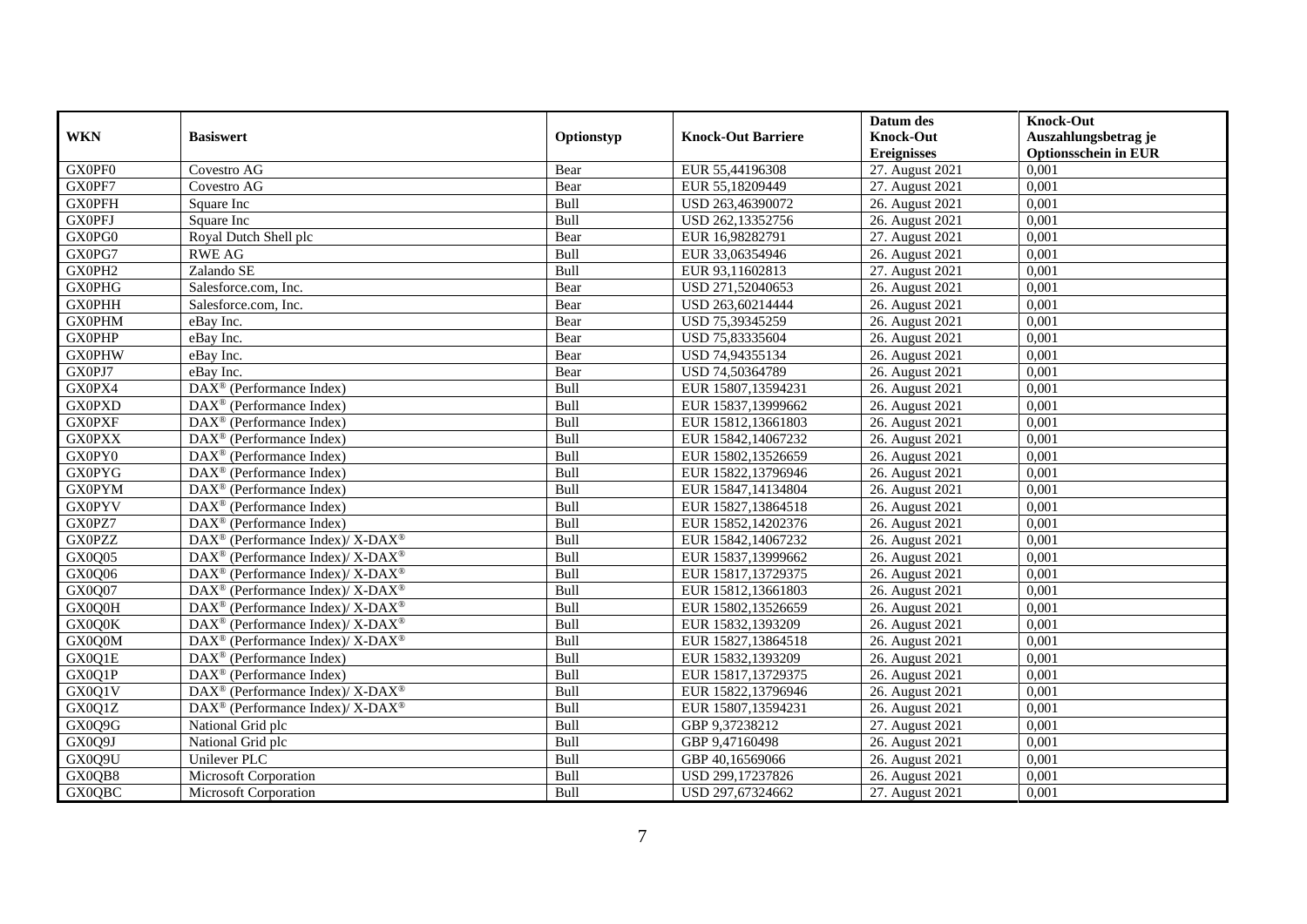| WKN | Basiswert | Optionstyp | Knock-Out Barriere | Datum des Knock-Out Ereignisses | Knock-Out Auszahlungsbetrag je Optionsschein in EUR |
|---|---|---|---|---|---|
| GX0PF0 | Covestro AG | Bear | EUR 55,44196308 | 27. August 2021 | 0,001 |
| GX0PF7 | Covestro AG | Bear | EUR 55,18209449 | 27. August 2021 | 0,001 |
| GX0PFH | Square Inc | Bull | USD 263,46390072 | 26. August 2021 | 0,001 |
| GX0PFJ | Square Inc | Bull | USD 262,13352756 | 26. August 2021 | 0,001 |
| GX0PG0 | Royal Dutch Shell plc | Bear | EUR 16,98282791 | 27. August 2021 | 0,001 |
| GX0PG7 | RWE AG | Bull | EUR 33,06354946 | 26. August 2021 | 0,001 |
| GX0PH2 | Zalando SE | Bull | EUR 93,11602813 | 27. August 2021 | 0,001 |
| GX0PHG | Salesforce.com, Inc. | Bear | USD 271,52040653 | 26. August 2021 | 0,001 |
| GX0PHH | Salesforce.com, Inc. | Bear | USD 263,60214444 | 26. August 2021 | 0,001 |
| GX0PHM | eBay Inc. | Bear | USD 75,39345259 | 26. August 2021 | 0,001 |
| GX0PHP | eBay Inc. | Bear | USD 75,83335604 | 26. August 2021 | 0,001 |
| GX0PHW | eBay Inc. | Bear | USD 74,94355134 | 26. August 2021 | 0,001 |
| GX0PJ7 | eBay Inc. | Bear | USD 74,50364789 | 26. August 2021 | 0,001 |
| GX0PX4 | DAX® (Performance Index) | Bull | EUR 15807,13594231 | 26. August 2021 | 0,001 |
| GX0PXD | DAX® (Performance Index) | Bull | EUR 15837,13999662 | 26. August 2021 | 0,001 |
| GX0PXF | DAX® (Performance Index) | Bull | EUR 15812,13661803 | 26. August 2021 | 0,001 |
| GX0PXX | DAX® (Performance Index) | Bull | EUR 15842,14067232 | 26. August 2021 | 0,001 |
| GX0PY0 | DAX® (Performance Index) | Bull | EUR 15802,13526659 | 26. August 2021 | 0,001 |
| GX0PYG | DAX® (Performance Index) | Bull | EUR 15822,13796946 | 26. August 2021 | 0,001 |
| GX0PYM | DAX® (Performance Index) | Bull | EUR 15847,14134804 | 26. August 2021 | 0,001 |
| GX0PYV | DAX® (Performance Index) | Bull | EUR 15827,13864518 | 26. August 2021 | 0,001 |
| GX0PZ7 | DAX® (Performance Index) | Bull | EUR 15852,14202376 | 26. August 2021 | 0,001 |
| GX0PZZ | DAX® (Performance Index)/ X-DAX® | Bull | EUR 15842,14067232 | 26. August 2021 | 0,001 |
| GX0Q05 | DAX® (Performance Index)/ X-DAX® | Bull | EUR 15837,13999662 | 26. August 2021 | 0,001 |
| GX0Q06 | DAX® (Performance Index)/ X-DAX® | Bull | EUR 15817,13729375 | 26. August 2021 | 0,001 |
| GX0Q07 | DAX® (Performance Index)/ X-DAX® | Bull | EUR 15812,13661803 | 26. August 2021 | 0,001 |
| GX0Q0H | DAX® (Performance Index)/ X-DAX® | Bull | EUR 15802,13526659 | 26. August 2021 | 0,001 |
| GX0Q0K | DAX® (Performance Index)/ X-DAX® | Bull | EUR 15832,1393209 | 26. August 2021 | 0,001 |
| GX0Q0M | DAX® (Performance Index)/ X-DAX® | Bull | EUR 15827,13864518 | 26. August 2021 | 0,001 |
| GX0Q1E | DAX® (Performance Index) | Bull | EUR 15832,1393209 | 26. August 2021 | 0,001 |
| GX0Q1P | DAX® (Performance Index) | Bull | EUR 15817,13729375 | 26. August 2021 | 0,001 |
| GX0Q1V | DAX® (Performance Index)/ X-DAX® | Bull | EUR 15822,13796946 | 26. August 2021 | 0,001 |
| GX0Q1Z | DAX® (Performance Index)/ X-DAX® | Bull | EUR 15807,13594231 | 26. August 2021 | 0,001 |
| GX0Q9G | National Grid plc | Bull | GBP 9,37238212 | 27. August 2021 | 0,001 |
| GX0Q9J | National Grid plc | Bull | GBP 9,47160498 | 26. August 2021 | 0,001 |
| GX0Q9U | Unilever PLC | Bull | GBP 40,16569066 | 26. August 2021 | 0,001 |
| GX0QB8 | Microsoft Corporation | Bull | USD 299,17237826 | 26. August 2021 | 0,001 |
| GX0QBC | Microsoft Corporation | Bull | USD 297,67324662 | 27. August 2021 | 0,001 |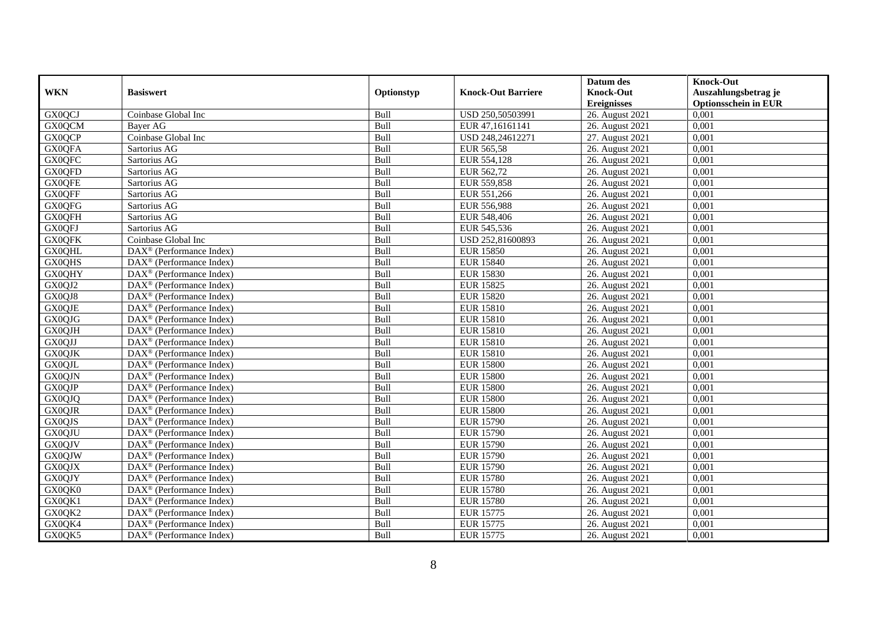| WKN | Basiswert | Optionstyp | Knock-Out Barriere | Datum des Knock-Out Ereignisses | Knock-Out Auszahlungsbetrag je Optionsschein in EUR |
|---|---|---|---|---|---|
| GX0QCJ | Coinbase Global Inc | Bull | USD 250,50503991 | 26. August 2021 | 0,001 |
| GX0QCM | Bayer AG | Bull | EUR 47,16161141 | 26. August 2021 | 0,001 |
| GX0QCP | Coinbase Global Inc | Bull | USD 248,24612271 | 27. August 2021 | 0,001 |
| GX0QFA | Sartorius AG | Bull | EUR 565,58 | 26. August 2021 | 0,001 |
| GX0QFC | Sartorius AG | Bull | EUR 554,128 | 26. August 2021 | 0,001 |
| GX0QFD | Sartorius AG | Bull | EUR 562,72 | 26. August 2021 | 0,001 |
| GX0QFE | Sartorius AG | Bull | EUR 559,858 | 26. August 2021 | 0,001 |
| GX0QFF | Sartorius AG | Bull | EUR 551,266 | 26. August 2021 | 0,001 |
| GX0QFG | Sartorius AG | Bull | EUR 556,988 | 26. August 2021 | 0,001 |
| GX0QFH | Sartorius AG | Bull | EUR 548,406 | 26. August 2021 | 0,001 |
| GX0QFJ | Sartorius AG | Bull | EUR 545,536 | 26. August 2021 | 0,001 |
| GX0QFK | Coinbase Global Inc | Bull | USD 252,81600893 | 26. August 2021 | 0,001 |
| GX0QHL | DAX® (Performance Index) | Bull | EUR 15850 | 26. August 2021 | 0,001 |
| GX0QHS | DAX® (Performance Index) | Bull | EUR 15840 | 26. August 2021 | 0,001 |
| GX0QHY | DAX® (Performance Index) | Bull | EUR 15830 | 26. August 2021 | 0,001 |
| GX0QJ2 | DAX® (Performance Index) | Bull | EUR 15825 | 26. August 2021 | 0,001 |
| GX0QJ8 | DAX® (Performance Index) | Bull | EUR 15820 | 26. August 2021 | 0,001 |
| GX0QJE | DAX® (Performance Index) | Bull | EUR 15810 | 26. August 2021 | 0,001 |
| GX0QJG | DAX® (Performance Index) | Bull | EUR 15810 | 26. August 2021 | 0,001 |
| GX0QJH | DAX® (Performance Index) | Bull | EUR 15810 | 26. August 2021 | 0,001 |
| GX0QJJ | DAX® (Performance Index) | Bull | EUR 15810 | 26. August 2021 | 0,001 |
| GX0QJK | DAX® (Performance Index) | Bull | EUR 15810 | 26. August 2021 | 0,001 |
| GX0QJL | DAX® (Performance Index) | Bull | EUR 15800 | 26. August 2021 | 0,001 |
| GX0QJN | DAX® (Performance Index) | Bull | EUR 15800 | 26. August 2021 | 0,001 |
| GX0QJP | DAX® (Performance Index) | Bull | EUR 15800 | 26. August 2021 | 0,001 |
| GX0QJQ | DAX® (Performance Index) | Bull | EUR 15800 | 26. August 2021 | 0,001 |
| GX0QJR | DAX® (Performance Index) | Bull | EUR 15800 | 26. August 2021 | 0,001 |
| GX0QJS | DAX® (Performance Index) | Bull | EUR 15790 | 26. August 2021 | 0,001 |
| GX0QJU | DAX® (Performance Index) | Bull | EUR 15790 | 26. August 2021 | 0,001 |
| GX0QJV | DAX® (Performance Index) | Bull | EUR 15790 | 26. August 2021 | 0,001 |
| GX0QJW | DAX® (Performance Index) | Bull | EUR 15790 | 26. August 2021 | 0,001 |
| GX0QJX | DAX® (Performance Index) | Bull | EUR 15790 | 26. August 2021 | 0,001 |
| GX0QJY | DAX® (Performance Index) | Bull | EUR 15780 | 26. August 2021 | 0,001 |
| GX0QK0 | DAX® (Performance Index) | Bull | EUR 15780 | 26. August 2021 | 0,001 |
| GX0QK1 | DAX® (Performance Index) | Bull | EUR 15780 | 26. August 2021 | 0,001 |
| GX0QK2 | DAX® (Performance Index) | Bull | EUR 15775 | 26. August 2021 | 0,001 |
| GX0QK4 | DAX® (Performance Index) | Bull | EUR 15775 | 26. August 2021 | 0,001 |
| GX0QK5 | DAX® (Performance Index) | Bull | EUR 15775 | 26. August 2021 | 0,001 |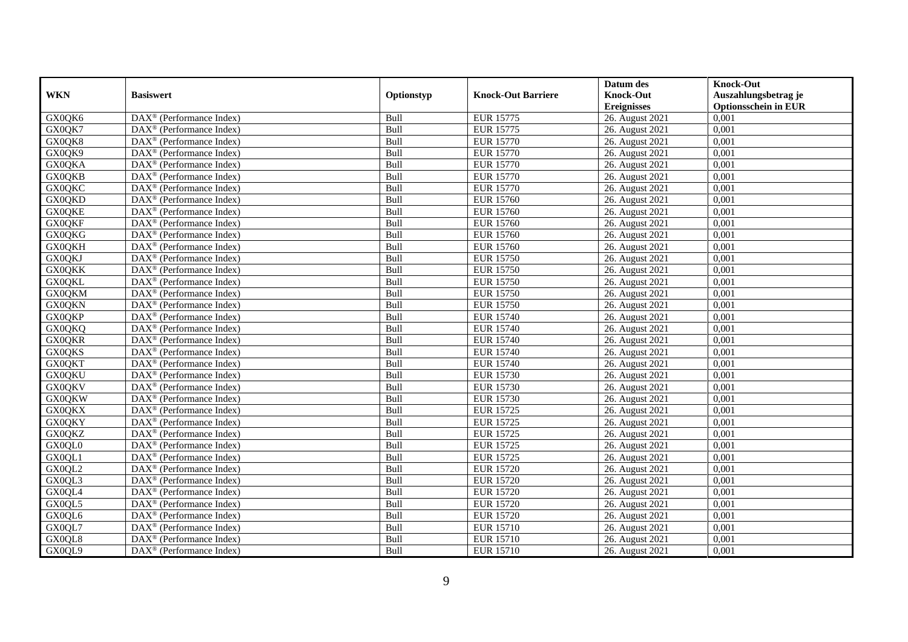| WKN | Basiswert | Optionstyp | Knock-Out Barriere | Datum des Knock-Out Ereignisses | Knock-Out Auszahlungsbetrag je Optionsschein in EUR |
|---|---|---|---|---|---|
| GX0QK6 | DAX® (Performance Index) | Bull | EUR 15775 | 26. August 2021 | 0,001 |
| GX0QK7 | DAX® (Performance Index) | Bull | EUR 15775 | 26. August 2021 | 0,001 |
| GX0QK8 | DAX® (Performance Index) | Bull | EUR 15770 | 26. August 2021 | 0,001 |
| GX0QK9 | DAX® (Performance Index) | Bull | EUR 15770 | 26. August 2021 | 0,001 |
| GX0QKA | DAX® (Performance Index) | Bull | EUR 15770 | 26. August 2021 | 0,001 |
| GX0QKB | DAX® (Performance Index) | Bull | EUR 15770 | 26. August 2021 | 0,001 |
| GX0QKC | DAX® (Performance Index) | Bull | EUR 15770 | 26. August 2021 | 0,001 |
| GX0QKD | DAX® (Performance Index) | Bull | EUR 15760 | 26. August 2021 | 0,001 |
| GX0QKE | DAX® (Performance Index) | Bull | EUR 15760 | 26. August 2021 | 0,001 |
| GX0QKF | DAX® (Performance Index) | Bull | EUR 15760 | 26. August 2021 | 0,001 |
| GX0QKG | DAX® (Performance Index) | Bull | EUR 15760 | 26. August 2021 | 0,001 |
| GX0QKH | DAX® (Performance Index) | Bull | EUR 15760 | 26. August 2021 | 0,001 |
| GX0QKJ | DAX® (Performance Index) | Bull | EUR 15750 | 26. August 2021 | 0,001 |
| GX0QKK | DAX® (Performance Index) | Bull | EUR 15750 | 26. August 2021 | 0,001 |
| GX0QKL | DAX® (Performance Index) | Bull | EUR 15750 | 26. August 2021 | 0,001 |
| GX0QKM | DAX® (Performance Index) | Bull | EUR 15750 | 26. August 2021 | 0,001 |
| GX0QKN | DAX® (Performance Index) | Bull | EUR 15750 | 26. August 2021 | 0,001 |
| GX0QKP | DAX® (Performance Index) | Bull | EUR 15740 | 26. August 2021 | 0,001 |
| GX0QKQ | DAX® (Performance Index) | Bull | EUR 15740 | 26. August 2021 | 0,001 |
| GX0QKR | DAX® (Performance Index) | Bull | EUR 15740 | 26. August 2021 | 0,001 |
| GX0QKS | DAX® (Performance Index) | Bull | EUR 15740 | 26. August 2021 | 0,001 |
| GX0QKT | DAX® (Performance Index) | Bull | EUR 15740 | 26. August 2021 | 0,001 |
| GX0QKU | DAX® (Performance Index) | Bull | EUR 15730 | 26. August 2021 | 0,001 |
| GX0QKV | DAX® (Performance Index) | Bull | EUR 15730 | 26. August 2021 | 0,001 |
| GX0QKW | DAX® (Performance Index) | Bull | EUR 15730 | 26. August 2021 | 0,001 |
| GX0QKX | DAX® (Performance Index) | Bull | EUR 15725 | 26. August 2021 | 0,001 |
| GX0QKY | DAX® (Performance Index) | Bull | EUR 15725 | 26. August 2021 | 0,001 |
| GX0QKZ | DAX® (Performance Index) | Bull | EUR 15725 | 26. August 2021 | 0,001 |
| GX0QL0 | DAX® (Performance Index) | Bull | EUR 15725 | 26. August 2021 | 0,001 |
| GX0QL1 | DAX® (Performance Index) | Bull | EUR 15725 | 26. August 2021 | 0,001 |
| GX0QL2 | DAX® (Performance Index) | Bull | EUR 15720 | 26. August 2021 | 0,001 |
| GX0QL3 | DAX® (Performance Index) | Bull | EUR 15720 | 26. August 2021 | 0,001 |
| GX0QL4 | DAX® (Performance Index) | Bull | EUR 15720 | 26. August 2021 | 0,001 |
| GX0QL5 | DAX® (Performance Index) | Bull | EUR 15720 | 26. August 2021 | 0,001 |
| GX0QL6 | DAX® (Performance Index) | Bull | EUR 15720 | 26. August 2021 | 0,001 |
| GX0QL7 | DAX® (Performance Index) | Bull | EUR 15710 | 26. August 2021 | 0,001 |
| GX0QL8 | DAX® (Performance Index) | Bull | EUR 15710 | 26. August 2021 | 0,001 |
| GX0QL9 | DAX® (Performance Index) | Bull | EUR 15710 | 26. August 2021 | 0,001 |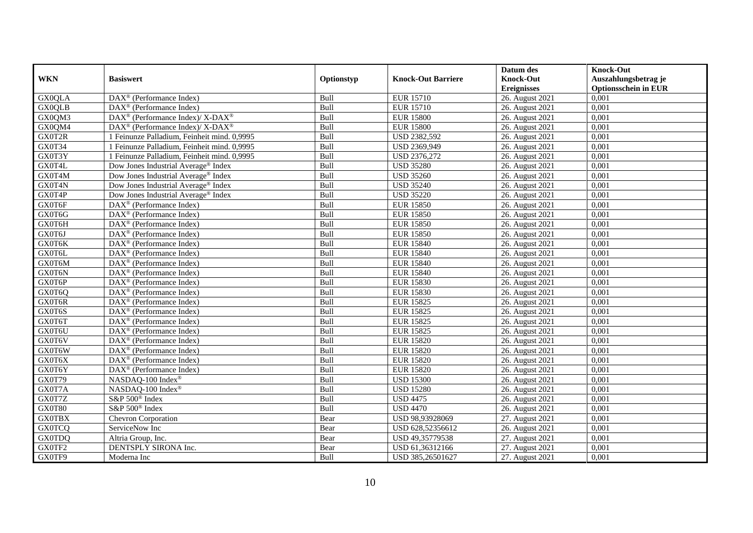| WKN | Basiswert | Optionstyp | Knock-Out Barriere | Datum des Knock-Out Ereignisses | Knock-Out Auszahlungsbetrag je Optionsschein in EUR |
|---|---|---|---|---|---|
| GX0QLA | DAX® (Performance Index) | Bull | EUR 15710 | 26. August 2021 | 0,001 |
| GX0QLB | DAX® (Performance Index) | Bull | EUR 15710 | 26. August 2021 | 0,001 |
| GX0QM3 | DAX® (Performance Index)/ X-DAX® | Bull | EUR 15800 | 26. August 2021 | 0,001 |
| GX0QM4 | DAX® (Performance Index)/ X-DAX® | Bull | EUR 15800 | 26. August 2021 | 0,001 |
| GX0T2R | 1 Feinunze Palladium, Feinheit mind. 0,9995 | Bull | USD 2382,592 | 26. August 2021 | 0,001 |
| GX0T34 | 1 Feinunze Palladium, Feinheit mind. 0,9995 | Bull | USD 2369,949 | 26. August 2021 | 0,001 |
| GX0T3Y | 1 Feinunze Palladium, Feinheit mind. 0,9995 | Bull | USD 2376,272 | 26. August 2021 | 0,001 |
| GX0T4L | Dow Jones Industrial Average® Index | Bull | USD 35280 | 26. August 2021 | 0,001 |
| GX0T4M | Dow Jones Industrial Average® Index | Bull | USD 35260 | 26. August 2021 | 0,001 |
| GX0T4N | Dow Jones Industrial Average® Index | Bull | USD 35240 | 26. August 2021 | 0,001 |
| GX0T4P | Dow Jones Industrial Average® Index | Bull | USD 35220 | 26. August 2021 | 0,001 |
| GX0T6F | DAX® (Performance Index) | Bull | EUR 15850 | 26. August 2021 | 0,001 |
| GX0T6G | DAX® (Performance Index) | Bull | EUR 15850 | 26. August 2021 | 0,001 |
| GX0T6H | DAX® (Performance Index) | Bull | EUR 15850 | 26. August 2021 | 0,001 |
| GX0T6J | DAX® (Performance Index) | Bull | EUR 15850 | 26. August 2021 | 0,001 |
| GX0T6K | DAX® (Performance Index) | Bull | EUR 15840 | 26. August 2021 | 0,001 |
| GX0T6L | DAX® (Performance Index) | Bull | EUR 15840 | 26. August 2021 | 0,001 |
| GX0T6M | DAX® (Performance Index) | Bull | EUR 15840 | 26. August 2021 | 0,001 |
| GX0T6N | DAX® (Performance Index) | Bull | EUR 15840 | 26. August 2021 | 0,001 |
| GX0T6P | DAX® (Performance Index) | Bull | EUR 15830 | 26. August 2021 | 0,001 |
| GX0T6Q | DAX® (Performance Index) | Bull | EUR 15830 | 26. August 2021 | 0,001 |
| GX0T6R | DAX® (Performance Index) | Bull | EUR 15825 | 26. August 2021 | 0,001 |
| GX0T6S | DAX® (Performance Index) | Bull | EUR 15825 | 26. August 2021 | 0,001 |
| GX0T6T | DAX® (Performance Index) | Bull | EUR 15825 | 26. August 2021 | 0,001 |
| GX0T6U | DAX® (Performance Index) | Bull | EUR 15825 | 26. August 2021 | 0,001 |
| GX0T6V | DAX® (Performance Index) | Bull | EUR 15820 | 26. August 2021 | 0,001 |
| GX0T6W | DAX® (Performance Index) | Bull | EUR 15820 | 26. August 2021 | 0,001 |
| GX0T6X | DAX® (Performance Index) | Bull | EUR 15820 | 26. August 2021 | 0,001 |
| GX0T6Y | DAX® (Performance Index) | Bull | EUR 15820 | 26. August 2021 | 0,001 |
| GX0T79 | NASDAQ-100 Index® | Bull | USD 15300 | 26. August 2021 | 0,001 |
| GX0T7A | NASDAQ-100 Index® | Bull | USD 15280 | 26. August 2021 | 0,001 |
| GX0T7Z | S&P 500® Index | Bull | USD 4475 | 26. August 2021 | 0,001 |
| GX0T80 | S&P 500® Index | Bull | USD 4470 | 26. August 2021 | 0,001 |
| GX0TBX | Chevron Corporation | Bear | USD 98,93928069 | 27. August 2021 | 0,001 |
| GX0TCQ | ServiceNow Inc | Bear | USD 628,52356612 | 26. August 2021 | 0,001 |
| GX0TDQ | Altria Group, Inc. | Bear | USD 49,35779538 | 27. August 2021 | 0,001 |
| GX0TF2 | DENTSPLY SIRONA Inc. | Bear | USD 61,36312166 | 27. August 2021 | 0,001 |
| GX0TF9 | Moderna Inc | Bull | USD 385,26501627 | 27. August 2021 | 0,001 |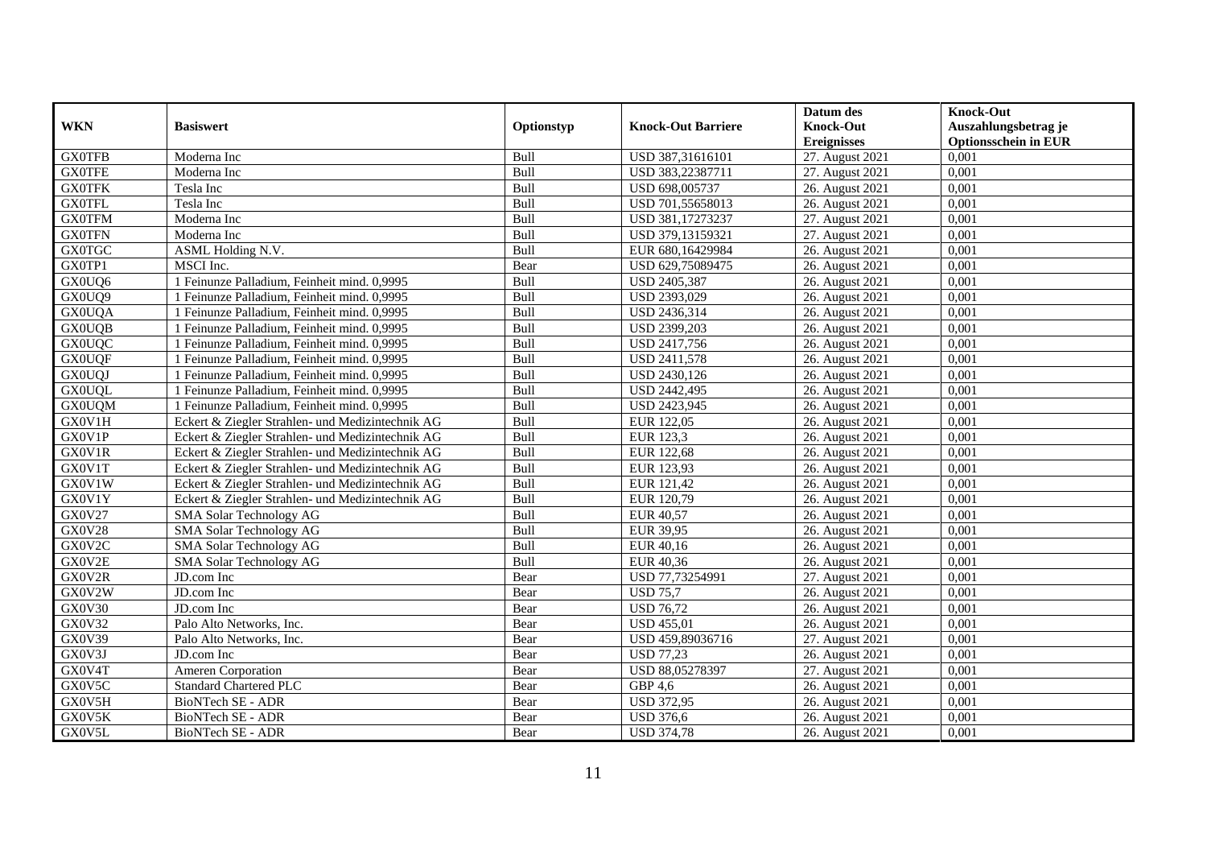| WKN | Basiswert | Optionstyp | Knock-Out Barriere | Datum des Knock-Out Ereignisses | Knock-Out Auszahlungsbetrag je Optionsschein in EUR |
|---|---|---|---|---|---|
| GX0TFB | Moderna Inc | Bull | USD 387,31616101 | 27. August 2021 | 0,001 |
| GX0TFE | Moderna Inc | Bull | USD 383,22387711 | 27. August 2021 | 0,001 |
| GX0TFK | Tesla Inc | Bull | USD 698,005737 | 26. August 2021 | 0,001 |
| GX0TFL | Tesla Inc | Bull | USD 701,55658013 | 26. August 2021 | 0,001 |
| GX0TFM | Moderna Inc | Bull | USD 381,17273237 | 27. August 2021 | 0,001 |
| GX0TFN | Moderna Inc | Bull | USD 379,13159321 | 27. August 2021 | 0,001 |
| GX0TGC | ASML Holding N.V. | Bull | EUR 680,16429984 | 26. August 2021 | 0,001 |
| GX0TP1 | MSCI Inc. | Bear | USD 629,75089475 | 26. August 2021 | 0,001 |
| GX0UQ6 | 1 Feinunze Palladium, Feinheit mind. 0,9995 | Bull | USD 2405,387 | 26. August 2021 | 0,001 |
| GX0UQ9 | 1 Feinunze Palladium, Feinheit mind. 0,9995 | Bull | USD 2393,029 | 26. August 2021 | 0,001 |
| GX0UQA | 1 Feinunze Palladium, Feinheit mind. 0,9995 | Bull | USD 2436,314 | 26. August 2021 | 0,001 |
| GX0UQB | 1 Feinunze Palladium, Feinheit mind. 0,9995 | Bull | USD 2399,203 | 26. August 2021 | 0,001 |
| GX0UQC | 1 Feinunze Palladium, Feinheit mind. 0,9995 | Bull | USD 2417,756 | 26. August 2021 | 0,001 |
| GX0UQF | 1 Feinunze Palladium, Feinheit mind. 0,9995 | Bull | USD 2411,578 | 26. August 2021 | 0,001 |
| GX0UQJ | 1 Feinunze Palladium, Feinheit mind. 0,9995 | Bull | USD 2430,126 | 26. August 2021 | 0,001 |
| GX0UQL | 1 Feinunze Palladium, Feinheit mind. 0,9995 | Bull | USD 2442,495 | 26. August 2021 | 0,001 |
| GX0UQM | 1 Feinunze Palladium, Feinheit mind. 0,9995 | Bull | USD 2423,945 | 26. August 2021 | 0,001 |
| GX0V1H | Eckert & Ziegler Strahlen- und Medizintechnik AG | Bull | EUR 122,05 | 26. August 2021 | 0,001 |
| GX0V1P | Eckert & Ziegler Strahlen- und Medizintechnik AG | Bull | EUR 123,3 | 26. August 2021 | 0,001 |
| GX0V1R | Eckert & Ziegler Strahlen- und Medizintechnik AG | Bull | EUR 122,68 | 26. August 2021 | 0,001 |
| GX0V1T | Eckert & Ziegler Strahlen- und Medizintechnik AG | Bull | EUR 123,93 | 26. August 2021 | 0,001 |
| GX0V1W | Eckert & Ziegler Strahlen- und Medizintechnik AG | Bull | EUR 121,42 | 26. August 2021 | 0,001 |
| GX0V1Y | Eckert & Ziegler Strahlen- und Medizintechnik AG | Bull | EUR 120,79 | 26. August 2021 | 0,001 |
| GX0V27 | SMA Solar Technology AG | Bull | EUR 40,57 | 26. August 2021 | 0,001 |
| GX0V28 | SMA Solar Technology AG | Bull | EUR 39,95 | 26. August 2021 | 0,001 |
| GX0V2C | SMA Solar Technology AG | Bull | EUR 40,16 | 26. August 2021 | 0,001 |
| GX0V2E | SMA Solar Technology AG | Bull | EUR 40,36 | 26. August 2021 | 0,001 |
| GX0V2R | JD.com Inc | Bear | USD 77,73254991 | 27. August 2021 | 0,001 |
| GX0V2W | JD.com Inc | Bear | USD 75,7 | 26. August 2021 | 0,001 |
| GX0V30 | JD.com Inc | Bear | USD 76,72 | 26. August 2021 | 0,001 |
| GX0V32 | Palo Alto Networks, Inc. | Bear | USD 455,01 | 26. August 2021 | 0,001 |
| GX0V39 | Palo Alto Networks, Inc. | Bear | USD 459,89036716 | 27. August 2021 | 0,001 |
| GX0V3J | JD.com Inc | Bear | USD 77,23 | 26. August 2021 | 0,001 |
| GX0V4T | Ameren Corporation | Bear | USD 88,05278397 | 27. August 2021 | 0,001 |
| GX0V5C | Standard Chartered PLC | Bear | GBP 4,6 | 26. August 2021 | 0,001 |
| GX0V5H | BioNTech SE - ADR | Bear | USD 372,95 | 26. August 2021 | 0,001 |
| GX0V5K | BioNTech SE - ADR | Bear | USD 376,6 | 26. August 2021 | 0,001 |
| GX0V5L | BioNTech SE - ADR | Bear | USD 374,78 | 26. August 2021 | 0,001 |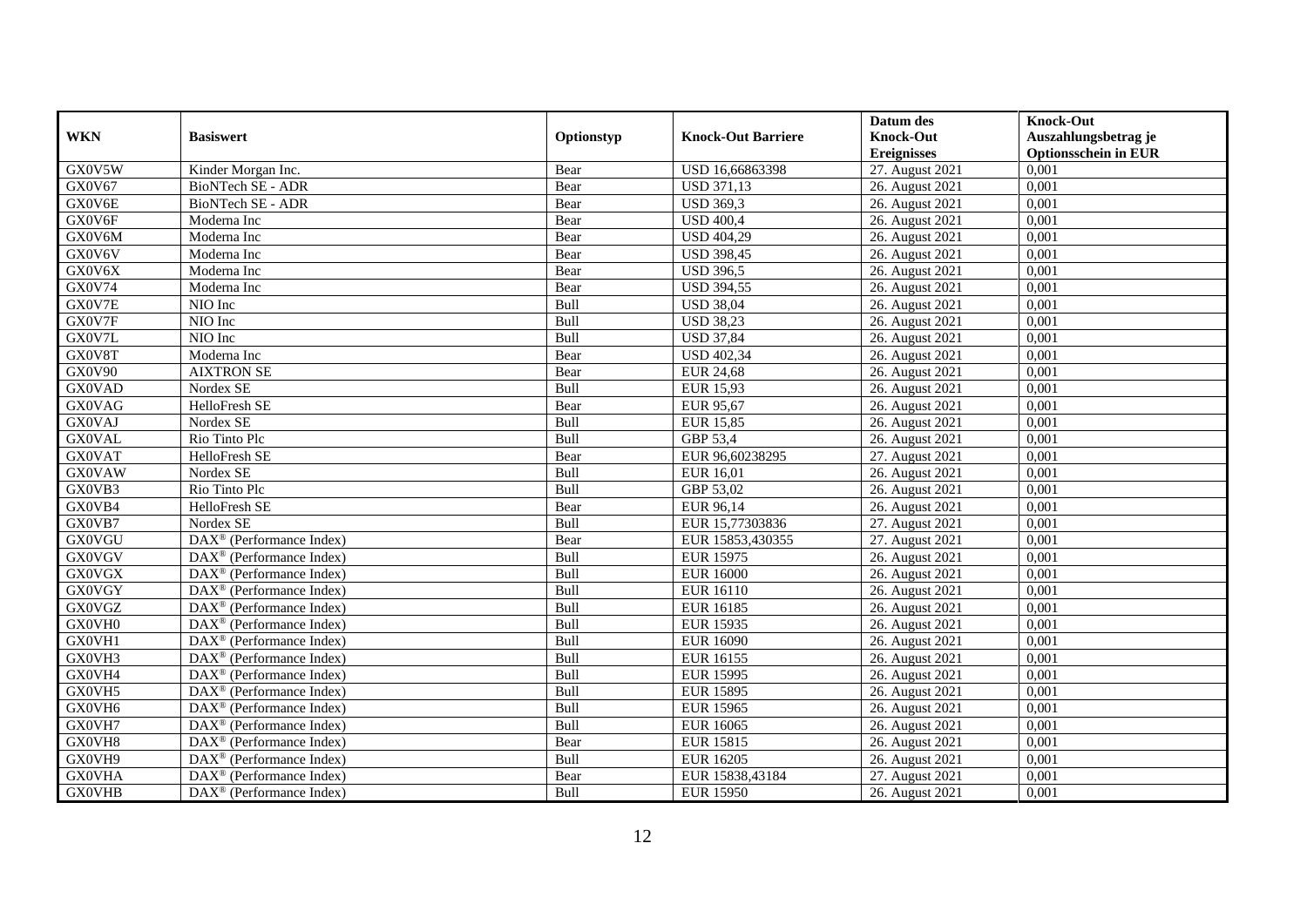| WKN | Basiswert | Optionstyp | Knock-Out Barriere | Datum des Knock-Out Ereignisses | Knock-Out Auszahlungsbetrag je Optionsschein in EUR |
|---|---|---|---|---|---|
| GX0V5W | Kinder Morgan Inc. | Bear | USD 16,66863398 | 27. August 2021 | 0,001 |
| GX0V67 | BioNTech SE - ADR | Bear | USD 371,13 | 26. August 2021 | 0,001 |
| GX0V6E | BioNTech SE - ADR | Bear | USD 369,3 | 26. August 2021 | 0,001 |
| GX0V6F | Moderna Inc | Bear | USD 400,4 | 26. August 2021 | 0,001 |
| GX0V6M | Moderna Inc | Bear | USD 404,29 | 26. August 2021 | 0,001 |
| GX0V6V | Moderna Inc | Bear | USD 398,45 | 26. August 2021 | 0,001 |
| GX0V6X | Moderna Inc | Bear | USD 396,5 | 26. August 2021 | 0,001 |
| GX0V74 | Moderna Inc | Bear | USD 394,55 | 26. August 2021 | 0,001 |
| GX0V7E | NIO Inc | Bull | USD 38,04 | 26. August 2021 | 0,001 |
| GX0V7F | NIO Inc | Bull | USD 38,23 | 26. August 2021 | 0,001 |
| GX0V7L | NIO Inc | Bull | USD 37,84 | 26. August 2021 | 0,001 |
| GX0V8T | Moderna Inc | Bear | USD 402,34 | 26. August 2021 | 0,001 |
| GX0V90 | AIXTRON SE | Bear | EUR 24,68 | 26. August 2021 | 0,001 |
| GX0VAD | Nordex SE | Bull | EUR 15,93 | 26. August 2021 | 0,001 |
| GX0VAG | HelloFresh SE | Bear | EUR 95,67 | 26. August 2021 | 0,001 |
| GX0VAJ | Nordex SE | Bull | EUR 15,85 | 26. August 2021 | 0,001 |
| GX0VAL | Rio Tinto Plc | Bull | GBP 53,4 | 26. August 2021 | 0,001 |
| GX0VAT | HelloFresh SE | Bear | EUR 96,60238295 | 27. August 2021 | 0,001 |
| GX0VAW | Nordex SE | Bull | EUR 16,01 | 26. August 2021 | 0,001 |
| GX0VB3 | Rio Tinto Plc | Bull | GBP 53,02 | 26. August 2021 | 0,001 |
| GX0VB4 | HelloFresh SE | Bear | EUR 96,14 | 26. August 2021 | 0,001 |
| GX0VB7 | Nordex SE | Bull | EUR 15,77303836 | 27. August 2021 | 0,001 |
| GX0VGU | DAX® (Performance Index) | Bear | EUR 15853,430355 | 27. August 2021 | 0,001 |
| GX0VGV | DAX® (Performance Index) | Bull | EUR 15975 | 26. August 2021 | 0,001 |
| GX0VGX | DAX® (Performance Index) | Bull | EUR 16000 | 26. August 2021 | 0,001 |
| GX0VGY | DAX® (Performance Index) | Bull | EUR 16110 | 26. August 2021 | 0,001 |
| GX0VGZ | DAX® (Performance Index) | Bull | EUR 16185 | 26. August 2021 | 0,001 |
| GX0VH0 | DAX® (Performance Index) | Bull | EUR 15935 | 26. August 2021 | 0,001 |
| GX0VH1 | DAX® (Performance Index) | Bull | EUR 16090 | 26. August 2021 | 0,001 |
| GX0VH3 | DAX® (Performance Index) | Bull | EUR 16155 | 26. August 2021 | 0,001 |
| GX0VH4 | DAX® (Performance Index) | Bull | EUR 15995 | 26. August 2021 | 0,001 |
| GX0VH5 | DAX® (Performance Index) | Bull | EUR 15895 | 26. August 2021 | 0,001 |
| GX0VH6 | DAX® (Performance Index) | Bull | EUR 15965 | 26. August 2021 | 0,001 |
| GX0VH7 | DAX® (Performance Index) | Bull | EUR 16065 | 26. August 2021 | 0,001 |
| GX0VH8 | DAX® (Performance Index) | Bear | EUR 15815 | 26. August 2021 | 0,001 |
| GX0VH9 | DAX® (Performance Index) | Bull | EUR 16205 | 26. August 2021 | 0,001 |
| GX0VHA | DAX® (Performance Index) | Bear | EUR 15838,43184 | 27. August 2021 | 0,001 |
| GX0VHB | DAX® (Performance Index) | Bull | EUR 15950 | 26. August 2021 | 0,001 |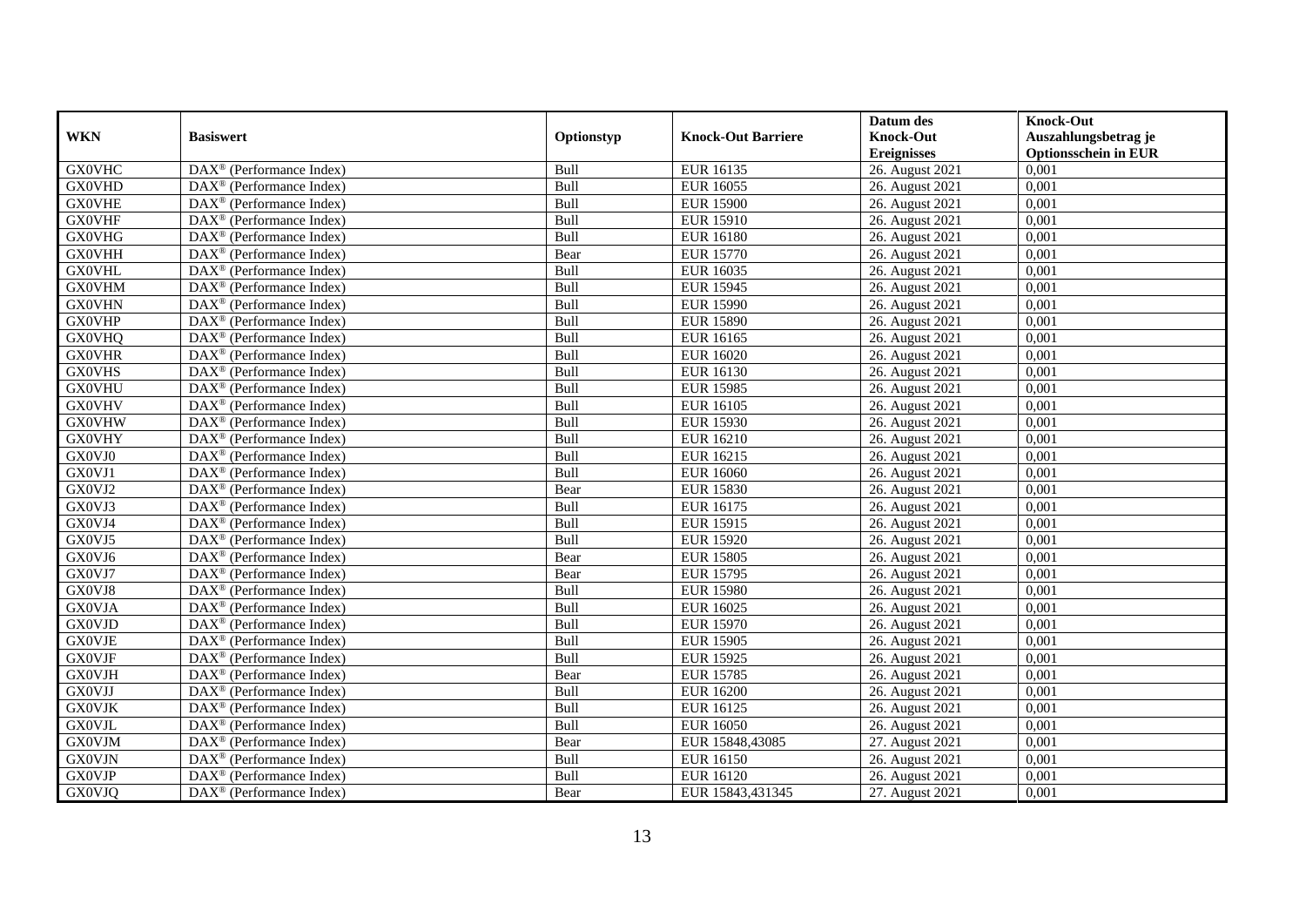| WKN | Basiswert | Optionstyp | Knock-Out Barriere | Datum des Knock-Out Ereignisses | Knock-Out Auszahlungsbetrag je Optionsschein in EUR |
|---|---|---|---|---|---|
| GX0VHC | DAX® (Performance Index) | Bull | EUR 16135 | 26. August 2021 | 0,001 |
| GX0VHD | DAX® (Performance Index) | Bull | EUR 16055 | 26. August 2021 | 0,001 |
| GX0VHE | DAX® (Performance Index) | Bull | EUR 15900 | 26. August 2021 | 0,001 |
| GX0VHF | DAX® (Performance Index) | Bull | EUR 15910 | 26. August 2021 | 0,001 |
| GX0VHG | DAX® (Performance Index) | Bull | EUR 16180 | 26. August 2021 | 0,001 |
| GX0VHH | DAX® (Performance Index) | Bear | EUR 15770 | 26. August 2021 | 0,001 |
| GX0VHL | DAX® (Performance Index) | Bull | EUR 16035 | 26. August 2021 | 0,001 |
| GX0VHM | DAX® (Performance Index) | Bull | EUR 15945 | 26. August 2021 | 0,001 |
| GX0VHN | DAX® (Performance Index) | Bull | EUR 15990 | 26. August 2021 | 0,001 |
| GX0VHP | DAX® (Performance Index) | Bull | EUR 15890 | 26. August 2021 | 0,001 |
| GX0VHQ | DAX® (Performance Index) | Bull | EUR 16165 | 26. August 2021 | 0,001 |
| GX0VHR | DAX® (Performance Index) | Bull | EUR 16020 | 26. August 2021 | 0,001 |
| GX0VHS | DAX® (Performance Index) | Bull | EUR 16130 | 26. August 2021 | 0,001 |
| GX0VHU | DAX® (Performance Index) | Bull | EUR 15985 | 26. August 2021 | 0,001 |
| GX0VHV | DAX® (Performance Index) | Bull | EUR 16105 | 26. August 2021 | 0,001 |
| GX0VHW | DAX® (Performance Index) | Bull | EUR 15930 | 26. August 2021 | 0,001 |
| GX0VHY | DAX® (Performance Index) | Bull | EUR 16210 | 26. August 2021 | 0,001 |
| GX0VJ0 | DAX® (Performance Index) | Bull | EUR 16215 | 26. August 2021 | 0,001 |
| GX0VJ1 | DAX® (Performance Index) | Bull | EUR 16060 | 26. August 2021 | 0,001 |
| GX0VJ2 | DAX® (Performance Index) | Bear | EUR 15830 | 26. August 2021 | 0,001 |
| GX0VJ3 | DAX® (Performance Index) | Bull | EUR 16175 | 26. August 2021 | 0,001 |
| GX0VJ4 | DAX® (Performance Index) | Bull | EUR 15915 | 26. August 2021 | 0,001 |
| GX0VJ5 | DAX® (Performance Index) | Bull | EUR 15920 | 26. August 2021 | 0,001 |
| GX0VJ6 | DAX® (Performance Index) | Bear | EUR 15805 | 26. August 2021 | 0,001 |
| GX0VJ7 | DAX® (Performance Index) | Bear | EUR 15795 | 26. August 2021 | 0,001 |
| GX0VJ8 | DAX® (Performance Index) | Bull | EUR 15980 | 26. August 2021 | 0,001 |
| GX0VJA | DAX® (Performance Index) | Bull | EUR 16025 | 26. August 2021 | 0,001 |
| GX0VJD | DAX® (Performance Index) | Bull | EUR 15970 | 26. August 2021 | 0,001 |
| GX0VJE | DAX® (Performance Index) | Bull | EUR 15905 | 26. August 2021 | 0,001 |
| GX0VJF | DAX® (Performance Index) | Bull | EUR 15925 | 26. August 2021 | 0,001 |
| GX0VJH | DAX® (Performance Index) | Bear | EUR 15785 | 26. August 2021 | 0,001 |
| GX0VJJ | DAX® (Performance Index) | Bull | EUR 16200 | 26. August 2021 | 0,001 |
| GX0VJK | DAX® (Performance Index) | Bull | EUR 16125 | 26. August 2021 | 0,001 |
| GX0VJL | DAX® (Performance Index) | Bull | EUR 16050 | 26. August 2021 | 0,001 |
| GX0VJM | DAX® (Performance Index) | Bear | EUR 15848,43085 | 27. August 2021 | 0,001 |
| GX0VJN | DAX® (Performance Index) | Bull | EUR 16150 | 26. August 2021 | 0,001 |
| GX0VJP | DAX® (Performance Index) | Bull | EUR 16120 | 26. August 2021 | 0,001 |
| GX0VJQ | DAX® (Performance Index) | Bear | EUR 15843,431345 | 27. August 2021 | 0,001 |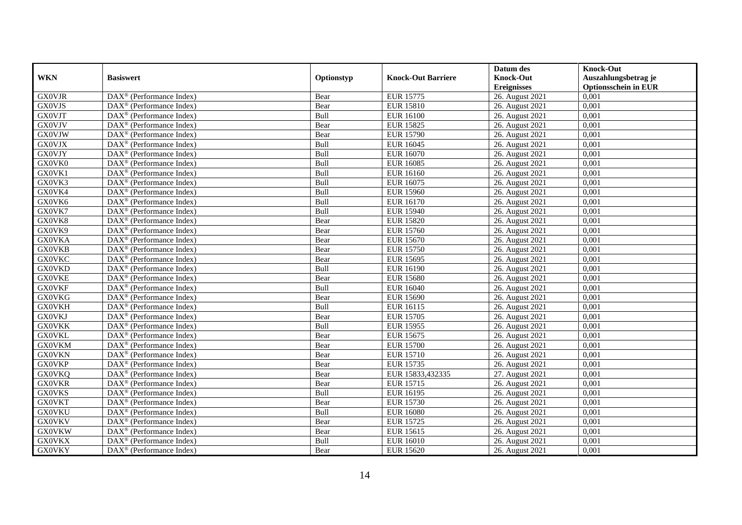| WKN | Basiswert | Optionstyp | Knock-Out Barriere | Datum des Knock-Out Ereignisses | Knock-Out Auszahlungsbetrag je Optionsschein in EUR |
|---|---|---|---|---|---|
| GX0VJR | DAX® (Performance Index) | Bear | EUR 15775 | 26. August 2021 | 0,001 |
| GX0VJS | DAX® (Performance Index) | Bear | EUR 15810 | 26. August 2021 | 0,001 |
| GX0VJT | DAX® (Performance Index) | Bull | EUR 16100 | 26. August 2021 | 0,001 |
| GX0VJV | DAX® (Performance Index) | Bear | EUR 15825 | 26. August 2021 | 0,001 |
| GX0VJW | DAX® (Performance Index) | Bear | EUR 15790 | 26. August 2021 | 0,001 |
| GX0VJX | DAX® (Performance Index) | Bull | EUR 16045 | 26. August 2021 | 0,001 |
| GX0VJY | DAX® (Performance Index) | Bull | EUR 16070 | 26. August 2021 | 0,001 |
| GX0VK0 | DAX® (Performance Index) | Bull | EUR 16085 | 26. August 2021 | 0,001 |
| GX0VK1 | DAX® (Performance Index) | Bull | EUR 16160 | 26. August 2021 | 0,001 |
| GX0VK3 | DAX® (Performance Index) | Bull | EUR 16075 | 26. August 2021 | 0,001 |
| GX0VK4 | DAX® (Performance Index) | Bull | EUR 15960 | 26. August 2021 | 0,001 |
| GX0VK6 | DAX® (Performance Index) | Bull | EUR 16170 | 26. August 2021 | 0,001 |
| GX0VK7 | DAX® (Performance Index) | Bull | EUR 15940 | 26. August 2021 | 0,001 |
| GX0VK8 | DAX® (Performance Index) | Bear | EUR 15820 | 26. August 2021 | 0,001 |
| GX0VK9 | DAX® (Performance Index) | Bear | EUR 15760 | 26. August 2021 | 0,001 |
| GX0VKA | DAX® (Performance Index) | Bear | EUR 15670 | 26. August 2021 | 0,001 |
| GX0VKB | DAX® (Performance Index) | Bear | EUR 15750 | 26. August 2021 | 0,001 |
| GX0VKC | DAX® (Performance Index) | Bear | EUR 15695 | 26. August 2021 | 0,001 |
| GX0VKD | DAX® (Performance Index) | Bull | EUR 16190 | 26. August 2021 | 0,001 |
| GX0VKE | DAX® (Performance Index) | Bear | EUR 15680 | 26. August 2021 | 0,001 |
| GX0VKF | DAX® (Performance Index) | Bull | EUR 16040 | 26. August 2021 | 0,001 |
| GX0VKG | DAX® (Performance Index) | Bear | EUR 15690 | 26. August 2021 | 0,001 |
| GX0VKH | DAX® (Performance Index) | Bull | EUR 16115 | 26. August 2021 | 0,001 |
| GX0VKJ | DAX® (Performance Index) | Bear | EUR 15705 | 26. August 2021 | 0,001 |
| GX0VKK | DAX® (Performance Index) | Bull | EUR 15955 | 26. August 2021 | 0,001 |
| GX0VKL | DAX® (Performance Index) | Bear | EUR 15675 | 26. August 2021 | 0,001 |
| GX0VKM | DAX® (Performance Index) | Bear | EUR 15700 | 26. August 2021 | 0,001 |
| GX0VKN | DAX® (Performance Index) | Bear | EUR 15710 | 26. August 2021 | 0,001 |
| GX0VKP | DAX® (Performance Index) | Bear | EUR 15735 | 26. August 2021 | 0,001 |
| GX0VKQ | DAX® (Performance Index) | Bear | EUR 15833,432335 | 27. August 2021 | 0,001 |
| GX0VKR | DAX® (Performance Index) | Bear | EUR 15715 | 26. August 2021 | 0,001 |
| GX0VKS | DAX® (Performance Index) | Bull | EUR 16195 | 26. August 2021 | 0,001 |
| GX0VKT | DAX® (Performance Index) | Bear | EUR 15730 | 26. August 2021 | 0,001 |
| GX0VKU | DAX® (Performance Index) | Bull | EUR 16080 | 26. August 2021 | 0,001 |
| GX0VKV | DAX® (Performance Index) | Bear | EUR 15725 | 26. August 2021 | 0,001 |
| GX0VKW | DAX® (Performance Index) | Bear | EUR 15615 | 26. August 2021 | 0,001 |
| GX0VKX | DAX® (Performance Index) | Bull | EUR 16010 | 26. August 2021 | 0,001 |
| GX0VKY | DAX® (Performance Index) | Bear | EUR 15620 | 26. August 2021 | 0,001 |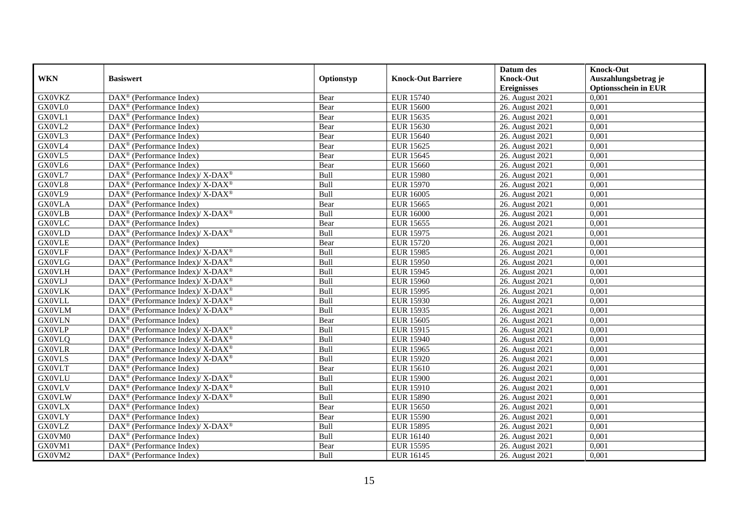| WKN | Basiswert | Optionstyp | Knock-Out Barriere | Datum des Knock-Out Ereignisses | Knock-Out Auszahlungsbetrag je Optionsschein in EUR |
|---|---|---|---|---|---|
| GX0VKZ | DAX® (Performance Index) | Bear | EUR 15740 | 26. August 2021 | 0,001 |
| GX0VL0 | DAX® (Performance Index) | Bear | EUR 15600 | 26. August 2021 | 0,001 |
| GX0VL1 | DAX® (Performance Index) | Bear | EUR 15635 | 26. August 2021 | 0,001 |
| GX0VL2 | DAX® (Performance Index) | Bear | EUR 15630 | 26. August 2021 | 0,001 |
| GX0VL3 | DAX® (Performance Index) | Bear | EUR 15640 | 26. August 2021 | 0,001 |
| GX0VL4 | DAX® (Performance Index) | Bear | EUR 15625 | 26. August 2021 | 0,001 |
| GX0VL5 | DAX® (Performance Index) | Bear | EUR 15645 | 26. August 2021 | 0,001 |
| GX0VL6 | DAX® (Performance Index) | Bear | EUR 15660 | 26. August 2021 | 0,001 |
| GX0VL7 | DAX® (Performance Index)/ X-DAX® | Bull | EUR 15980 | 26. August 2021 | 0,001 |
| GX0VL8 | DAX® (Performance Index)/ X-DAX® | Bull | EUR 15970 | 26. August 2021 | 0,001 |
| GX0VL9 | DAX® (Performance Index)/ X-DAX® | Bull | EUR 16005 | 26. August 2021 | 0,001 |
| GX0VLA | DAX® (Performance Index) | Bear | EUR 15665 | 26. August 2021 | 0,001 |
| GX0VLB | DAX® (Performance Index)/ X-DAX® | Bull | EUR 16000 | 26. August 2021 | 0,001 |
| GX0VLC | DAX® (Performance Index) | Bear | EUR 15655 | 26. August 2021 | 0,001 |
| GX0VLD | DAX® (Performance Index)/ X-DAX® | Bull | EUR 15975 | 26. August 2021 | 0,001 |
| GX0VLE | DAX® (Performance Index) | Bear | EUR 15720 | 26. August 2021 | 0,001 |
| GX0VLF | DAX® (Performance Index)/ X-DAX® | Bull | EUR 15985 | 26. August 2021 | 0,001 |
| GX0VLG | DAX® (Performance Index)/ X-DAX® | Bull | EUR 15950 | 26. August 2021 | 0,001 |
| GX0VLH | DAX® (Performance Index)/ X-DAX® | Bull | EUR 15945 | 26. August 2021 | 0,001 |
| GX0VLJ | DAX® (Performance Index)/ X-DAX® | Bull | EUR 15960 | 26. August 2021 | 0,001 |
| GX0VLK | DAX® (Performance Index)/ X-DAX® | Bull | EUR 15995 | 26. August 2021 | 0,001 |
| GX0VLL | DAX® (Performance Index)/ X-DAX® | Bull | EUR 15930 | 26. August 2021 | 0,001 |
| GX0VLM | DAX® (Performance Index)/ X-DAX® | Bull | EUR 15935 | 26. August 2021 | 0,001 |
| GX0VLN | DAX® (Performance Index) | Bear | EUR 15605 | 26. August 2021 | 0,001 |
| GX0VLP | DAX® (Performance Index)/ X-DAX® | Bull | EUR 15915 | 26. August 2021 | 0,001 |
| GX0VLQ | DAX® (Performance Index)/ X-DAX® | Bull | EUR 15940 | 26. August 2021 | 0,001 |
| GX0VLR | DAX® (Performance Index)/ X-DAX® | Bull | EUR 15965 | 26. August 2021 | 0,001 |
| GX0VLS | DAX® (Performance Index)/ X-DAX® | Bull | EUR 15920 | 26. August 2021 | 0,001 |
| GX0VLT | DAX® (Performance Index) | Bear | EUR 15610 | 26. August 2021 | 0,001 |
| GX0VLU | DAX® (Performance Index)/ X-DAX® | Bull | EUR 15900 | 26. August 2021 | 0,001 |
| GX0VLV | DAX® (Performance Index)/ X-DAX® | Bull | EUR 15910 | 26. August 2021 | 0,001 |
| GX0VLW | DAX® (Performance Index)/ X-DAX® | Bull | EUR 15890 | 26. August 2021 | 0,001 |
| GX0VLX | DAX® (Performance Index) | Bear | EUR 15650 | 26. August 2021 | 0,001 |
| GX0VLY | DAX® (Performance Index) | Bear | EUR 15590 | 26. August 2021 | 0,001 |
| GX0VLZ | DAX® (Performance Index)/ X-DAX® | Bull | EUR 15895 | 26. August 2021 | 0,001 |
| GX0VM0 | DAX® (Performance Index) | Bull | EUR 16140 | 26. August 2021 | 0,001 |
| GX0VM1 | DAX® (Performance Index) | Bear | EUR 15595 | 26. August 2021 | 0,001 |
| GX0VM2 | DAX® (Performance Index) | Bull | EUR 16145 | 26. August 2021 | 0,001 |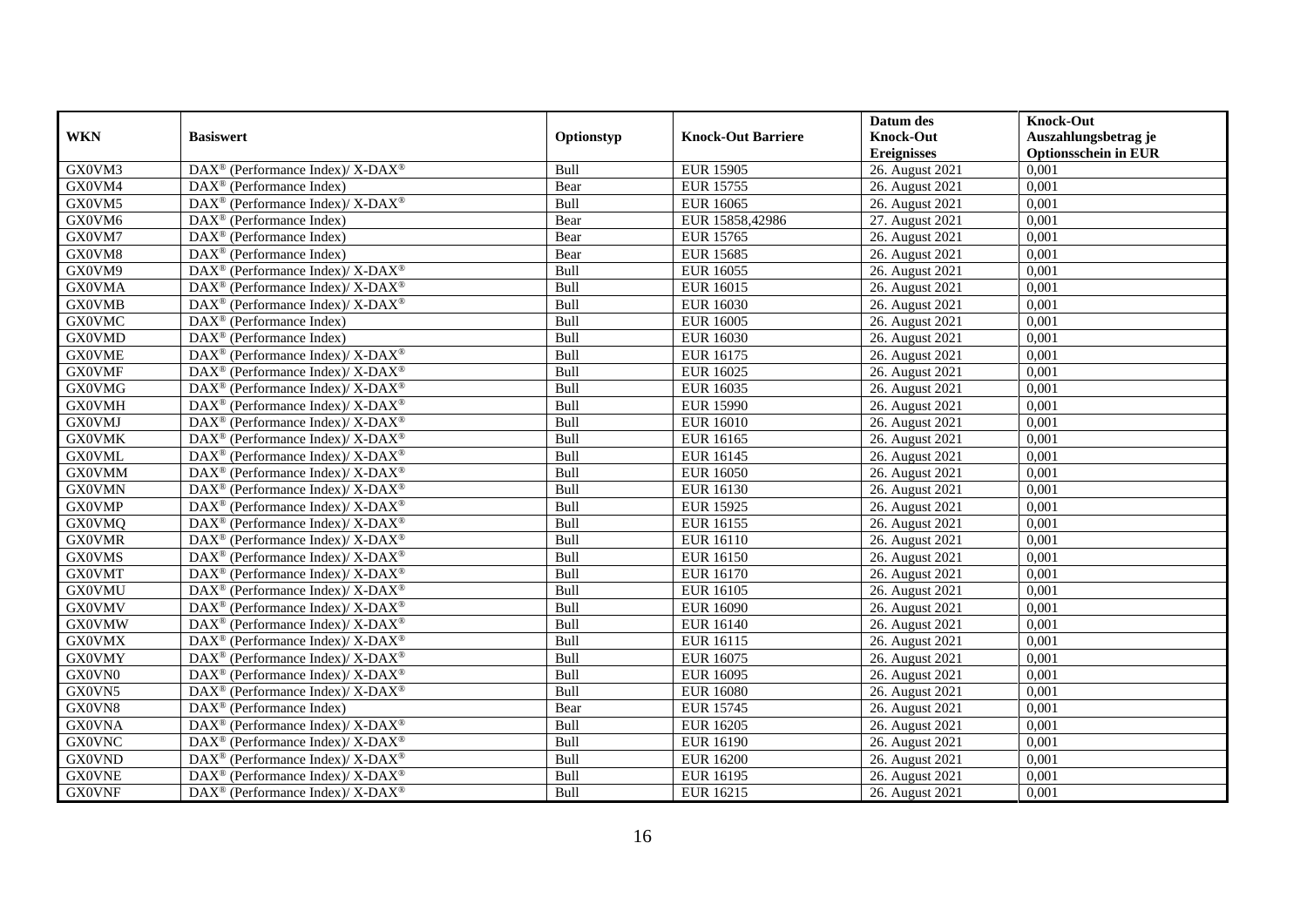| WKN | Basiswert | Optionstyp | Knock-Out Barriere | Datum des Knock-Out Ereignisses | Knock-Out Auszahlungsbetrag je Optionsschein in EUR |
|---|---|---|---|---|---|
| GX0VM3 | DAX® (Performance Index)/ X-DAX® | Bull | EUR 15905 | 26. August 2021 | 0,001 |
| GX0VM4 | DAX® (Performance Index) | Bear | EUR 15755 | 26. August 2021 | 0,001 |
| GX0VM5 | DAX® (Performance Index)/ X-DAX® | Bull | EUR 16065 | 26. August 2021 | 0,001 |
| GX0VM6 | DAX® (Performance Index) | Bear | EUR 15858,42986 | 27. August 2021 | 0,001 |
| GX0VM7 | DAX® (Performance Index) | Bear | EUR 15765 | 26. August 2021 | 0,001 |
| GX0VM8 | DAX® (Performance Index) | Bear | EUR 15685 | 26. August 2021 | 0,001 |
| GX0VM9 | DAX® (Performance Index)/ X-DAX® | Bull | EUR 16055 | 26. August 2021 | 0,001 |
| GX0VMA | DAX® (Performance Index)/ X-DAX® | Bull | EUR 16015 | 26. August 2021 | 0,001 |
| GX0VMB | DAX® (Performance Index)/ X-DAX® | Bull | EUR 16030 | 26. August 2021 | 0,001 |
| GX0VMC | DAX® (Performance Index) | Bull | EUR 16005 | 26. August 2021 | 0,001 |
| GX0VMD | DAX® (Performance Index) | Bull | EUR 16030 | 26. August 2021 | 0,001 |
| GX0VME | DAX® (Performance Index)/ X-DAX® | Bull | EUR 16175 | 26. August 2021 | 0,001 |
| GX0VMF | DAX® (Performance Index)/ X-DAX® | Bull | EUR 16025 | 26. August 2021 | 0,001 |
| GX0VMG | DAX® (Performance Index)/ X-DAX® | Bull | EUR 16035 | 26. August 2021 | 0,001 |
| GX0VMH | DAX® (Performance Index)/ X-DAX® | Bull | EUR 15990 | 26. August 2021 | 0,001 |
| GX0VMJ | DAX® (Performance Index)/ X-DAX® | Bull | EUR 16010 | 26. August 2021 | 0,001 |
| GX0VMK | DAX® (Performance Index)/ X-DAX® | Bull | EUR 16165 | 26. August 2021 | 0,001 |
| GX0VML | DAX® (Performance Index)/ X-DAX® | Bull | EUR 16145 | 26. August 2021 | 0,001 |
| GX0VMM | DAX® (Performance Index)/ X-DAX® | Bull | EUR 16050 | 26. August 2021 | 0,001 |
| GX0VMN | DAX® (Performance Index)/ X-DAX® | Bull | EUR 16130 | 26. August 2021 | 0,001 |
| GX0VMP | DAX® (Performance Index)/ X-DAX® | Bull | EUR 15925 | 26. August 2021 | 0,001 |
| GX0VMQ | DAX® (Performance Index)/ X-DAX® | Bull | EUR 16155 | 26. August 2021 | 0,001 |
| GX0VMR | DAX® (Performance Index)/ X-DAX® | Bull | EUR 16110 | 26. August 2021 | 0,001 |
| GX0VMS | DAX® (Performance Index)/ X-DAX® | Bull | EUR 16150 | 26. August 2021 | 0,001 |
| GX0VMT | DAX® (Performance Index)/ X-DAX® | Bull | EUR 16170 | 26. August 2021 | 0,001 |
| GX0VMU | DAX® (Performance Index)/ X-DAX® | Bull | EUR 16105 | 26. August 2021 | 0,001 |
| GX0VMV | DAX® (Performance Index)/ X-DAX® | Bull | EUR 16090 | 26. August 2021 | 0,001 |
| GX0VMW | DAX® (Performance Index)/ X-DAX® | Bull | EUR 16140 | 26. August 2021 | 0,001 |
| GX0VMX | DAX® (Performance Index)/ X-DAX® | Bull | EUR 16115 | 26. August 2021 | 0,001 |
| GX0VMY | DAX® (Performance Index)/ X-DAX® | Bull | EUR 16075 | 26. August 2021 | 0,001 |
| GX0VN0 | DAX® (Performance Index)/ X-DAX® | Bull | EUR 16095 | 26. August 2021 | 0,001 |
| GX0VN5 | DAX® (Performance Index)/ X-DAX® | Bull | EUR 16080 | 26. August 2021 | 0,001 |
| GX0VN8 | DAX® (Performance Index) | Bear | EUR 15745 | 26. August 2021 | 0,001 |
| GX0VNA | DAX® (Performance Index)/ X-DAX® | Bull | EUR 16205 | 26. August 2021 | 0,001 |
| GX0VNC | DAX® (Performance Index)/ X-DAX® | Bull | EUR 16190 | 26. August 2021 | 0,001 |
| GX0VND | DAX® (Performance Index)/ X-DAX® | Bull | EUR 16200 | 26. August 2021 | 0,001 |
| GX0VNE | DAX® (Performance Index)/ X-DAX® | Bull | EUR 16195 | 26. August 2021 | 0,001 |
| GX0VNF | DAX® (Performance Index)/ X-DAX® | Bull | EUR 16215 | 26. August 2021 | 0,001 |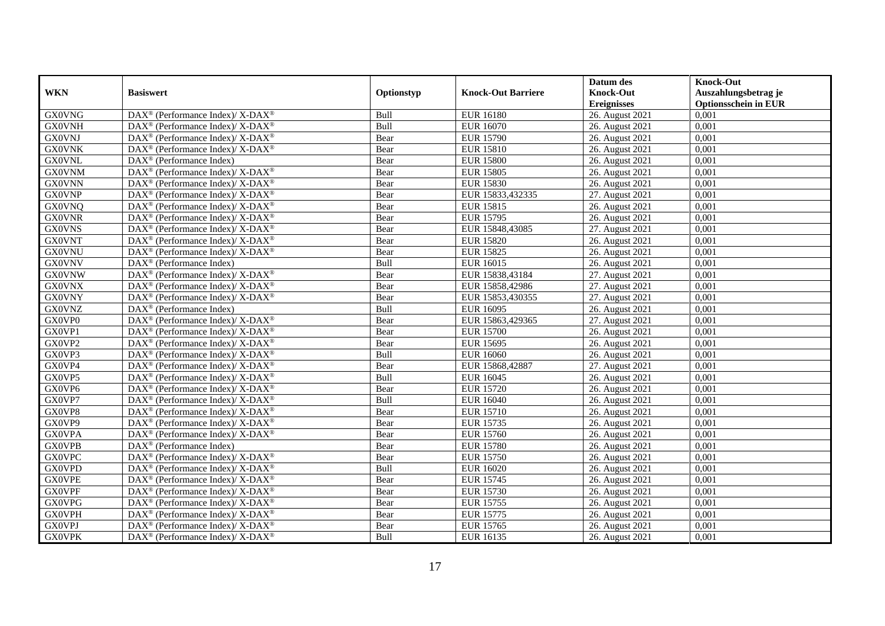| WKN | Basiswert | Optionstyp | Knock-Out Barriere | Datum des Knock-Out Ereignisses | Knock-Out Auszahlungsbetrag je Optionsschein in EUR |
|---|---|---|---|---|---|
| GX0VNG | DAX® (Performance Index)/ X-DAX® | Bull | EUR 16180 | 26. August 2021 | 0,001 |
| GX0VNH | DAX® (Performance Index)/ X-DAX® | Bull | EUR 16070 | 26. August 2021 | 0,001 |
| GX0VNJ | DAX® (Performance Index)/ X-DAX® | Bear | EUR 15790 | 26. August 2021 | 0,001 |
| GX0VNK | DAX® (Performance Index)/ X-DAX® | Bear | EUR 15810 | 26. August 2021 | 0,001 |
| GX0VNL | DAX® (Performance Index) | Bear | EUR 15800 | 26. August 2021 | 0,001 |
| GX0VNM | DAX® (Performance Index)/ X-DAX® | Bear | EUR 15805 | 26. August 2021 | 0,001 |
| GX0VNN | DAX® (Performance Index)/ X-DAX® | Bear | EUR 15830 | 26. August 2021 | 0,001 |
| GX0VNP | DAX® (Performance Index)/ X-DAX® | Bear | EUR 15833,432335 | 27. August 2021 | 0,001 |
| GX0VNQ | DAX® (Performance Index)/ X-DAX® | Bear | EUR 15815 | 26. August 2021 | 0,001 |
| GX0VNR | DAX® (Performance Index)/ X-DAX® | Bear | EUR 15795 | 26. August 2021 | 0,001 |
| GX0VNS | DAX® (Performance Index)/ X-DAX® | Bear | EUR 15848,43085 | 27. August 2021 | 0,001 |
| GX0VNT | DAX® (Performance Index)/ X-DAX® | Bear | EUR 15820 | 26. August 2021 | 0,001 |
| GX0VNU | DAX® (Performance Index)/ X-DAX® | Bear | EUR 15825 | 26. August 2021 | 0,001 |
| GX0VNV | DAX® (Performance Index) | Bull | EUR 16015 | 26. August 2021 | 0,001 |
| GX0VNW | DAX® (Performance Index)/ X-DAX® | Bear | EUR 15838,43184 | 27. August 2021 | 0,001 |
| GX0VNX | DAX® (Performance Index)/ X-DAX® | Bear | EUR 15858,42986 | 27. August 2021 | 0,001 |
| GX0VNY | DAX® (Performance Index)/ X-DAX® | Bear | EUR 15853,430355 | 27. August 2021 | 0,001 |
| GX0VNZ | DAX® (Performance Index) | Bull | EUR 16095 | 26. August 2021 | 0,001 |
| GX0VP0 | DAX® (Performance Index)/ X-DAX® | Bear | EUR 15863,429365 | 27. August 2021 | 0,001 |
| GX0VP1 | DAX® (Performance Index)/ X-DAX® | Bear | EUR 15700 | 26. August 2021 | 0,001 |
| GX0VP2 | DAX® (Performance Index)/ X-DAX® | Bear | EUR 15695 | 26. August 2021 | 0,001 |
| GX0VP3 | DAX® (Performance Index)/ X-DAX® | Bull | EUR 16060 | 26. August 2021 | 0,001 |
| GX0VP4 | DAX® (Performance Index)/ X-DAX® | Bear | EUR 15868,42887 | 27. August 2021 | 0,001 |
| GX0VP5 | DAX® (Performance Index)/ X-DAX® | Bull | EUR 16045 | 26. August 2021 | 0,001 |
| GX0VP6 | DAX® (Performance Index)/ X-DAX® | Bear | EUR 15720 | 26. August 2021 | 0,001 |
| GX0VP7 | DAX® (Performance Index)/ X-DAX® | Bull | EUR 16040 | 26. August 2021 | 0,001 |
| GX0VP8 | DAX® (Performance Index)/ X-DAX® | Bear | EUR 15710 | 26. August 2021 | 0,001 |
| GX0VP9 | DAX® (Performance Index)/ X-DAX® | Bear | EUR 15735 | 26. August 2021 | 0,001 |
| GX0VPA | DAX® (Performance Index)/ X-DAX® | Bear | EUR 15760 | 26. August 2021 | 0,001 |
| GX0VPB | DAX® (Performance Index) | Bear | EUR 15780 | 26. August 2021 | 0,001 |
| GX0VPC | DAX® (Performance Index)/ X-DAX® | Bear | EUR 15750 | 26. August 2021 | 0,001 |
| GX0VPD | DAX® (Performance Index)/ X-DAX® | Bull | EUR 16020 | 26. August 2021 | 0,001 |
| GX0VPE | DAX® (Performance Index)/ X-DAX® | Bear | EUR 15745 | 26. August 2021 | 0,001 |
| GX0VPF | DAX® (Performance Index)/ X-DAX® | Bear | EUR 15730 | 26. August 2021 | 0,001 |
| GX0VPG | DAX® (Performance Index)/ X-DAX® | Bear | EUR 15755 | 26. August 2021 | 0,001 |
| GX0VPH | DAX® (Performance Index)/ X-DAX® | Bear | EUR 15775 | 26. August 2021 | 0,001 |
| GX0VPJ | DAX® (Performance Index)/ X-DAX® | Bear | EUR 15765 | 26. August 2021 | 0,001 |
| GX0VPK | DAX® (Performance Index)/ X-DAX® | Bull | EUR 16135 | 26. August 2021 | 0,001 |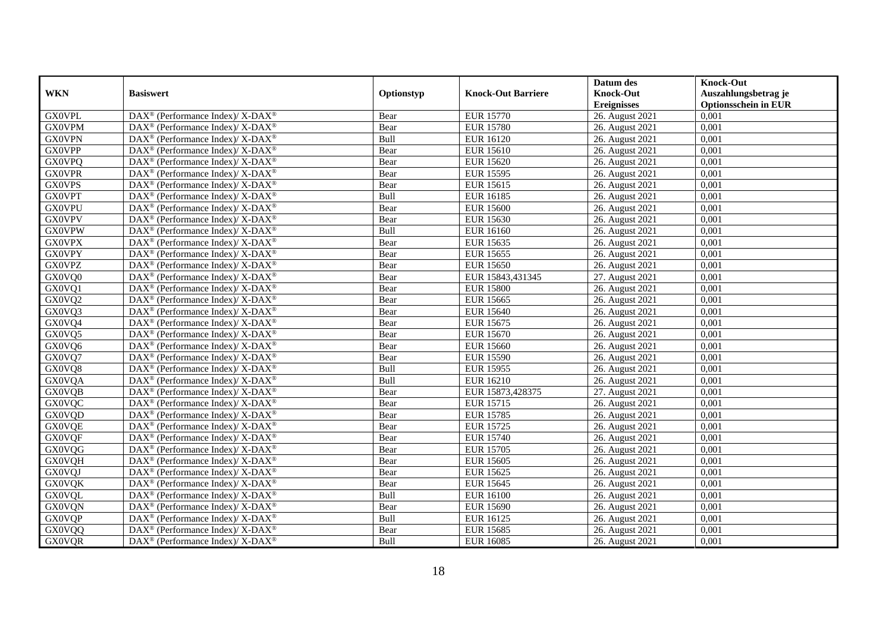| WKN | Basiswert | Optionstyp | Knock-Out Barriere | Datum des Knock-Out Ereignisses | Knock-Out Auszahlungsbetrag je Optionsschein in EUR |
|---|---|---|---|---|---|
| GX0VPL | DAX® (Performance Index)/ X-DAX® | Bear | EUR 15770 | 26. August 2021 | 0,001 |
| GX0VPM | DAX® (Performance Index)/ X-DAX® | Bear | EUR 15780 | 26. August 2021 | 0,001 |
| GX0VPN | DAX® (Performance Index)/ X-DAX® | Bull | EUR 16120 | 26. August 2021 | 0,001 |
| GX0VPP | DAX® (Performance Index)/ X-DAX® | Bear | EUR 15610 | 26. August 2021 | 0,001 |
| GX0VPQ | DAX® (Performance Index)/ X-DAX® | Bear | EUR 15620 | 26. August 2021 | 0,001 |
| GX0VPR | DAX® (Performance Index)/ X-DAX® | Bear | EUR 15595 | 26. August 2021 | 0,001 |
| GX0VPS | DAX® (Performance Index)/ X-DAX® | Bear | EUR 15615 | 26. August 2021 | 0,001 |
| GX0VPT | DAX® (Performance Index)/ X-DAX® | Bull | EUR 16185 | 26. August 2021 | 0,001 |
| GX0VPU | DAX® (Performance Index)/ X-DAX® | Bear | EUR 15600 | 26. August 2021 | 0,001 |
| GX0VPV | DAX® (Performance Index)/ X-DAX® | Bear | EUR 15630 | 26. August 2021 | 0,001 |
| GX0VPW | DAX® (Performance Index)/ X-DAX® | Bull | EUR 16160 | 26. August 2021 | 0,001 |
| GX0VPX | DAX® (Performance Index)/ X-DAX® | Bear | EUR 15635 | 26. August 2021 | 0,001 |
| GX0VPY | DAX® (Performance Index)/ X-DAX® | Bear | EUR 15655 | 26. August 2021 | 0,001 |
| GX0VPZ | DAX® (Performance Index)/ X-DAX® | Bear | EUR 15650 | 26. August 2021 | 0,001 |
| GX0VQ0 | DAX® (Performance Index)/ X-DAX® | Bear | EUR 15843,431345 | 27. August 2021 | 0,001 |
| GX0VQ1 | DAX® (Performance Index)/ X-DAX® | Bear | EUR 15800 | 26. August 2021 | 0,001 |
| GX0VQ2 | DAX® (Performance Index)/ X-DAX® | Bear | EUR 15665 | 26. August 2021 | 0,001 |
| GX0VQ3 | DAX® (Performance Index)/ X-DAX® | Bear | EUR 15640 | 26. August 2021 | 0,001 |
| GX0VQ4 | DAX® (Performance Index)/ X-DAX® | Bear | EUR 15675 | 26. August 2021 | 0,001 |
| GX0VQ5 | DAX® (Performance Index)/ X-DAX® | Bear | EUR 15670 | 26. August 2021 | 0,001 |
| GX0VQ6 | DAX® (Performance Index)/ X-DAX® | Bear | EUR 15660 | 26. August 2021 | 0,001 |
| GX0VQ7 | DAX® (Performance Index)/ X-DAX® | Bear | EUR 15590 | 26. August 2021 | 0,001 |
| GX0VQ8 | DAX® (Performance Index)/ X-DAX® | Bull | EUR 15955 | 26. August 2021 | 0,001 |
| GX0VQA | DAX® (Performance Index)/ X-DAX® | Bull | EUR 16210 | 26. August 2021 | 0,001 |
| GX0VQB | DAX® (Performance Index)/ X-DAX® | Bear | EUR 15873,428375 | 27. August 2021 | 0,001 |
| GX0VQC | DAX® (Performance Index)/ X-DAX® | Bear | EUR 15715 | 26. August 2021 | 0,001 |
| GX0VQD | DAX® (Performance Index)/ X-DAX® | Bear | EUR 15785 | 26. August 2021 | 0,001 |
| GX0VQE | DAX® (Performance Index)/ X-DAX® | Bear | EUR 15725 | 26. August 2021 | 0,001 |
| GX0VQF | DAX® (Performance Index)/ X-DAX® | Bear | EUR 15740 | 26. August 2021 | 0,001 |
| GX0VQG | DAX® (Performance Index)/ X-DAX® | Bear | EUR 15705 | 26. August 2021 | 0,001 |
| GX0VQH | DAX® (Performance Index)/ X-DAX® | Bear | EUR 15605 | 26. August 2021 | 0,001 |
| GX0VQJ | DAX® (Performance Index)/ X-DAX® | Bear | EUR 15625 | 26. August 2021 | 0,001 |
| GX0VQK | DAX® (Performance Index)/ X-DAX® | Bear | EUR 15645 | 26. August 2021 | 0,001 |
| GX0VQL | DAX® (Performance Index)/ X-DAX® | Bull | EUR 16100 | 26. August 2021 | 0,001 |
| GX0VQN | DAX® (Performance Index)/ X-DAX® | Bear | EUR 15690 | 26. August 2021 | 0,001 |
| GX0VQP | DAX® (Performance Index)/ X-DAX® | Bull | EUR 16125 | 26. August 2021 | 0,001 |
| GX0VQQ | DAX® (Performance Index)/ X-DAX® | Bear | EUR 15685 | 26. August 2021 | 0,001 |
| GX0VQR | DAX® (Performance Index)/ X-DAX® | Bull | EUR 16085 | 26. August 2021 | 0,001 |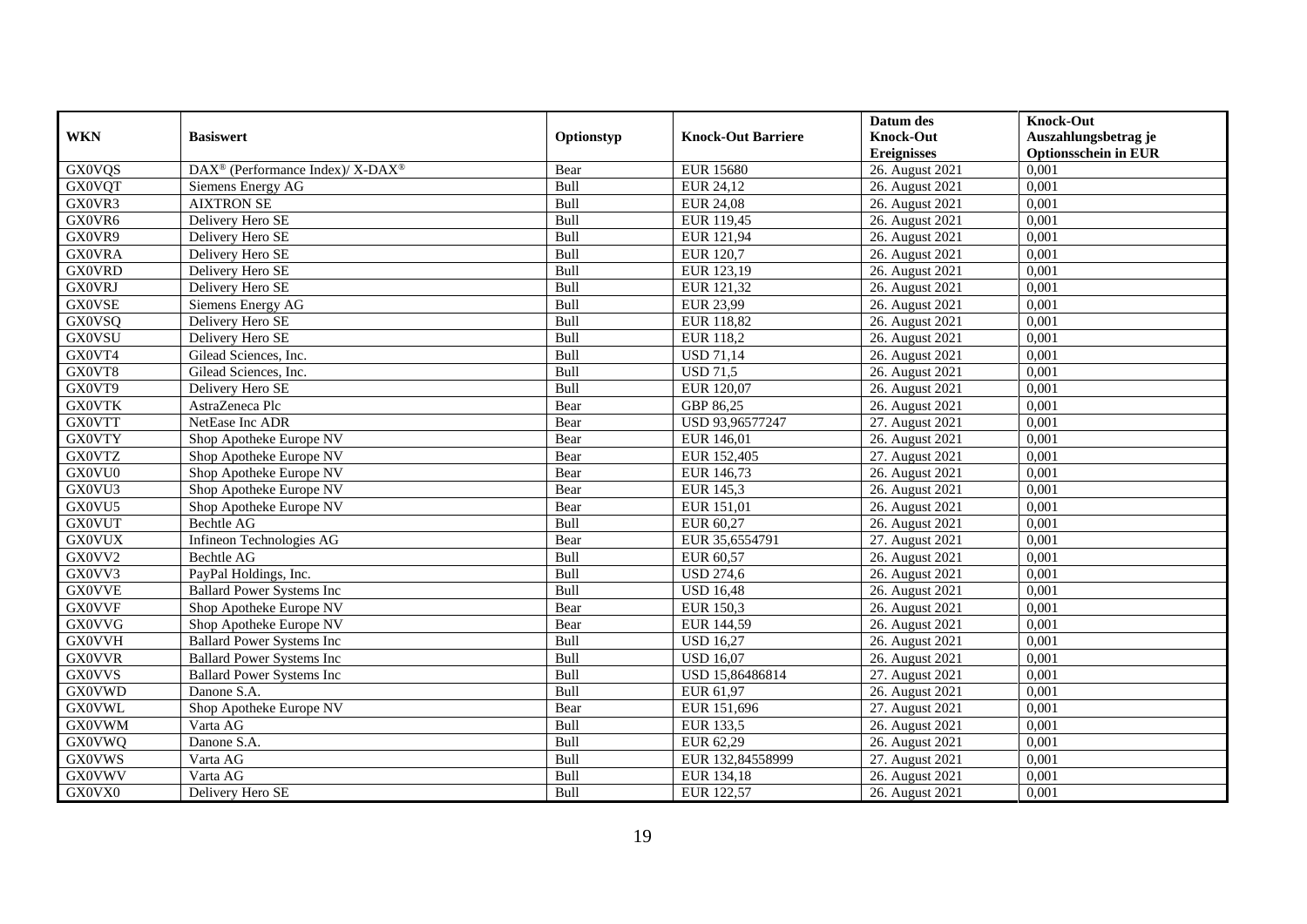| WKN | Basiswert | Optionstyp | Knock-Out Barriere | Datum des Knock-Out Ereignisses | Knock-Out Auszahlungsbetrag je Optionsschein in EUR |
|---|---|---|---|---|---|
| GX0VQS | DAX® (Performance Index)/ X-DAX® | Bear | EUR 15680 | 26. August 2021 | 0,001 |
| GX0VQT | Siemens Energy AG | Bull | EUR 24,12 | 26. August 2021 | 0,001 |
| GX0VR3 | AIXTRON SE | Bull | EUR 24,08 | 26. August 2021 | 0,001 |
| GX0VR6 | Delivery Hero SE | Bull | EUR 119,45 | 26. August 2021 | 0,001 |
| GX0VR9 | Delivery Hero SE | Bull | EUR 121,94 | 26. August 2021 | 0,001 |
| GX0VRA | Delivery Hero SE | Bull | EUR 120,7 | 26. August 2021 | 0,001 |
| GX0VRD | Delivery Hero SE | Bull | EUR 123,19 | 26. August 2021 | 0,001 |
| GX0VRJ | Delivery Hero SE | Bull | EUR 121,32 | 26. August 2021 | 0,001 |
| GX0VSE | Siemens Energy AG | Bull | EUR 23,99 | 26. August 2021 | 0,001 |
| GX0VSQ | Delivery Hero SE | Bull | EUR 118,82 | 26. August 2021 | 0,001 |
| GX0VSU | Delivery Hero SE | Bull | EUR 118,2 | 26. August 2021 | 0,001 |
| GX0VT4 | Gilead Sciences, Inc. | Bull | USD 71,14 | 26. August 2021 | 0,001 |
| GX0VT8 | Gilead Sciences, Inc. | Bull | USD 71,5 | 26. August 2021 | 0,001 |
| GX0VT9 | Delivery Hero SE | Bull | EUR 120,07 | 26. August 2021 | 0,001 |
| GX0VTK | AstraZeneca Plc | Bear | GBP 86,25 | 26. August 2021 | 0,001 |
| GX0VTT | NetEase Inc ADR | Bear | USD 93,96577247 | 27. August 2021 | 0,001 |
| GX0VTY | Shop Apotheke Europe NV | Bear | EUR 146,01 | 26. August 2021 | 0,001 |
| GX0VTZ | Shop Apotheke Europe NV | Bear | EUR 152,405 | 27. August 2021 | 0,001 |
| GX0VU0 | Shop Apotheke Europe NV | Bear | EUR 146,73 | 26. August 2021 | 0,001 |
| GX0VU3 | Shop Apotheke Europe NV | Bear | EUR 145,3 | 26. August 2021 | 0,001 |
| GX0VU5 | Shop Apotheke Europe NV | Bear | EUR 151,01 | 26. August 2021 | 0,001 |
| GX0VUT | Bechtle AG | Bull | EUR 60,27 | 26. August 2021 | 0,001 |
| GX0VUX | Infineon Technologies AG | Bear | EUR 35,6554791 | 27. August 2021 | 0,001 |
| GX0VV2 | Bechtle AG | Bull | EUR 60,57 | 26. August 2021 | 0,001 |
| GX0VV3 | PayPal Holdings, Inc. | Bull | USD 274,6 | 26. August 2021 | 0,001 |
| GX0VVE | Ballard Power Systems Inc | Bull | USD 16,48 | 26. August 2021 | 0,001 |
| GX0VVF | Shop Apotheke Europe NV | Bear | EUR 150,3 | 26. August 2021 | 0,001 |
| GX0VVG | Shop Apotheke Europe NV | Bear | EUR 144,59 | 26. August 2021 | 0,001 |
| GX0VVH | Ballard Power Systems Inc | Bull | USD 16,27 | 26. August 2021 | 0,001 |
| GX0VVR | Ballard Power Systems Inc | Bull | USD 16,07 | 26. August 2021 | 0,001 |
| GX0VVS | Ballard Power Systems Inc | Bull | USD 15,86486814 | 27. August 2021 | 0,001 |
| GX0VWD | Danone S.A. | Bull | EUR 61,97 | 26. August 2021 | 0,001 |
| GX0VWL | Shop Apotheke Europe NV | Bear | EUR 151,696 | 27. August 2021 | 0,001 |
| GX0VWM | Varta AG | Bull | EUR 133,5 | 26. August 2021 | 0,001 |
| GX0VWQ | Danone S.A. | Bull | EUR 62,29 | 26. August 2021 | 0,001 |
| GX0VWS | Varta AG | Bull | EUR 132,84558999 | 27. August 2021 | 0,001 |
| GX0VWV | Varta AG | Bull | EUR 134,18 | 26. August 2021 | 0,001 |
| GX0VX0 | Delivery Hero SE | Bull | EUR 122,57 | 26. August 2021 | 0,001 |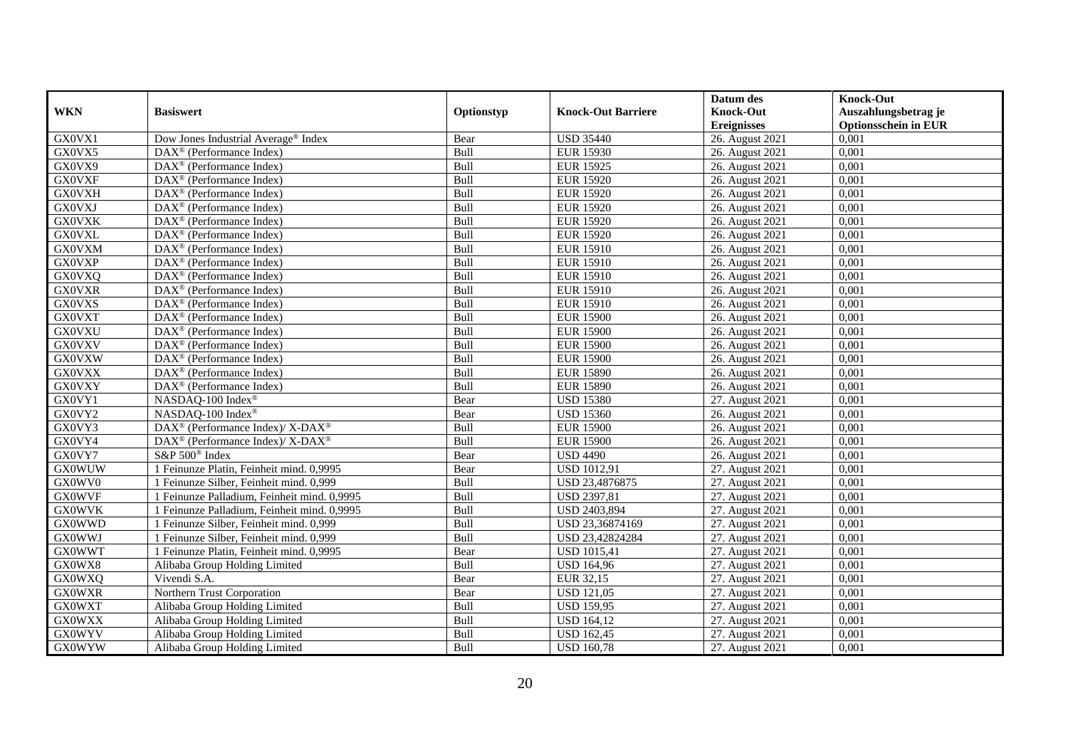| WKN | Basiswert | Optionstyp | Knock-Out Barriere | Datum des Knock-Out Ereignisses | Knock-Out Auszahlungsbetrag je Optionsschein in EUR |
|---|---|---|---|---|---|
| GX0VX1 | Dow Jones Industrial Average® Index | Bear | USD 35440 | 26. August 2021 | 0,001 |
| GX0VX5 | DAX® (Performance Index) | Bull | EUR 15930 | 26. August 2021 | 0,001 |
| GX0VX9 | DAX® (Performance Index) | Bull | EUR 15925 | 26. August 2021 | 0,001 |
| GX0VXF | DAX® (Performance Index) | Bull | EUR 15920 | 26. August 2021 | 0,001 |
| GX0VXH | DAX® (Performance Index) | Bull | EUR 15920 | 26. August 2021 | 0,001 |
| GX0VXJ | DAX® (Performance Index) | Bull | EUR 15920 | 26. August 2021 | 0,001 |
| GX0VXK | DAX® (Performance Index) | Bull | EUR 15920 | 26. August 2021 | 0,001 |
| GX0VXL | DAX® (Performance Index) | Bull | EUR 15920 | 26. August 2021 | 0,001 |
| GX0VXM | DAX® (Performance Index) | Bull | EUR 15910 | 26. August 2021 | 0,001 |
| GX0VXP | DAX® (Performance Index) | Bull | EUR 15910 | 26. August 2021 | 0,001 |
| GX0VXQ | DAX® (Performance Index) | Bull | EUR 15910 | 26. August 2021 | 0,001 |
| GX0VXR | DAX® (Performance Index) | Bull | EUR 15910 | 26. August 2021 | 0,001 |
| GX0VXS | DAX® (Performance Index) | Bull | EUR 15910 | 26. August 2021 | 0,001 |
| GX0VXT | DAX® (Performance Index) | Bull | EUR 15900 | 26. August 2021 | 0,001 |
| GX0VXU | DAX® (Performance Index) | Bull | EUR 15900 | 26. August 2021 | 0,001 |
| GX0VXV | DAX® (Performance Index) | Bull | EUR 15900 | 26. August 2021 | 0,001 |
| GX0VXW | DAX® (Performance Index) | Bull | EUR 15900 | 26. August 2021 | 0,001 |
| GX0VXX | DAX® (Performance Index) | Bull | EUR 15890 | 26. August 2021 | 0,001 |
| GX0VXY | DAX® (Performance Index) | Bull | EUR 15890 | 26. August 2021 | 0,001 |
| GX0VY1 | NASDAQ-100 Index® | Bear | USD 15380 | 27. August 2021 | 0,001 |
| GX0VY2 | NASDAQ-100 Index® | Bear | USD 15360 | 26. August 2021 | 0,001 |
| GX0VY3 | DAX® (Performance Index)/ X-DAX® | Bull | EUR 15900 | 26. August 2021 | 0,001 |
| GX0VY4 | DAX® (Performance Index)/ X-DAX® | Bull | EUR 15900 | 26. August 2021 | 0,001 |
| GX0VY7 | S&P 500® Index | Bear | USD 4490 | 26. August 2021 | 0,001 |
| GX0WUW | 1 Feinunze Platin, Feinheit mind. 0,9995 | Bear | USD 1012,91 | 27. August 2021 | 0,001 |
| GX0WV0 | 1 Feinunze Silber, Feinheit mind. 0,999 | Bull | USD 23,4876875 | 27. August 2021 | 0,001 |
| GX0WVF | 1 Feinunze Palladium, Feinheit mind. 0,9995 | Bull | USD 2397,81 | 27. August 2021 | 0,001 |
| GX0WVK | 1 Feinunze Palladium, Feinheit mind. 0,9995 | Bull | USD 2403,894 | 27. August 2021 | 0,001 |
| GX0WWD | 1 Feinunze Silber, Feinheit mind. 0,999 | Bull | USD 23,36874169 | 27. August 2021 | 0,001 |
| GX0WWJ | 1 Feinunze Silber, Feinheit mind. 0,999 | Bull | USD 23,42824284 | 27. August 2021 | 0,001 |
| GX0WWT | 1 Feinunze Platin, Feinheit mind. 0,9995 | Bear | USD 1015,41 | 27. August 2021 | 0,001 |
| GX0WX8 | Alibaba Group Holding Limited | Bull | USD 164,96 | 27. August 2021 | 0,001 |
| GX0WXQ | Vivendi S.A. | Bear | EUR 32,15 | 27. August 2021 | 0,001 |
| GX0WXR | Northern Trust Corporation | Bear | USD 121,05 | 27. August 2021 | 0,001 |
| GX0WXT | Alibaba Group Holding Limited | Bull | USD 159,95 | 27. August 2021 | 0,001 |
| GX0WXX | Alibaba Group Holding Limited | Bull | USD 164,12 | 27. August 2021 | 0,001 |
| GX0WYV | Alibaba Group Holding Limited | Bull | USD 162,45 | 27. August 2021 | 0,001 |
| GX0WYW | Alibaba Group Holding Limited | Bull | USD 160,78 | 27. August 2021 | 0,001 |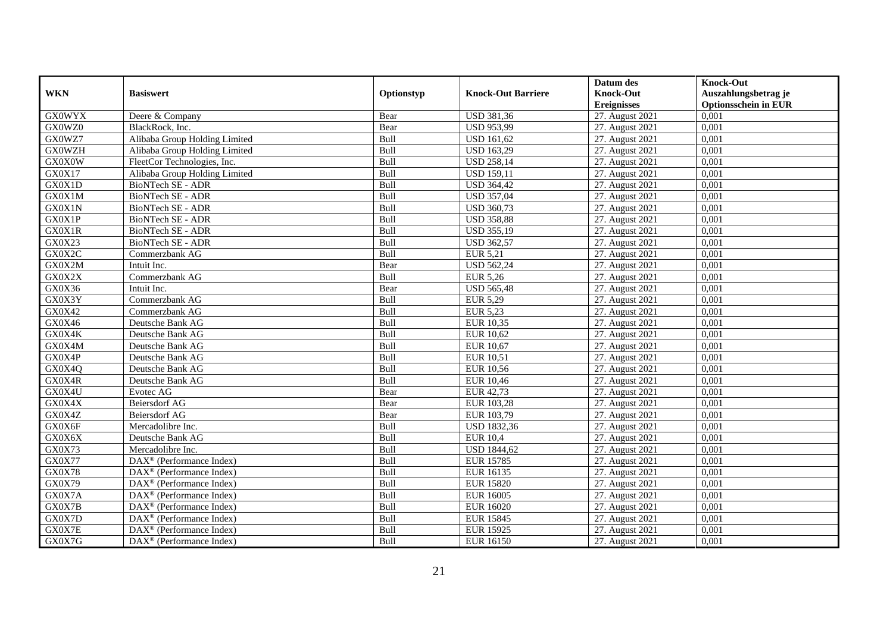| WKN | Basiswert | Optionstyp | Knock-Out Barriere | Datum des Knock-Out Ereignisses | Knock-Out Auszahlungsbetrag je Optionsschein in EUR |
|---|---|---|---|---|---|
| GX0WYX | Deere & Company | Bear | USD 381,36 | 27. August 2021 | 0,001 |
| GX0WZ0 | BlackRock, Inc. | Bear | USD 953,99 | 27. August 2021 | 0,001 |
| GX0WZ7 | Alibaba Group Holding Limited | Bull | USD 161,62 | 27. August 2021 | 0,001 |
| GX0WZH | Alibaba Group Holding Limited | Bull | USD 163,29 | 27. August 2021 | 0,001 |
| GX0X0W | FleetCor Technologies, Inc. | Bull | USD 258,14 | 27. August 2021 | 0,001 |
| GX0X17 | Alibaba Group Holding Limited | Bull | USD 159,11 | 27. August 2021 | 0,001 |
| GX0X1D | BioNTech SE - ADR | Bull | USD 364,42 | 27. August 2021 | 0,001 |
| GX0X1M | BioNTech SE - ADR | Bull | USD 357,04 | 27. August 2021 | 0,001 |
| GX0X1N | BioNTech SE - ADR | Bull | USD 360,73 | 27. August 2021 | 0,001 |
| GX0X1P | BioNTech SE - ADR | Bull | USD 358,88 | 27. August 2021 | 0,001 |
| GX0X1R | BioNTech SE - ADR | Bull | USD 355,19 | 27. August 2021 | 0,001 |
| GX0X23 | BioNTech SE - ADR | Bull | USD 362,57 | 27. August 2021 | 0,001 |
| GX0X2C | Commerzbank AG | Bull | EUR 5,21 | 27. August 2021 | 0,001 |
| GX0X2M | Intuit Inc. | Bear | USD 562,24 | 27. August 2021 | 0,001 |
| GX0X2X | Commerzbank AG | Bull | EUR 5,26 | 27. August 2021 | 0,001 |
| GX0X36 | Intuit Inc. | Bear | USD 565,48 | 27. August 2021 | 0,001 |
| GX0X3Y | Commerzbank AG | Bull | EUR 5,29 | 27. August 2021 | 0,001 |
| GX0X42 | Commerzbank AG | Bull | EUR 5,23 | 27. August 2021 | 0,001 |
| GX0X46 | Deutsche Bank AG | Bull | EUR 10,35 | 27. August 2021 | 0,001 |
| GX0X4K | Deutsche Bank AG | Bull | EUR 10,62 | 27. August 2021 | 0,001 |
| GX0X4M | Deutsche Bank AG | Bull | EUR 10,67 | 27. August 2021 | 0,001 |
| GX0X4P | Deutsche Bank AG | Bull | EUR 10,51 | 27. August 2021 | 0,001 |
| GX0X4Q | Deutsche Bank AG | Bull | EUR 10,56 | 27. August 2021 | 0,001 |
| GX0X4R | Deutsche Bank AG | Bull | EUR 10,46 | 27. August 2021 | 0,001 |
| GX0X4U | Evotec AG | Bear | EUR 42,73 | 27. August 2021 | 0,001 |
| GX0X4X | Beiersdorf AG | Bear | EUR 103,28 | 27. August 2021 | 0,001 |
| GX0X4Z | Beiersdorf AG | Bear | EUR 103,79 | 27. August 2021 | 0,001 |
| GX0X6F | Mercadolibre Inc. | Bull | USD 1832,36 | 27. August 2021 | 0,001 |
| GX0X6X | Deutsche Bank AG | Bull | EUR 10,4 | 27. August 2021 | 0,001 |
| GX0X73 | Mercadolibre Inc. | Bull | USD 1844,62 | 27. August 2021 | 0,001 |
| GX0X77 | DAX® (Performance Index) | Bull | EUR 15785 | 27. August 2021 | 0,001 |
| GX0X78 | DAX® (Performance Index) | Bull | EUR 16135 | 27. August 2021 | 0,001 |
| GX0X79 | DAX® (Performance Index) | Bull | EUR 15820 | 27. August 2021 | 0,001 |
| GX0X7A | DAX® (Performance Index) | Bull | EUR 16005 | 27. August 2021 | 0,001 |
| GX0X7B | DAX® (Performance Index) | Bull | EUR 16020 | 27. August 2021 | 0,001 |
| GX0X7D | DAX® (Performance Index) | Bull | EUR 15845 | 27. August 2021 | 0,001 |
| GX0X7E | DAX® (Performance Index) | Bull | EUR 15925 | 27. August 2021 | 0,001 |
| GX0X7G | DAX® (Performance Index) | Bull | EUR 16150 | 27. August 2021 | 0,001 |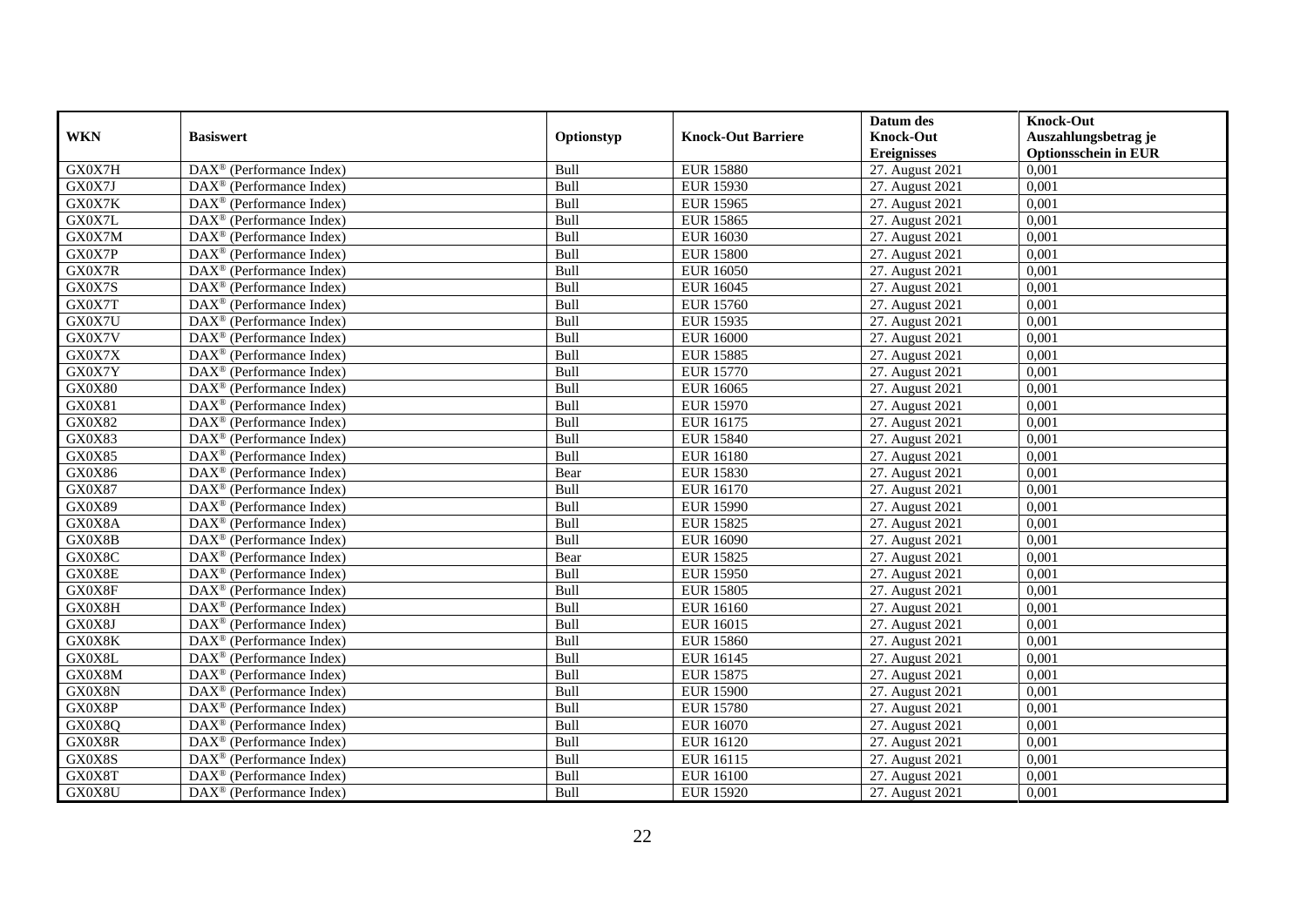| WKN | Basiswert | Optionstyp | Knock-Out Barriere | Datum des Knock-Out Ereignisses | Knock-Out Auszahlungsbetrag je Optionsschein in EUR |
|---|---|---|---|---|---|
| GX0X7H | DAX® (Performance Index) | Bull | EUR 15880 | 27. August 2021 | 0,001 |
| GX0X7J | DAX® (Performance Index) | Bull | EUR 15930 | 27. August 2021 | 0,001 |
| GX0X7K | DAX® (Performance Index) | Bull | EUR 15965 | 27. August 2021 | 0,001 |
| GX0X7L | DAX® (Performance Index) | Bull | EUR 15865 | 27. August 2021 | 0,001 |
| GX0X7M | DAX® (Performance Index) | Bull | EUR 16030 | 27. August 2021 | 0,001 |
| GX0X7P | DAX® (Performance Index) | Bull | EUR 15800 | 27. August 2021 | 0,001 |
| GX0X7R | DAX® (Performance Index) | Bull | EUR 16050 | 27. August 2021 | 0,001 |
| GX0X7S | DAX® (Performance Index) | Bull | EUR 16045 | 27. August 2021 | 0,001 |
| GX0X7T | DAX® (Performance Index) | Bull | EUR 15760 | 27. August 2021 | 0,001 |
| GX0X7U | DAX® (Performance Index) | Bull | EUR 15935 | 27. August 2021 | 0,001 |
| GX0X7V | DAX® (Performance Index) | Bull | EUR 16000 | 27. August 2021 | 0,001 |
| GX0X7X | DAX® (Performance Index) | Bull | EUR 15885 | 27. August 2021 | 0,001 |
| GX0X7Y | DAX® (Performance Index) | Bull | EUR 15770 | 27. August 2021 | 0,001 |
| GX0X80 | DAX® (Performance Index) | Bull | EUR 16065 | 27. August 2021 | 0,001 |
| GX0X81 | DAX® (Performance Index) | Bull | EUR 15970 | 27. August 2021 | 0,001 |
| GX0X82 | DAX® (Performance Index) | Bull | EUR 16175 | 27. August 2021 | 0,001 |
| GX0X83 | DAX® (Performance Index) | Bull | EUR 15840 | 27. August 2021 | 0,001 |
| GX0X85 | DAX® (Performance Index) | Bull | EUR 16180 | 27. August 2021 | 0,001 |
| GX0X86 | DAX® (Performance Index) | Bear | EUR 15830 | 27. August 2021 | 0,001 |
| GX0X87 | DAX® (Performance Index) | Bull | EUR 16170 | 27. August 2021 | 0,001 |
| GX0X89 | DAX® (Performance Index) | Bull | EUR 15990 | 27. August 2021 | 0,001 |
| GX0X8A | DAX® (Performance Index) | Bull | EUR 15825 | 27. August 2021 | 0,001 |
| GX0X8B | DAX® (Performance Index) | Bull | EUR 16090 | 27. August 2021 | 0,001 |
| GX0X8C | DAX® (Performance Index) | Bear | EUR 15825 | 27. August 2021 | 0,001 |
| GX0X8E | DAX® (Performance Index) | Bull | EUR 15950 | 27. August 2021 | 0,001 |
| GX0X8F | DAX® (Performance Index) | Bull | EUR 15805 | 27. August 2021 | 0,001 |
| GX0X8H | DAX® (Performance Index) | Bull | EUR 16160 | 27. August 2021 | 0,001 |
| GX0X8J | DAX® (Performance Index) | Bull | EUR 16015 | 27. August 2021 | 0,001 |
| GX0X8K | DAX® (Performance Index) | Bull | EUR 15860 | 27. August 2021 | 0,001 |
| GX0X8L | DAX® (Performance Index) | Bull | EUR 16145 | 27. August 2021 | 0,001 |
| GX0X8M | DAX® (Performance Index) | Bull | EUR 15875 | 27. August 2021 | 0,001 |
| GX0X8N | DAX® (Performance Index) | Bull | EUR 15900 | 27. August 2021 | 0,001 |
| GX0X8P | DAX® (Performance Index) | Bull | EUR 15780 | 27. August 2021 | 0,001 |
| GX0X8Q | DAX® (Performance Index) | Bull | EUR 16070 | 27. August 2021 | 0,001 |
| GX0X8R | DAX® (Performance Index) | Bull | EUR 16120 | 27. August 2021 | 0,001 |
| GX0X8S | DAX® (Performance Index) | Bull | EUR 16115 | 27. August 2021 | 0,001 |
| GX0X8T | DAX® (Performance Index) | Bull | EUR 16100 | 27. August 2021 | 0,001 |
| GX0X8U | DAX® (Performance Index) | Bull | EUR 15920 | 27. August 2021 | 0,001 |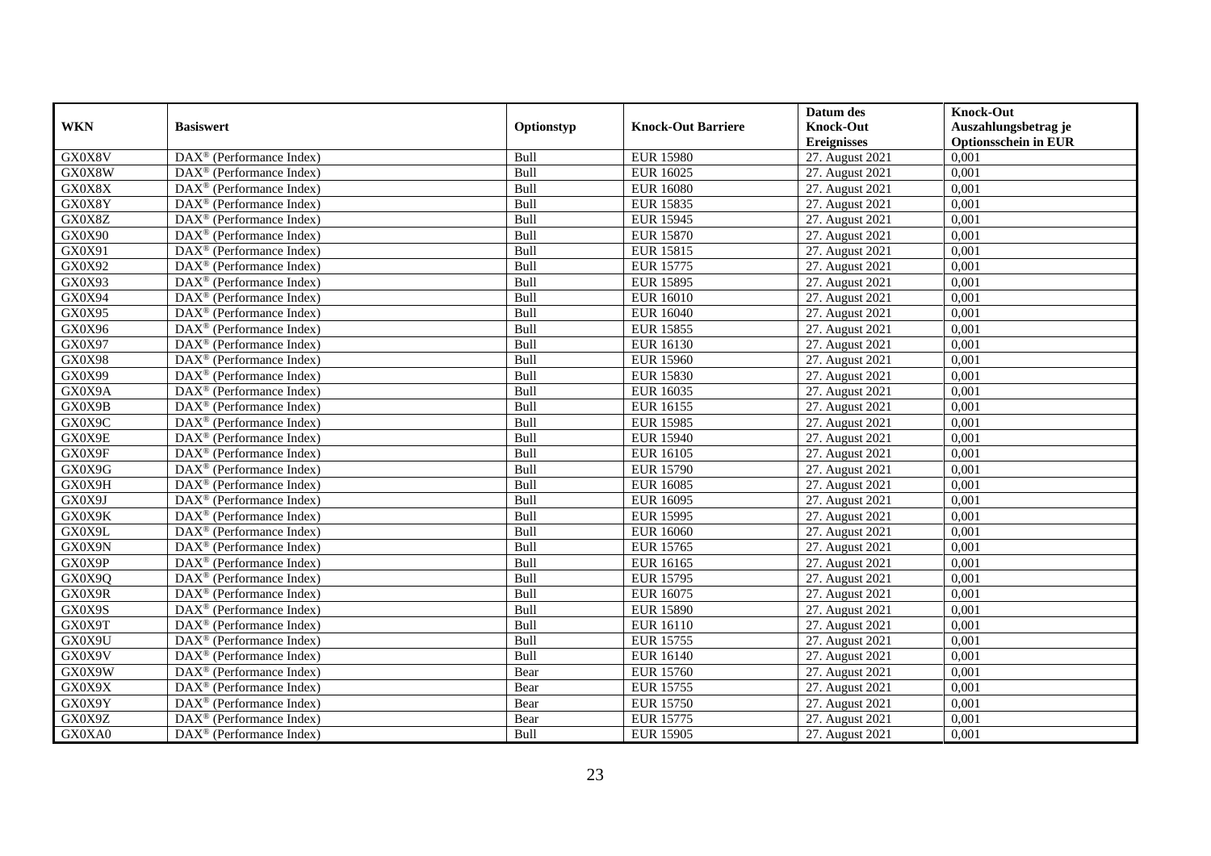| WKN | Basiswert | Optionstyp | Knock-Out Barriere | Datum des Knock-Out Ereignisses | Knock-Out Auszahlungsbetrag je Optionsschein in EUR |
|---|---|---|---|---|---|
| GX0X8V | DAX® (Performance Index) | Bull | EUR 15980 | 27. August 2021 | 0,001 |
| GX0X8W | DAX® (Performance Index) | Bull | EUR 16025 | 27. August 2021 | 0,001 |
| GX0X8X | DAX® (Performance Index) | Bull | EUR 16080 | 27. August 2021 | 0,001 |
| GX0X8Y | DAX® (Performance Index) | Bull | EUR 15835 | 27. August 2021 | 0,001 |
| GX0X8Z | DAX® (Performance Index) | Bull | EUR 15945 | 27. August 2021 | 0,001 |
| GX0X90 | DAX® (Performance Index) | Bull | EUR 15870 | 27. August 2021 | 0,001 |
| GX0X91 | DAX® (Performance Index) | Bull | EUR 15815 | 27. August 2021 | 0,001 |
| GX0X92 | DAX® (Performance Index) | Bull | EUR 15775 | 27. August 2021 | 0,001 |
| GX0X93 | DAX® (Performance Index) | Bull | EUR 15895 | 27. August 2021 | 0,001 |
| GX0X94 | DAX® (Performance Index) | Bull | EUR 16010 | 27. August 2021 | 0,001 |
| GX0X95 | DAX® (Performance Index) | Bull | EUR 16040 | 27. August 2021 | 0,001 |
| GX0X96 | DAX® (Performance Index) | Bull | EUR 15855 | 27. August 2021 | 0,001 |
| GX0X97 | DAX® (Performance Index) | Bull | EUR 16130 | 27. August 2021 | 0,001 |
| GX0X98 | DAX® (Performance Index) | Bull | EUR 15960 | 27. August 2021 | 0,001 |
| GX0X99 | DAX® (Performance Index) | Bull | EUR 15830 | 27. August 2021 | 0,001 |
| GX0X9A | DAX® (Performance Index) | Bull | EUR 16035 | 27. August 2021 | 0,001 |
| GX0X9B | DAX® (Performance Index) | Bull | EUR 16155 | 27. August 2021 | 0,001 |
| GX0X9C | DAX® (Performance Index) | Bull | EUR 15985 | 27. August 2021 | 0,001 |
| GX0X9E | DAX® (Performance Index) | Bull | EUR 15940 | 27. August 2021 | 0,001 |
| GX0X9F | DAX® (Performance Index) | Bull | EUR 16105 | 27. August 2021 | 0,001 |
| GX0X9G | DAX® (Performance Index) | Bull | EUR 15790 | 27. August 2021 | 0,001 |
| GX0X9H | DAX® (Performance Index) | Bull | EUR 16085 | 27. August 2021 | 0,001 |
| GX0X9J | DAX® (Performance Index) | Bull | EUR 16095 | 27. August 2021 | 0,001 |
| GX0X9K | DAX® (Performance Index) | Bull | EUR 15995 | 27. August 2021 | 0,001 |
| GX0X9L | DAX® (Performance Index) | Bull | EUR 16060 | 27. August 2021 | 0,001 |
| GX0X9N | DAX® (Performance Index) | Bull | EUR 15765 | 27. August 2021 | 0,001 |
| GX0X9P | DAX® (Performance Index) | Bull | EUR 16165 | 27. August 2021 | 0,001 |
| GX0X9Q | DAX® (Performance Index) | Bull | EUR 15795 | 27. August 2021 | 0,001 |
| GX0X9R | DAX® (Performance Index) | Bull | EUR 16075 | 27. August 2021 | 0,001 |
| GX0X9S | DAX® (Performance Index) | Bull | EUR 15890 | 27. August 2021 | 0,001 |
| GX0X9T | DAX® (Performance Index) | Bull | EUR 16110 | 27. August 2021 | 0,001 |
| GX0X9U | DAX® (Performance Index) | Bull | EUR 15755 | 27. August 2021 | 0,001 |
| GX0X9V | DAX® (Performance Index) | Bull | EUR 16140 | 27. August 2021 | 0,001 |
| GX0X9W | DAX® (Performance Index) | Bear | EUR 15760 | 27. August 2021 | 0,001 |
| GX0X9X | DAX® (Performance Index) | Bear | EUR 15755 | 27. August 2021 | 0,001 |
| GX0X9Y | DAX® (Performance Index) | Bear | EUR 15750 | 27. August 2021 | 0,001 |
| GX0X9Z | DAX® (Performance Index) | Bear | EUR 15775 | 27. August 2021 | 0,001 |
| GX0XA0 | DAX® (Performance Index) | Bull | EUR 15905 | 27. August 2021 | 0,001 |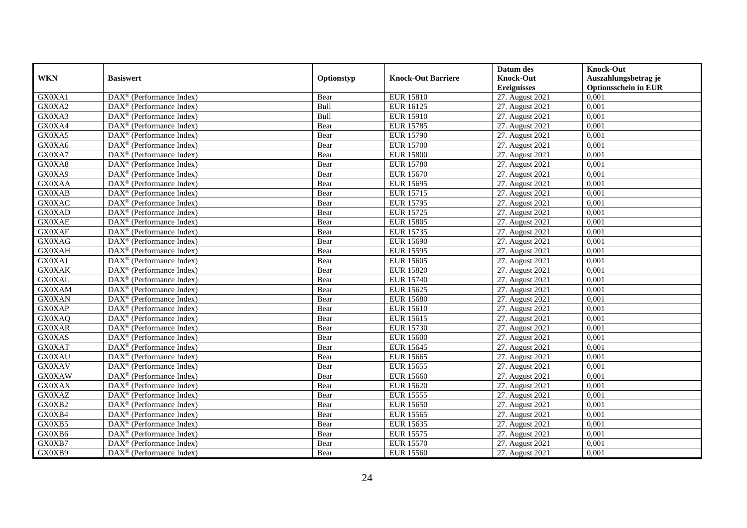| WKN | Basiswert | Optionstyp | Knock-Out Barriere | Datum des Knock-Out Ereignisses | Knock-Out Auszahlungsbetrag je Optionsschein in EUR |
|---|---|---|---|---|---|
| GX0XA1 | DAX® (Performance Index) | Bear | EUR 15810 | 27. August 2021 | 0,001 |
| GX0XA2 | DAX® (Performance Index) | Bull | EUR 16125 | 27. August 2021 | 0,001 |
| GX0XA3 | DAX® (Performance Index) | Bull | EUR 15910 | 27. August 2021 | 0,001 |
| GX0XA4 | DAX® (Performance Index) | Bear | EUR 15785 | 27. August 2021 | 0,001 |
| GX0XA5 | DAX® (Performance Index) | Bear | EUR 15790 | 27. August 2021 | 0,001 |
| GX0XA6 | DAX® (Performance Index) | Bear | EUR 15700 | 27. August 2021 | 0,001 |
| GX0XA7 | DAX® (Performance Index) | Bear | EUR 15800 | 27. August 2021 | 0,001 |
| GX0XA8 | DAX® (Performance Index) | Bear | EUR 15780 | 27. August 2021 | 0,001 |
| GX0XA9 | DAX® (Performance Index) | Bear | EUR 15670 | 27. August 2021 | 0,001 |
| GX0XAA | DAX® (Performance Index) | Bear | EUR 15695 | 27. August 2021 | 0,001 |
| GX0XAB | DAX® (Performance Index) | Bear | EUR 15715 | 27. August 2021 | 0,001 |
| GX0XAC | DAX® (Performance Index) | Bear | EUR 15795 | 27. August 2021 | 0,001 |
| GX0XAD | DAX® (Performance Index) | Bear | EUR 15725 | 27. August 2021 | 0,001 |
| GX0XAE | DAX® (Performance Index) | Bear | EUR 15805 | 27. August 2021 | 0,001 |
| GX0XAF | DAX® (Performance Index) | Bear | EUR 15735 | 27. August 2021 | 0,001 |
| GX0XAG | DAX® (Performance Index) | Bear | EUR 15690 | 27. August 2021 | 0,001 |
| GX0XAH | DAX® (Performance Index) | Bear | EUR 15595 | 27. August 2021 | 0,001 |
| GX0XAJ | DAX® (Performance Index) | Bear | EUR 15605 | 27. August 2021 | 0,001 |
| GX0XAK | DAX® (Performance Index) | Bear | EUR 15820 | 27. August 2021 | 0,001 |
| GX0XAL | DAX® (Performance Index) | Bear | EUR 15740 | 27. August 2021 | 0,001 |
| GX0XAM | DAX® (Performance Index) | Bear | EUR 15625 | 27. August 2021 | 0,001 |
| GX0XAN | DAX® (Performance Index) | Bear | EUR 15680 | 27. August 2021 | 0,001 |
| GX0XAP | DAX® (Performance Index) | Bear | EUR 15610 | 27. August 2021 | 0,001 |
| GX0XAQ | DAX® (Performance Index) | Bear | EUR 15615 | 27. August 2021 | 0,001 |
| GX0XAR | DAX® (Performance Index) | Bear | EUR 15730 | 27. August 2021 | 0,001 |
| GX0XAS | DAX® (Performance Index) | Bear | EUR 15600 | 27. August 2021 | 0,001 |
| GX0XAT | DAX® (Performance Index) | Bear | EUR 15645 | 27. August 2021 | 0,001 |
| GX0XAU | DAX® (Performance Index) | Bear | EUR 15665 | 27. August 2021 | 0,001 |
| GX0XAV | DAX® (Performance Index) | Bear | EUR 15655 | 27. August 2021 | 0,001 |
| GX0XAW | DAX® (Performance Index) | Bear | EUR 15660 | 27. August 2021 | 0,001 |
| GX0XAX | DAX® (Performance Index) | Bear | EUR 15620 | 27. August 2021 | 0,001 |
| GX0XAZ | DAX® (Performance Index) | Bear | EUR 15555 | 27. August 2021 | 0,001 |
| GX0XB2 | DAX® (Performance Index) | Bear | EUR 15650 | 27. August 2021 | 0,001 |
| GX0XB4 | DAX® (Performance Index) | Bear | EUR 15565 | 27. August 2021 | 0,001 |
| GX0XB5 | DAX® (Performance Index) | Bear | EUR 15635 | 27. August 2021 | 0,001 |
| GX0XB6 | DAX® (Performance Index) | Bear | EUR 15575 | 27. August 2021 | 0,001 |
| GX0XB7 | DAX® (Performance Index) | Bear | EUR 15570 | 27. August 2021 | 0,001 |
| GX0XB9 | DAX® (Performance Index) | Bear | EUR 15560 | 27. August 2021 | 0,001 |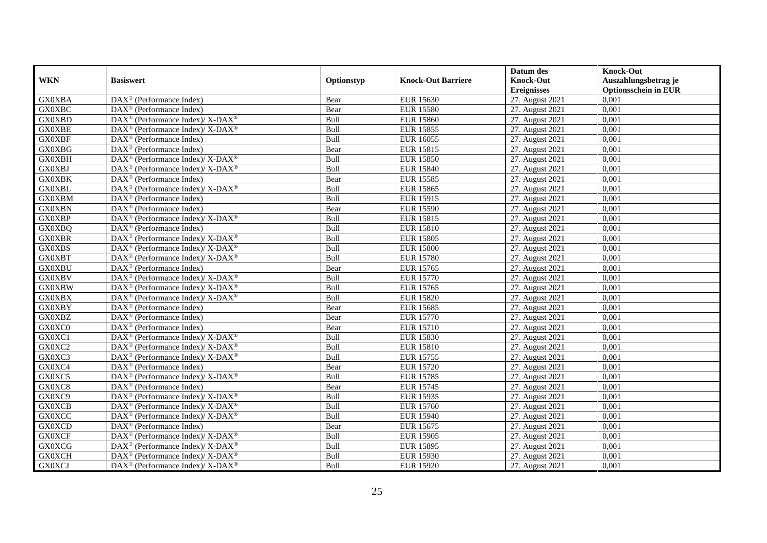| WKN | Basiswert | Optionstyp | Knock-Out Barriere | Datum des Knock-Out Ereignisses | Knock-Out Auszahlungsbetrag je Optionsschein in EUR |
|---|---|---|---|---|---|
| GX0XBA | DAX® (Performance Index) | Bear | EUR 15630 | 27. August 2021 | 0,001 |
| GX0XBC | DAX® (Performance Index) | Bear | EUR 15580 | 27. August 2021 | 0,001 |
| GX0XBD | DAX® (Performance Index)/ X-DAX® | Bull | EUR 15860 | 27. August 2021 | 0,001 |
| GX0XBE | DAX® (Performance Index)/ X-DAX® | Bull | EUR 15855 | 27. August 2021 | 0,001 |
| GX0XBF | DAX® (Performance Index) | Bull | EUR 16055 | 27. August 2021 | 0,001 |
| GX0XBG | DAX® (Performance Index) | Bear | EUR 15815 | 27. August 2021 | 0,001 |
| GX0XBH | DAX® (Performance Index)/ X-DAX® | Bull | EUR 15850 | 27. August 2021 | 0,001 |
| GX0XBJ | DAX® (Performance Index)/ X-DAX® | Bull | EUR 15840 | 27. August 2021 | 0,001 |
| GX0XBK | DAX® (Performance Index) | Bear | EUR 15585 | 27. August 2021 | 0,001 |
| GX0XBL | DAX® (Performance Index)/ X-DAX® | Bull | EUR 15865 | 27. August 2021 | 0,001 |
| GX0XBM | DAX® (Performance Index) | Bull | EUR 15915 | 27. August 2021 | 0,001 |
| GX0XBN | DAX® (Performance Index) | Bear | EUR 15590 | 27. August 2021 | 0,001 |
| GX0XBP | DAX® (Performance Index)/ X-DAX® | Bull | EUR 15815 | 27. August 2021 | 0,001 |
| GX0XBQ | DAX® (Performance Index) | Bull | EUR 15810 | 27. August 2021 | 0,001 |
| GX0XBR | DAX® (Performance Index)/ X-DAX® | Bull | EUR 15805 | 27. August 2021 | 0,001 |
| GX0XBS | DAX® (Performance Index)/ X-DAX® | Bull | EUR 15800 | 27. August 2021 | 0,001 |
| GX0XBT | DAX® (Performance Index)/ X-DAX® | Bull | EUR 15780 | 27. August 2021 | 0,001 |
| GX0XBU | DAX® (Performance Index) | Bear | EUR 15765 | 27. August 2021 | 0,001 |
| GX0XBV | DAX® (Performance Index)/ X-DAX® | Bull | EUR 15770 | 27. August 2021 | 0,001 |
| GX0XBW | DAX® (Performance Index)/ X-DAX® | Bull | EUR 15765 | 27. August 2021 | 0,001 |
| GX0XBX | DAX® (Performance Index)/ X-DAX® | Bull | EUR 15820 | 27. August 2021 | 0,001 |
| GX0XBY | DAX® (Performance Index) | Bear | EUR 15685 | 27. August 2021 | 0,001 |
| GX0XBZ | DAX® (Performance Index) | Bear | EUR 15770 | 27. August 2021 | 0,001 |
| GX0XC0 | DAX® (Performance Index) | Bear | EUR 15710 | 27. August 2021 | 0,001 |
| GX0XC1 | DAX® (Performance Index)/ X-DAX® | Bull | EUR 15830 | 27. August 2021 | 0,001 |
| GX0XC2 | DAX® (Performance Index)/ X-DAX® | Bull | EUR 15810 | 27. August 2021 | 0,001 |
| GX0XC3 | DAX® (Performance Index)/ X-DAX® | Bull | EUR 15755 | 27. August 2021 | 0,001 |
| GX0XC4 | DAX® (Performance Index) | Bear | EUR 15720 | 27. August 2021 | 0,001 |
| GX0XC5 | DAX® (Performance Index)/ X-DAX® | Bull | EUR 15785 | 27. August 2021 | 0,001 |
| GX0XC8 | DAX® (Performance Index) | Bear | EUR 15745 | 27. August 2021 | 0,001 |
| GX0XC9 | DAX® (Performance Index)/ X-DAX® | Bull | EUR 15935 | 27. August 2021 | 0,001 |
| GX0XCB | DAX® (Performance Index)/ X-DAX® | Bull | EUR 15760 | 27. August 2021 | 0,001 |
| GX0XCC | DAX® (Performance Index)/ X-DAX® | Bull | EUR 15940 | 27. August 2021 | 0,001 |
| GX0XCD | DAX® (Performance Index) | Bear | EUR 15675 | 27. August 2021 | 0,001 |
| GX0XCF | DAX® (Performance Index)/ X-DAX® | Bull | EUR 15905 | 27. August 2021 | 0,001 |
| GX0XCG | DAX® (Performance Index)/ X-DAX® | Bull | EUR 15895 | 27. August 2021 | 0,001 |
| GX0XCH | DAX® (Performance Index)/ X-DAX® | Bull | EUR 15930 | 27. August 2021 | 0,001 |
| GX0XCJ | DAX® (Performance Index)/ X-DAX® | Bull | EUR 15920 | 27. August 2021 | 0,001 |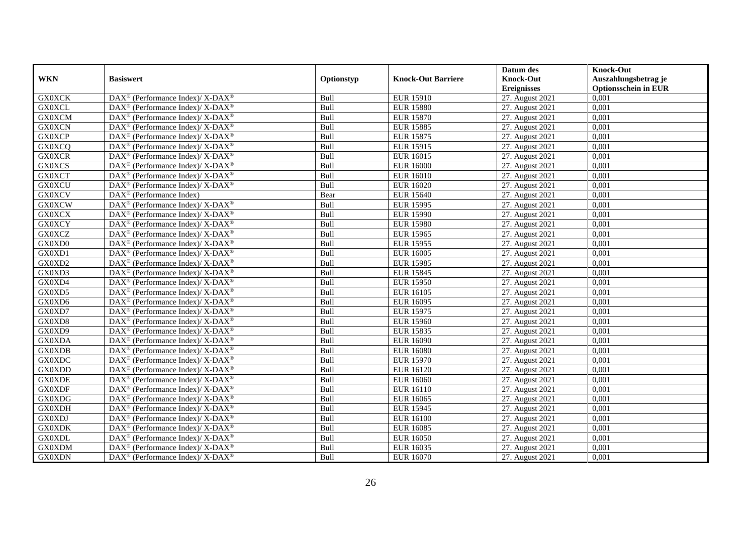| WKN | Basiswert | Optionstyp | Knock-Out Barriere | Datum des Knock-Out Ereignisses | Knock-Out Auszahlungsbetrag je Optionsschein in EUR |
|---|---|---|---|---|---|
| GX0XCK | DAX® (Performance Index)/ X-DAX® | Bull | EUR 15910 | 27. August 2021 | 0,001 |
| GX0XCL | DAX® (Performance Index)/ X-DAX® | Bull | EUR 15880 | 27. August 2021 | 0,001 |
| GX0XCM | DAX® (Performance Index)/ X-DAX® | Bull | EUR 15870 | 27. August 2021 | 0,001 |
| GX0XCN | DAX® (Performance Index)/ X-DAX® | Bull | EUR 15885 | 27. August 2021 | 0,001 |
| GX0XCP | DAX® (Performance Index)/ X-DAX® | Bull | EUR 15875 | 27. August 2021 | 0,001 |
| GX0XCQ | DAX® (Performance Index)/ X-DAX® | Bull | EUR 15915 | 27. August 2021 | 0,001 |
| GX0XCR | DAX® (Performance Index)/ X-DAX® | Bull | EUR 16015 | 27. August 2021 | 0,001 |
| GX0XCS | DAX® (Performance Index)/ X-DAX® | Bull | EUR 16000 | 27. August 2021 | 0,001 |
| GX0XCT | DAX® (Performance Index)/ X-DAX® | Bull | EUR 16010 | 27. August 2021 | 0,001 |
| GX0XCU | DAX® (Performance Index)/ X-DAX® | Bull | EUR 16020 | 27. August 2021 | 0,001 |
| GX0XCV | DAX® (Performance Index) | Bear | EUR 15640 | 27. August 2021 | 0,001 |
| GX0XCW | DAX® (Performance Index)/ X-DAX® | Bull | EUR 15995 | 27. August 2021 | 0,001 |
| GX0XCX | DAX® (Performance Index)/ X-DAX® | Bull | EUR 15990 | 27. August 2021 | 0,001 |
| GX0XCY | DAX® (Performance Index)/ X-DAX® | Bull | EUR 15980 | 27. August 2021 | 0,001 |
| GX0XCZ | DAX® (Performance Index)/ X-DAX® | Bull | EUR 15965 | 27. August 2021 | 0,001 |
| GX0XD0 | DAX® (Performance Index)/ X-DAX® | Bull | EUR 15955 | 27. August 2021 | 0,001 |
| GX0XD1 | DAX® (Performance Index)/ X-DAX® | Bull | EUR 16005 | 27. August 2021 | 0,001 |
| GX0XD2 | DAX® (Performance Index)/ X-DAX® | Bull | EUR 15985 | 27. August 2021 | 0,001 |
| GX0XD3 | DAX® (Performance Index)/ X-DAX® | Bull | EUR 15845 | 27. August 2021 | 0,001 |
| GX0XD4 | DAX® (Performance Index)/ X-DAX® | Bull | EUR 15950 | 27. August 2021 | 0,001 |
| GX0XD5 | DAX® (Performance Index)/ X-DAX® | Bull | EUR 16105 | 27. August 2021 | 0,001 |
| GX0XD6 | DAX® (Performance Index)/ X-DAX® | Bull | EUR 16095 | 27. August 2021 | 0,001 |
| GX0XD7 | DAX® (Performance Index)/ X-DAX® | Bull | EUR 15975 | 27. August 2021 | 0,001 |
| GX0XD8 | DAX® (Performance Index)/ X-DAX® | Bull | EUR 15960 | 27. August 2021 | 0,001 |
| GX0XD9 | DAX® (Performance Index)/ X-DAX® | Bull | EUR 15835 | 27. August 2021 | 0,001 |
| GX0XDA | DAX® (Performance Index)/ X-DAX® | Bull | EUR 16090 | 27. August 2021 | 0,001 |
| GX0XDB | DAX® (Performance Index)/ X-DAX® | Bull | EUR 16080 | 27. August 2021 | 0,001 |
| GX0XDC | DAX® (Performance Index)/ X-DAX® | Bull | EUR 15970 | 27. August 2021 | 0,001 |
| GX0XDD | DAX® (Performance Index)/ X-DAX® | Bull | EUR 16120 | 27. August 2021 | 0,001 |
| GX0XDE | DAX® (Performance Index)/ X-DAX® | Bull | EUR 16060 | 27. August 2021 | 0,001 |
| GX0XDF | DAX® (Performance Index)/ X-DAX® | Bull | EUR 16110 | 27. August 2021 | 0,001 |
| GX0XDG | DAX® (Performance Index)/ X-DAX® | Bull | EUR 16065 | 27. August 2021 | 0,001 |
| GX0XDH | DAX® (Performance Index)/ X-DAX® | Bull | EUR 15945 | 27. August 2021 | 0,001 |
| GX0XDJ | DAX® (Performance Index)/ X-DAX® | Bull | EUR 16100 | 27. August 2021 | 0,001 |
| GX0XDK | DAX® (Performance Index)/ X-DAX® | Bull | EUR 16085 | 27. August 2021 | 0,001 |
| GX0XDL | DAX® (Performance Index)/ X-DAX® | Bull | EUR 16050 | 27. August 2021 | 0,001 |
| GX0XDM | DAX® (Performance Index)/ X-DAX® | Bull | EUR 16035 | 27. August 2021 | 0,001 |
| GX0XDN | DAX® (Performance Index)/ X-DAX® | Bull | EUR 16070 | 27. August 2021 | 0,001 |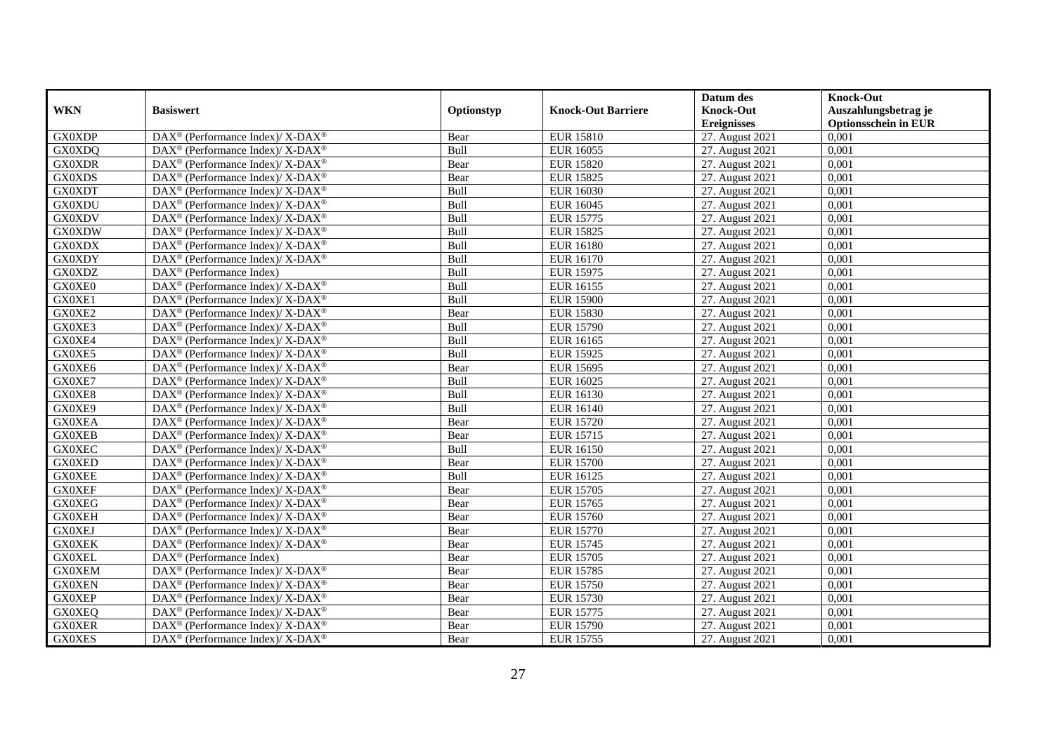| WKN | Basiswert | Optionstyp | Knock-Out Barriere | Datum des Knock-Out Ereignisses | Knock-Out Auszahlungsbetrag je Optionsschein in EUR |
|---|---|---|---|---|---|
| GX0XDP | DAX® (Performance Index)/ X-DAX® | Bear | EUR 15810 | 27. August 2021 | 0,001 |
| GX0XDQ | DAX® (Performance Index)/ X-DAX® | Bull | EUR 16055 | 27. August 2021 | 0,001 |
| GX0XDR | DAX® (Performance Index)/ X-DAX® | Bear | EUR 15820 | 27. August 2021 | 0,001 |
| GX0XDS | DAX® (Performance Index)/ X-DAX® | Bear | EUR 15825 | 27. August 2021 | 0,001 |
| GX0XDT | DAX® (Performance Index)/ X-DAX® | Bull | EUR 16030 | 27. August 2021 | 0,001 |
| GX0XDU | DAX® (Performance Index)/ X-DAX® | Bull | EUR 16045 | 27. August 2021 | 0,001 |
| GX0XDV | DAX® (Performance Index)/ X-DAX® | Bull | EUR 15775 | 27. August 2021 | 0,001 |
| GX0XDW | DAX® (Performance Index)/ X-DAX® | Bull | EUR 15825 | 27. August 2021 | 0,001 |
| GX0XDX | DAX® (Performance Index)/ X-DAX® | Bull | EUR 16180 | 27. August 2021 | 0,001 |
| GX0XDY | DAX® (Performance Index)/ X-DAX® | Bull | EUR 16170 | 27. August 2021 | 0,001 |
| GX0XDZ | DAX® (Performance Index) | Bull | EUR 15975 | 27. August 2021 | 0,001 |
| GX0XE0 | DAX® (Performance Index)/ X-DAX® | Bull | EUR 16155 | 27. August 2021 | 0,001 |
| GX0XE1 | DAX® (Performance Index)/ X-DAX® | Bull | EUR 15900 | 27. August 2021 | 0,001 |
| GX0XE2 | DAX® (Performance Index)/ X-DAX® | Bear | EUR 15830 | 27. August 2021 | 0,001 |
| GX0XE3 | DAX® (Performance Index)/ X-DAX® | Bull | EUR 15790 | 27. August 2021 | 0,001 |
| GX0XE4 | DAX® (Performance Index)/ X-DAX® | Bull | EUR 16165 | 27. August 2021 | 0,001 |
| GX0XE5 | DAX® (Performance Index)/ X-DAX® | Bull | EUR 15925 | 27. August 2021 | 0,001 |
| GX0XE6 | DAX® (Performance Index)/ X-DAX® | Bear | EUR 15695 | 27. August 2021 | 0,001 |
| GX0XE7 | DAX® (Performance Index)/ X-DAX® | Bull | EUR 16025 | 27. August 2021 | 0,001 |
| GX0XE8 | DAX® (Performance Index)/ X-DAX® | Bull | EUR 16130 | 27. August 2021 | 0,001 |
| GX0XE9 | DAX® (Performance Index)/ X-DAX® | Bull | EUR 16140 | 27. August 2021 | 0,001 |
| GX0XEA | DAX® (Performance Index)/ X-DAX® | Bear | EUR 15720 | 27. August 2021 | 0,001 |
| GX0XEB | DAX® (Performance Index)/ X-DAX® | Bear | EUR 15715 | 27. August 2021 | 0,001 |
| GX0XEC | DAX® (Performance Index)/ X-DAX® | Bull | EUR 16150 | 27. August 2021 | 0,001 |
| GX0XED | DAX® (Performance Index)/ X-DAX® | Bear | EUR 15700 | 27. August 2021 | 0,001 |
| GX0XEE | DAX® (Performance Index)/ X-DAX® | Bull | EUR 16125 | 27. August 2021 | 0,001 |
| GX0XEF | DAX® (Performance Index)/ X-DAX® | Bear | EUR 15705 | 27. August 2021 | 0,001 |
| GX0XEG | DAX® (Performance Index)/ X-DAX® | Bear | EUR 15765 | 27. August 2021 | 0,001 |
| GX0XEH | DAX® (Performance Index)/ X-DAX® | Bear | EUR 15760 | 27. August 2021 | 0,001 |
| GX0XEJ | DAX® (Performance Index)/ X-DAX® | Bear | EUR 15770 | 27. August 2021 | 0,001 |
| GX0XEK | DAX® (Performance Index)/ X-DAX® | Bear | EUR 15745 | 27. August 2021 | 0,001 |
| GX0XEL | DAX® (Performance Index) | Bear | EUR 15705 | 27. August 2021 | 0,001 |
| GX0XEM | DAX® (Performance Index)/ X-DAX® | Bear | EUR 15785 | 27. August 2021 | 0,001 |
| GX0XEN | DAX® (Performance Index)/ X-DAX® | Bear | EUR 15750 | 27. August 2021 | 0,001 |
| GX0XEP | DAX® (Performance Index)/ X-DAX® | Bear | EUR 15730 | 27. August 2021 | 0,001 |
| GX0XEQ | DAX® (Performance Index)/ X-DAX® | Bear | EUR 15775 | 27. August 2021 | 0,001 |
| GX0XER | DAX® (Performance Index)/ X-DAX® | Bear | EUR 15790 | 27. August 2021 | 0,001 |
| GX0XES | DAX® (Performance Index)/ X-DAX® | Bear | EUR 15755 | 27. August 2021 | 0,001 |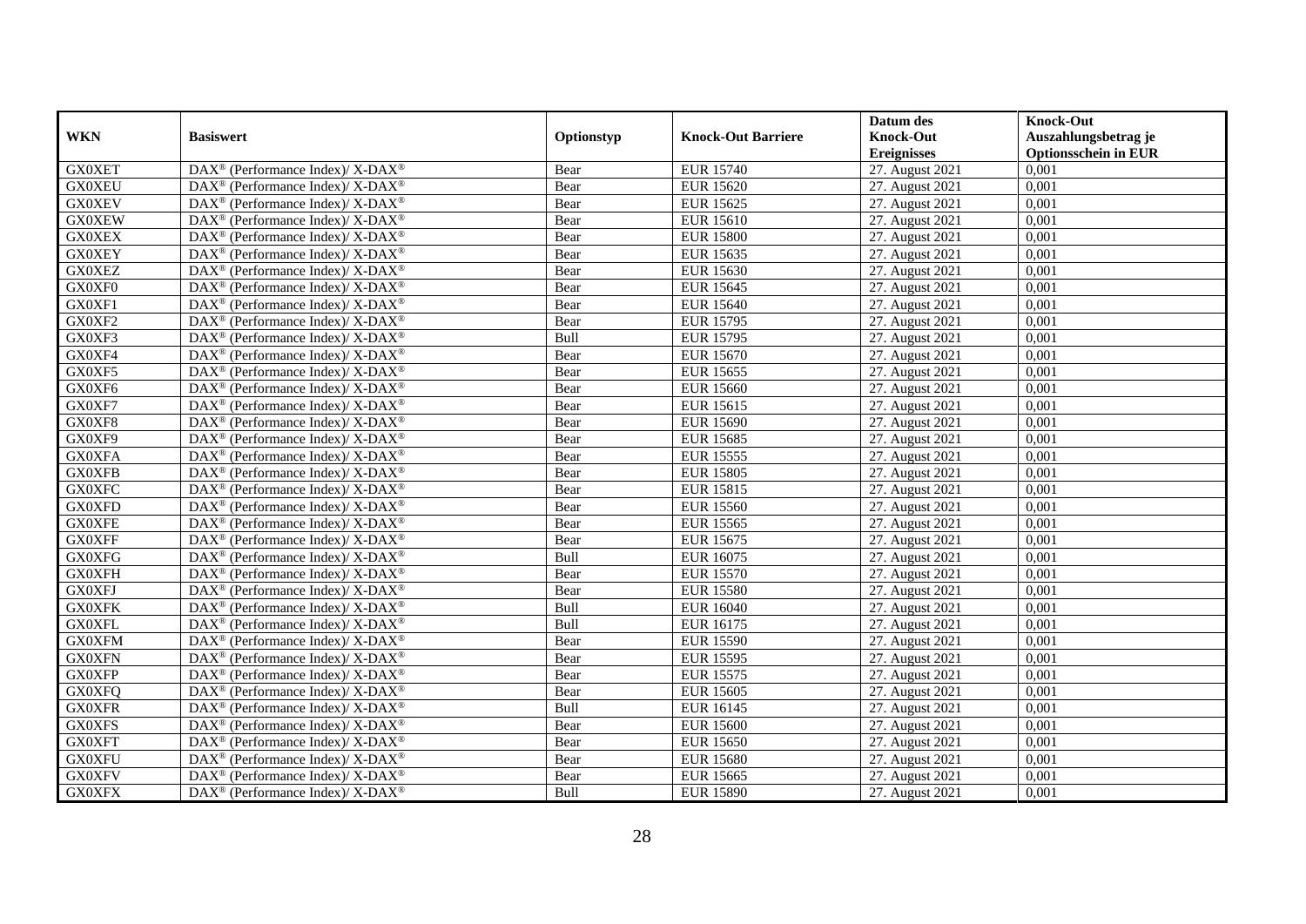| WKN | Basiswert | Optionstyp | Knock-Out Barriere | Datum des Knock-Out Ereignisses | Knock-Out Auszahlungsbetrag je Optionsschein in EUR |
|---|---|---|---|---|---|
| GX0XET | DAX® (Performance Index)/ X-DAX® | Bear | EUR 15740 | 27. August 2021 | 0,001 |
| GX0XEU | DAX® (Performance Index)/ X-DAX® | Bear | EUR 15620 | 27. August 2021 | 0,001 |
| GX0XEV | DAX® (Performance Index)/ X-DAX® | Bear | EUR 15625 | 27. August 2021 | 0,001 |
| GX0XEW | DAX® (Performance Index)/ X-DAX® | Bear | EUR 15610 | 27. August 2021 | 0,001 |
| GX0XEX | DAX® (Performance Index)/ X-DAX® | Bear | EUR 15800 | 27. August 2021 | 0,001 |
| GX0XEY | DAX® (Performance Index)/ X-DAX® | Bear | EUR 15635 | 27. August 2021 | 0,001 |
| GX0XEZ | DAX® (Performance Index)/ X-DAX® | Bear | EUR 15630 | 27. August 2021 | 0,001 |
| GX0XF0 | DAX® (Performance Index)/ X-DAX® | Bear | EUR 15645 | 27. August 2021 | 0,001 |
| GX0XF1 | DAX® (Performance Index)/ X-DAX® | Bear | EUR 15640 | 27. August 2021 | 0,001 |
| GX0XF2 | DAX® (Performance Index)/ X-DAX® | Bear | EUR 15795 | 27. August 2021 | 0,001 |
| GX0XF3 | DAX® (Performance Index)/ X-DAX® | Bull | EUR 15795 | 27. August 2021 | 0,001 |
| GX0XF4 | DAX® (Performance Index)/ X-DAX® | Bear | EUR 15670 | 27. August 2021 | 0,001 |
| GX0XF5 | DAX® (Performance Index)/ X-DAX® | Bear | EUR 15655 | 27. August 2021 | 0,001 |
| GX0XF6 | DAX® (Performance Index)/ X-DAX® | Bear | EUR 15660 | 27. August 2021 | 0,001 |
| GX0XF7 | DAX® (Performance Index)/ X-DAX® | Bear | EUR 15615 | 27. August 2021 | 0,001 |
| GX0XF8 | DAX® (Performance Index)/ X-DAX® | Bear | EUR 15690 | 27. August 2021 | 0,001 |
| GX0XF9 | DAX® (Performance Index)/ X-DAX® | Bear | EUR 15685 | 27. August 2021 | 0,001 |
| GX0XFA | DAX® (Performance Index)/ X-DAX® | Bear | EUR 15555 | 27. August 2021 | 0,001 |
| GX0XFB | DAX® (Performance Index)/ X-DAX® | Bear | EUR 15805 | 27. August 2021 | 0,001 |
| GX0XFC | DAX® (Performance Index)/ X-DAX® | Bear | EUR 15815 | 27. August 2021 | 0,001 |
| GX0XFD | DAX® (Performance Index)/ X-DAX® | Bear | EUR 15560 | 27. August 2021 | 0,001 |
| GX0XFE | DAX® (Performance Index)/ X-DAX® | Bear | EUR 15565 | 27. August 2021 | 0,001 |
| GX0XFF | DAX® (Performance Index)/ X-DAX® | Bear | EUR 15675 | 27. August 2021 | 0,001 |
| GX0XFG | DAX® (Performance Index)/ X-DAX® | Bull | EUR 16075 | 27. August 2021 | 0,001 |
| GX0XFH | DAX® (Performance Index)/ X-DAX® | Bear | EUR 15570 | 27. August 2021 | 0,001 |
| GX0XFJ | DAX® (Performance Index)/ X-DAX® | Bear | EUR 15580 | 27. August 2021 | 0,001 |
| GX0XFK | DAX® (Performance Index)/ X-DAX® | Bull | EUR 16040 | 27. August 2021 | 0,001 |
| GX0XFL | DAX® (Performance Index)/ X-DAX® | Bull | EUR 16175 | 27. August 2021 | 0,001 |
| GX0XFM | DAX® (Performance Index)/ X-DAX® | Bear | EUR 15590 | 27. August 2021 | 0,001 |
| GX0XFN | DAX® (Performance Index)/ X-DAX® | Bear | EUR 15595 | 27. August 2021 | 0,001 |
| GX0XFP | DAX® (Performance Index)/ X-DAX® | Bear | EUR 15575 | 27. August 2021 | 0,001 |
| GX0XFQ | DAX® (Performance Index)/ X-DAX® | Bear | EUR 15605 | 27. August 2021 | 0,001 |
| GX0XFR | DAX® (Performance Index)/ X-DAX® | Bull | EUR 16145 | 27. August 2021 | 0,001 |
| GX0XFS | DAX® (Performance Index)/ X-DAX® | Bear | EUR 15600 | 27. August 2021 | 0,001 |
| GX0XFT | DAX® (Performance Index)/ X-DAX® | Bear | EUR 15650 | 27. August 2021 | 0,001 |
| GX0XFU | DAX® (Performance Index)/ X-DAX® | Bear | EUR 15680 | 27. August 2021 | 0,001 |
| GX0XFV | DAX® (Performance Index)/ X-DAX® | Bear | EUR 15665 | 27. August 2021 | 0,001 |
| GX0XFX | DAX® (Performance Index)/ X-DAX® | Bull | EUR 15890 | 27. August 2021 | 0,001 |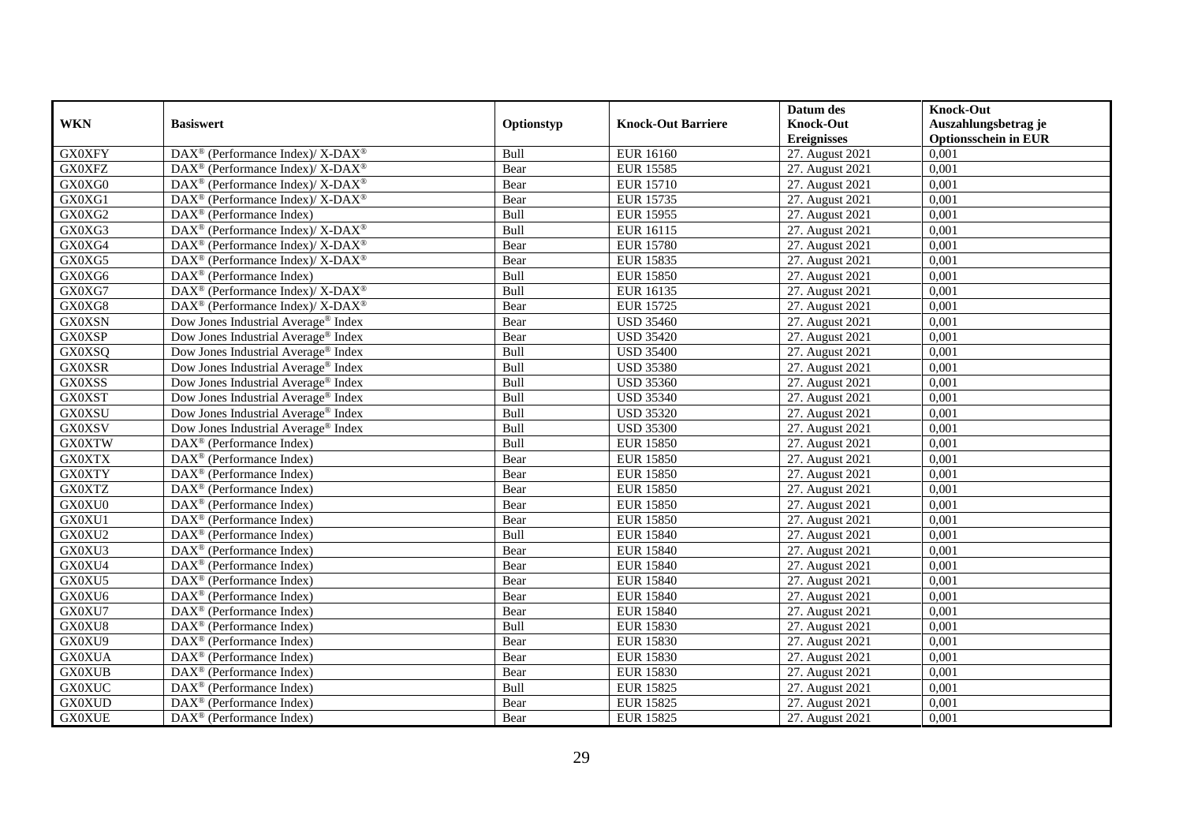| WKN | Basiswert | Optionstyp | Knock-Out Barriere | Datum des Knock-Out Ereignisses | Knock-Out Auszahlungsbetrag je Optionsschein in EUR |
|---|---|---|---|---|---|
| GX0XFY | DAX® (Performance Index)/ X-DAX® | Bull | EUR 16160 | 27. August 2021 | 0,001 |
| GX0XFZ | DAX® (Performance Index)/ X-DAX® | Bear | EUR 15585 | 27. August 2021 | 0,001 |
| GX0XG0 | DAX® (Performance Index)/ X-DAX® | Bear | EUR 15710 | 27. August 2021 | 0,001 |
| GX0XG1 | DAX® (Performance Index)/ X-DAX® | Bear | EUR 15735 | 27. August 2021 | 0,001 |
| GX0XG2 | DAX® (Performance Index) | Bull | EUR 15955 | 27. August 2021 | 0,001 |
| GX0XG3 | DAX® (Performance Index)/ X-DAX® | Bull | EUR 16115 | 27. August 2021 | 0,001 |
| GX0XG4 | DAX® (Performance Index)/ X-DAX® | Bear | EUR 15780 | 27. August 2021 | 0,001 |
| GX0XG5 | DAX® (Performance Index)/ X-DAX® | Bear | EUR 15835 | 27. August 2021 | 0,001 |
| GX0XG6 | DAX® (Performance Index) | Bull | EUR 15850 | 27. August 2021 | 0,001 |
| GX0XG7 | DAX® (Performance Index)/ X-DAX® | Bull | EUR 16135 | 27. August 2021 | 0,001 |
| GX0XG8 | DAX® (Performance Index)/ X-DAX® | Bear | EUR 15725 | 27. August 2021 | 0,001 |
| GX0XSN | Dow Jones Industrial Average® Index | Bear | USD 35460 | 27. August 2021 | 0,001 |
| GX0XSP | Dow Jones Industrial Average® Index | Bear | USD 35420 | 27. August 2021 | 0,001 |
| GX0XSQ | Dow Jones Industrial Average® Index | Bull | USD 35400 | 27. August 2021 | 0,001 |
| GX0XSR | Dow Jones Industrial Average® Index | Bull | USD 35380 | 27. August 2021 | 0,001 |
| GX0XSS | Dow Jones Industrial Average® Index | Bull | USD 35360 | 27. August 2021 | 0,001 |
| GX0XST | Dow Jones Industrial Average® Index | Bull | USD 35340 | 27. August 2021 | 0,001 |
| GX0XSU | Dow Jones Industrial Average® Index | Bull | USD 35320 | 27. August 2021 | 0,001 |
| GX0XSV | Dow Jones Industrial Average® Index | Bull | USD 35300 | 27. August 2021 | 0,001 |
| GX0XTW | DAX® (Performance Index) | Bull | EUR 15850 | 27. August 2021 | 0,001 |
| GX0XTX | DAX® (Performance Index) | Bear | EUR 15850 | 27. August 2021 | 0,001 |
| GX0XTY | DAX® (Performance Index) | Bear | EUR 15850 | 27. August 2021 | 0,001 |
| GX0XTZ | DAX® (Performance Index) | Bear | EUR 15850 | 27. August 2021 | 0,001 |
| GX0XU0 | DAX® (Performance Index) | Bear | EUR 15850 | 27. August 2021 | 0,001 |
| GX0XU1 | DAX® (Performance Index) | Bear | EUR 15850 | 27. August 2021 | 0,001 |
| GX0XU2 | DAX® (Performance Index) | Bull | EUR 15840 | 27. August 2021 | 0,001 |
| GX0XU3 | DAX® (Performance Index) | Bear | EUR 15840 | 27. August 2021 | 0,001 |
| GX0XU4 | DAX® (Performance Index) | Bear | EUR 15840 | 27. August 2021 | 0,001 |
| GX0XU5 | DAX® (Performance Index) | Bear | EUR 15840 | 27. August 2021 | 0,001 |
| GX0XU6 | DAX® (Performance Index) | Bear | EUR 15840 | 27. August 2021 | 0,001 |
| GX0XU7 | DAX® (Performance Index) | Bear | EUR 15840 | 27. August 2021 | 0,001 |
| GX0XU8 | DAX® (Performance Index) | Bull | EUR 15830 | 27. August 2021 | 0,001 |
| GX0XU9 | DAX® (Performance Index) | Bear | EUR 15830 | 27. August 2021 | 0,001 |
| GX0XUA | DAX® (Performance Index) | Bear | EUR 15830 | 27. August 2021 | 0,001 |
| GX0XUB | DAX® (Performance Index) | Bear | EUR 15830 | 27. August 2021 | 0,001 |
| GX0XUC | DAX® (Performance Index) | Bull | EUR 15825 | 27. August 2021 | 0,001 |
| GX0XUD | DAX® (Performance Index) | Bear | EUR 15825 | 27. August 2021 | 0,001 |
| GX0XUE | DAX® (Performance Index) | Bear | EUR 15825 | 27. August 2021 | 0,001 |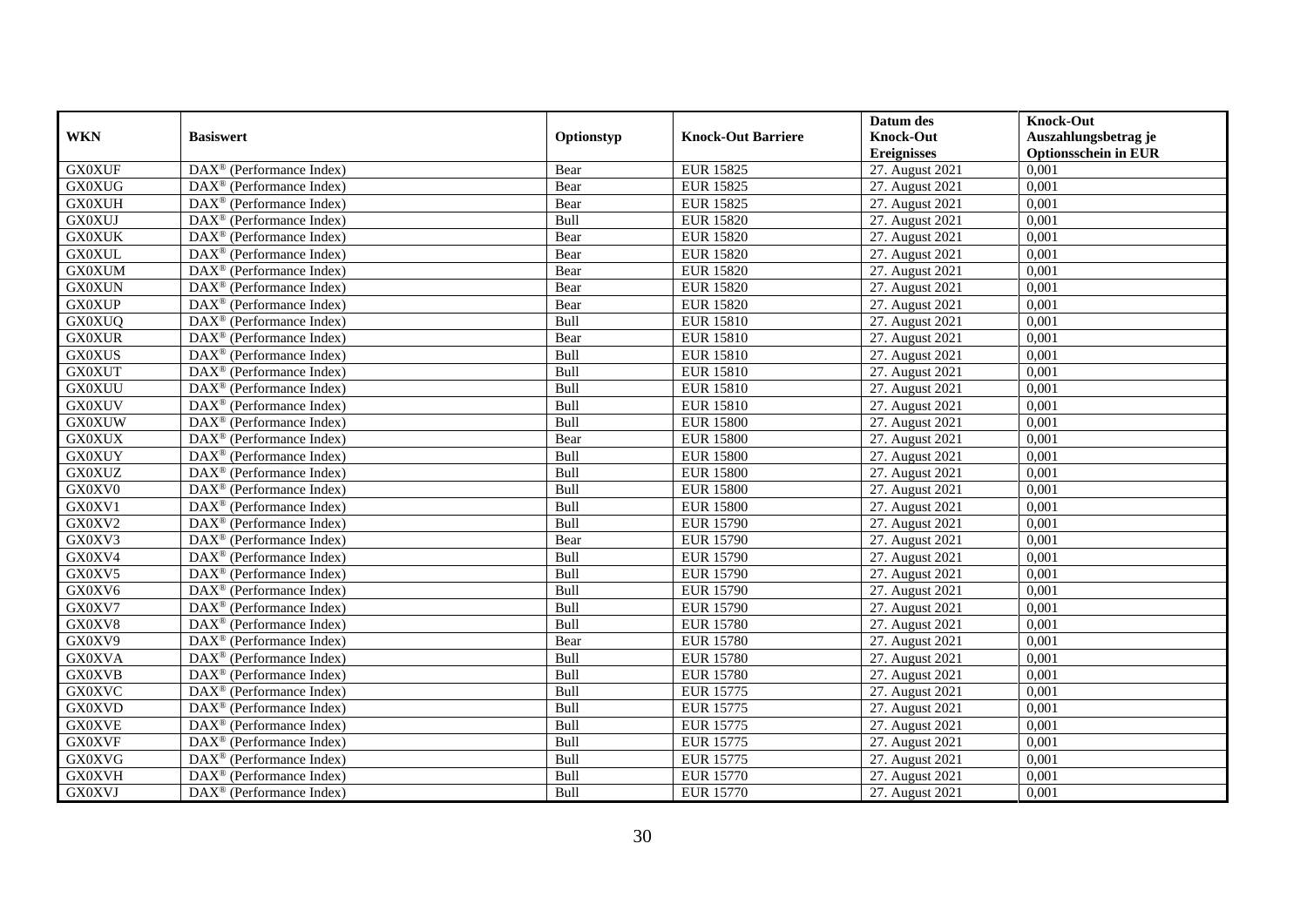| WKN | Basiswert | Optionstyp | Knock-Out Barriere | Datum des Knock-Out Ereignisses | Knock-Out Auszahlungsbetrag je Optionsschein in EUR |
|---|---|---|---|---|---|
| GX0XUF | DAX® (Performance Index) | Bear | EUR 15825 | 27. August 2021 | 0,001 |
| GX0XUG | DAX® (Performance Index) | Bear | EUR 15825 | 27. August 2021 | 0,001 |
| GX0XUH | DAX® (Performance Index) | Bear | EUR 15825 | 27. August 2021 | 0,001 |
| GX0XUJ | DAX® (Performance Index) | Bull | EUR 15820 | 27. August 2021 | 0,001 |
| GX0XUK | DAX® (Performance Index) | Bear | EUR 15820 | 27. August 2021 | 0,001 |
| GX0XUL | DAX® (Performance Index) | Bear | EUR 15820 | 27. August 2021 | 0,001 |
| GX0XUM | DAX® (Performance Index) | Bear | EUR 15820 | 27. August 2021 | 0,001 |
| GX0XUN | DAX® (Performance Index) | Bear | EUR 15820 | 27. August 2021 | 0,001 |
| GX0XUP | DAX® (Performance Index) | Bear | EUR 15820 | 27. August 2021 | 0,001 |
| GX0XUQ | DAX® (Performance Index) | Bull | EUR 15810 | 27. August 2021 | 0,001 |
| GX0XUR | DAX® (Performance Index) | Bear | EUR 15810 | 27. August 2021 | 0,001 |
| GX0XUS | DAX® (Performance Index) | Bull | EUR 15810 | 27. August 2021 | 0,001 |
| GX0XUT | DAX® (Performance Index) | Bull | EUR 15810 | 27. August 2021 | 0,001 |
| GX0XUU | DAX® (Performance Index) | Bull | EUR 15810 | 27. August 2021 | 0,001 |
| GX0XUV | DAX® (Performance Index) | Bull | EUR 15810 | 27. August 2021 | 0,001 |
| GX0XUW | DAX® (Performance Index) | Bull | EUR 15800 | 27. August 2021 | 0,001 |
| GX0XUX | DAX® (Performance Index) | Bear | EUR 15800 | 27. August 2021 | 0,001 |
| GX0XUY | DAX® (Performance Index) | Bull | EUR 15800 | 27. August 2021 | 0,001 |
| GX0XUZ | DAX® (Performance Index) | Bull | EUR 15800 | 27. August 2021 | 0,001 |
| GX0XV0 | DAX® (Performance Index) | Bull | EUR 15800 | 27. August 2021 | 0,001 |
| GX0XV1 | DAX® (Performance Index) | Bull | EUR 15800 | 27. August 2021 | 0,001 |
| GX0XV2 | DAX® (Performance Index) | Bull | EUR 15790 | 27. August 2021 | 0,001 |
| GX0XV3 | DAX® (Performance Index) | Bear | EUR 15790 | 27. August 2021 | 0,001 |
| GX0XV4 | DAX® (Performance Index) | Bull | EUR 15790 | 27. August 2021 | 0,001 |
| GX0XV5 | DAX® (Performance Index) | Bull | EUR 15790 | 27. August 2021 | 0,001 |
| GX0XV6 | DAX® (Performance Index) | Bull | EUR 15790 | 27. August 2021 | 0,001 |
| GX0XV7 | DAX® (Performance Index) | Bull | EUR 15790 | 27. August 2021 | 0,001 |
| GX0XV8 | DAX® (Performance Index) | Bull | EUR 15780 | 27. August 2021 | 0,001 |
| GX0XV9 | DAX® (Performance Index) | Bear | EUR 15780 | 27. August 2021 | 0,001 |
| GX0XVA | DAX® (Performance Index) | Bull | EUR 15780 | 27. August 2021 | 0,001 |
| GX0XVB | DAX® (Performance Index) | Bull | EUR 15780 | 27. August 2021 | 0,001 |
| GX0XVC | DAX® (Performance Index) | Bull | EUR 15775 | 27. August 2021 | 0,001 |
| GX0XVD | DAX® (Performance Index) | Bull | EUR 15775 | 27. August 2021 | 0,001 |
| GX0XVE | DAX® (Performance Index) | Bull | EUR 15775 | 27. August 2021 | 0,001 |
| GX0XVF | DAX® (Performance Index) | Bull | EUR 15775 | 27. August 2021 | 0,001 |
| GX0XVG | DAX® (Performance Index) | Bull | EUR 15775 | 27. August 2021 | 0,001 |
| GX0XVH | DAX® (Performance Index) | Bull | EUR 15770 | 27. August 2021 | 0,001 |
| GX0XVJ | DAX® (Performance Index) | Bull | EUR 15770 | 27. August 2021 | 0,001 |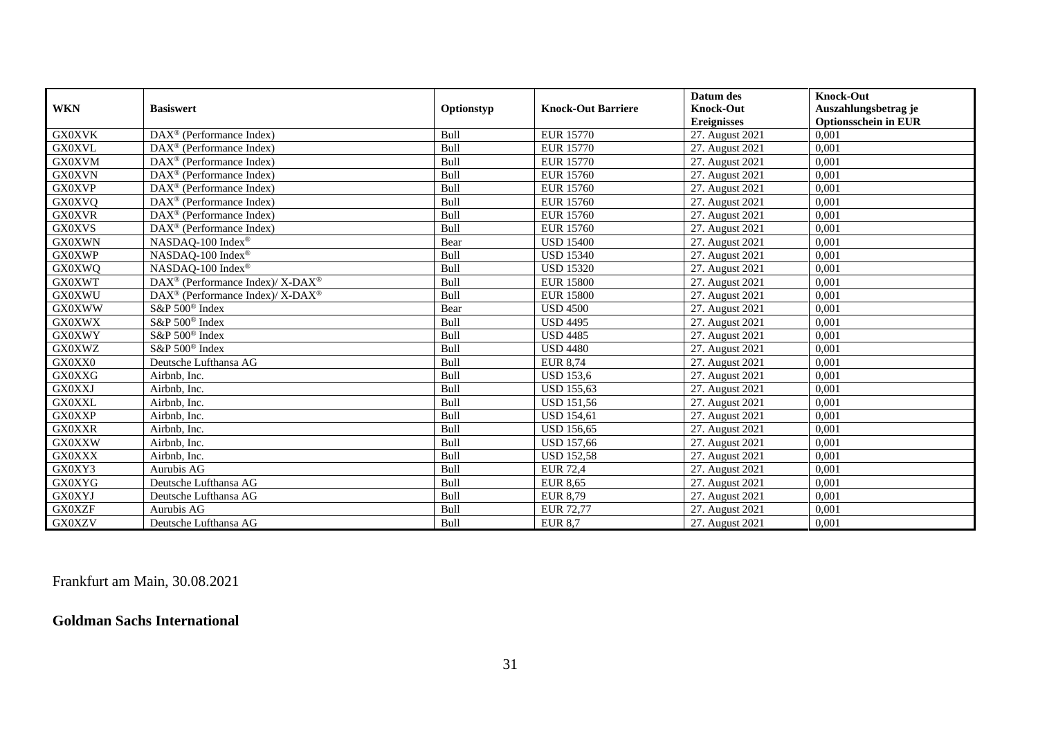| WKN | Basiswert | Optionstyp | Knock-Out Barriere | Datum des Knock-Out Ereignisses | Knock-Out Auszahlungsbetrag je Optionsschein in EUR |
|---|---|---|---|---|---|
| GX0XVK | DAX® (Performance Index) | Bull | EUR 15770 | 27. August 2021 | 0,001 |
| GX0XVL | DAX® (Performance Index) | Bull | EUR 15770 | 27. August 2021 | 0,001 |
| GX0XVM | DAX® (Performance Index) | Bull | EUR 15770 | 27. August 2021 | 0,001 |
| GX0XVN | DAX® (Performance Index) | Bull | EUR 15760 | 27. August 2021 | 0,001 |
| GX0XVP | DAX® (Performance Index) | Bull | EUR 15760 | 27. August 2021 | 0,001 |
| GX0XVQ | DAX® (Performance Index) | Bull | EUR 15760 | 27. August 2021 | 0,001 |
| GX0XVR | DAX® (Performance Index) | Bull | EUR 15760 | 27. August 2021 | 0,001 |
| GX0XVS | DAX® (Performance Index) | Bull | EUR 15760 | 27. August 2021 | 0,001 |
| GX0XWN | NASDAQ-100 Index® | Bear | USD 15400 | 27. August 2021 | 0,001 |
| GX0XWP | NASDAQ-100 Index® | Bull | USD 15340 | 27. August 2021 | 0,001 |
| GX0XWQ | NASDAQ-100 Index® | Bull | USD 15320 | 27. August 2021 | 0,001 |
| GX0XWT | DAX® (Performance Index)/ X-DAX® | Bull | EUR 15800 | 27. August 2021 | 0,001 |
| GX0XWU | DAX® (Performance Index)/ X-DAX® | Bull | EUR 15800 | 27. August 2021 | 0,001 |
| GX0XWW | S&P 500® Index | Bear | USD 4500 | 27. August 2021 | 0,001 |
| GX0XWX | S&P 500® Index | Bull | USD 4495 | 27. August 2021 | 0,001 |
| GX0XWY | S&P 500® Index | Bull | USD 4485 | 27. August 2021 | 0,001 |
| GX0XWZ | S&P 500® Index | Bull | USD 4480 | 27. August 2021 | 0,001 |
| GX0XX0 | Deutsche Lufthansa AG | Bull | EUR 8,74 | 27. August 2021 | 0,001 |
| GX0XXG | Airbnb, Inc. | Bull | USD 153,6 | 27. August 2021 | 0,001 |
| GX0XXJ | Airbnb, Inc. | Bull | USD 155,63 | 27. August 2021 | 0,001 |
| GX0XXL | Airbnb, Inc. | Bull | USD 151,56 | 27. August 2021 | 0,001 |
| GX0XXP | Airbnb, Inc. | Bull | USD 154,61 | 27. August 2021 | 0,001 |
| GX0XXR | Airbnb, Inc. | Bull | USD 156,65 | 27. August 2021 | 0,001 |
| GX0XXW | Airbnb, Inc. | Bull | USD 157,66 | 27. August 2021 | 0,001 |
| GX0XXX | Airbnb, Inc. | Bull | USD 152,58 | 27. August 2021 | 0,001 |
| GX0XY3 | Aurubis AG | Bull | EUR 72,4 | 27. August 2021 | 0,001 |
| GX0XYG | Deutsche Lufthansa AG | Bull | EUR 8,65 | 27. August 2021 | 0,001 |
| GX0XYJ | Deutsche Lufthansa AG | Bull | EUR 8,79 | 27. August 2021 | 0,001 |
| GX0XZF | Aurubis AG | Bull | EUR 72,77 | 27. August 2021 | 0,001 |
| GX0XZV | Deutsche Lufthansa AG | Bull | EUR 8,7 | 27. August 2021 | 0,001 |

Frankfurt am Main, 30.08.2021

**Goldman Sachs International**